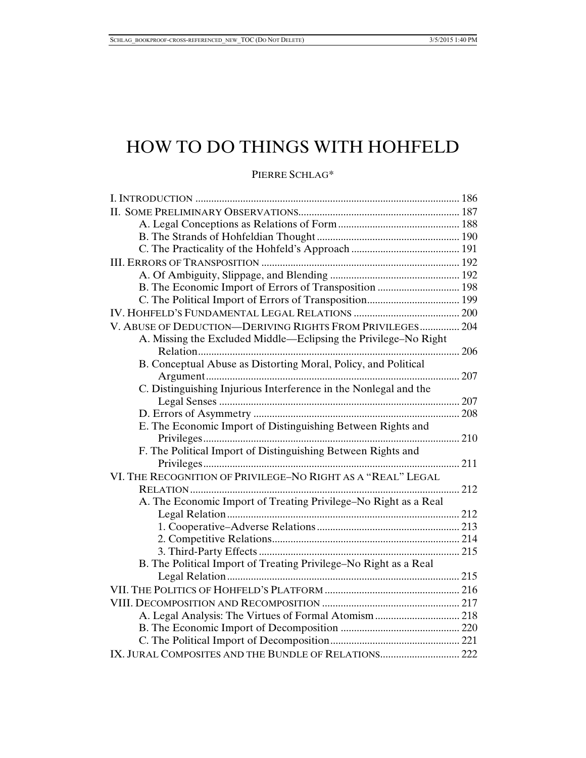# HOW TO DO THINGS WITH HOHFELD

PIERRE SCHLAG*

I. INTRODUCTION ..... 186
II. SOME PRELIMINARY OBSERVATIONS ..... 187
  A. Legal Conceptions as Relations of Form ..... 188
  B. The Strands of Hohfeldian Thought ..... 190
  C. The Practicality of the Hohfeld's Approach ..... 191
III. ERRORS OF TRANSPOSITION ..... 192
  A. Of Ambiguity, Slippage, and Blending ..... 192
  B. The Economic Import of Errors of Transposition ..... 198
  C. The Political Import of Errors of Transposition ..... 199
IV. HOHFELD'S FUNDAMENTAL LEGAL RELATIONS ..... 200
V. ABUSE OF DEDUCTION—DERIVING RIGHTS FROM PRIVILEGES ..... 204
  A. Missing the Excluded Middle—Eclipsing the Privilege–No Right Relation ..... 206
  B. Conceptual Abuse as Distorting Moral, Policy, and Political Argument ..... 207
  C. Distinguishing Injurious Interference in the Nonlegal and the Legal Senses ..... 207
  D. Errors of Asymmetry ..... 208
  E. The Economic Import of Distinguishing Between Rights and Privileges ..... 210
  F. The Political Import of Distinguishing Between Rights and Privileges ..... 211
VI. THE RECOGNITION OF PRIVILEGE–NO RIGHT AS A "REAL" LEGAL RELATION ..... 212
  A. The Economic Import of Treating Privilege–No Right as a Real Legal Relation ..... 212
    1. Cooperative–Adverse Relations ..... 213
    2. Competitive Relations ..... 214
    3. Third-Party Effects ..... 215
  B. The Political Import of Treating Privilege–No Right as a Real Legal Relation ..... 215
VII. THE POLITICS OF HOHFELD'S PLATFORM ..... 216
VIII. DECOMPOSITION AND RECOMPOSITION ..... 217
  A. Legal Analysis: The Virtues of Formal Atomism ..... 218
  B. The Economic Import of Decomposition ..... 220
  C. The Political Import of Decomposition ..... 221
IX. JURAL COMPOSITES AND THE BUNDLE OF RELATIONS ..... 222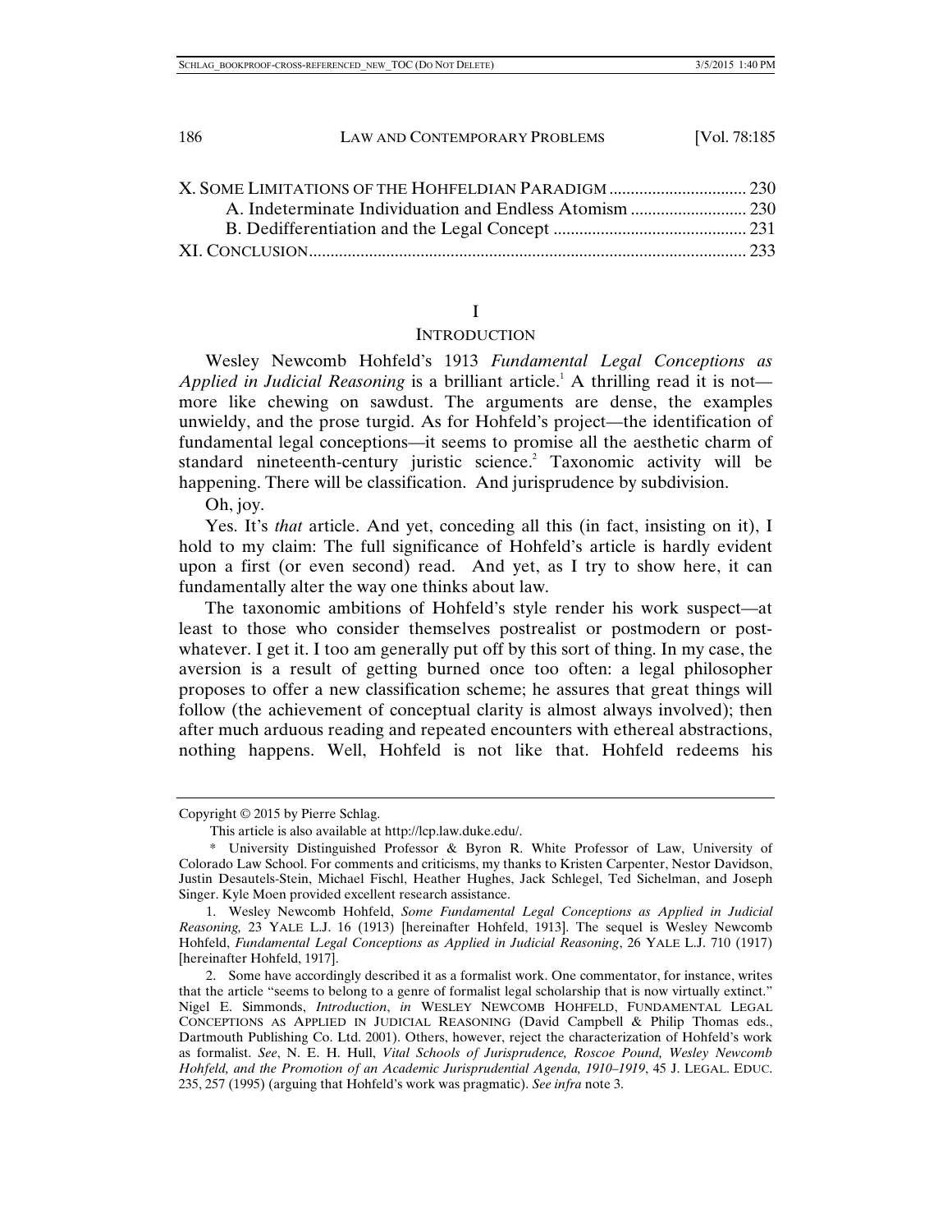X. Some Limitations of the Hohfeldian Paradigm ............................... 230
  A. Indeterminate Individuation and Endless Atomism .......................... 230
  B. Dedifferentiation and the Legal Concept ............................................ 231
XI. Conclusion..................................................................................................... 233

## I

## Introduction

Wesley Newcomb Hohfeld's 1913 *Fundamental Legal Conceptions as Applied in Judicial Reasoning* is a brilliant article.[1] A thrilling read it is not—more like chewing on sawdust. The arguments are dense, the examples unwieldy, and the prose turgid. As for Hohfeld's project—the identification of fundamental legal conceptions—it seems to promise all the aesthetic charm of standard nineteenth-century juristic science.[2] Taxonomic activity will be happening. There will be classification. And jurisprudence by subdivision.

Oh, joy.

Yes. It's *that* article. And yet, conceding all this (in fact, insisting on it), I hold to my claim: The full significance of Hohfeld's article is hardly evident upon a first (or even second) read. And yet, as I try to show here, it can fundamentally alter the way one thinks about law.

The taxonomic ambitions of Hohfeld's style render his work suspect—at least to those who consider themselves postrealist or postmodern or post-whatever. I get it. I too am generally put off by this sort of thing. In my case, the aversion is a result of getting burned once too often: a legal philosopher proposes to offer a new classification scheme; he assures that great things will follow (the achievement of conceptual clarity is almost always involved); then after much arduous reading and repeated encounters with ethereal abstractions, nothing happens. Well, Hohfeld is not like that. Hohfeld redeems his

---

Copyright © 2015 by Pierre Schlag.

This article is also available at http://lcp.law.duke.edu/.

\* University Distinguished Professor & Byron R. White Professor of Law, University of Colorado Law School. For comments and criticisms, my thanks to Kristen Carpenter, Nestor Davidson, Justin Desautels-Stein, Michael Fischl, Heather Hughes, Jack Schlegel, Ted Sichelman, and Joseph Singer. Kyle Moen provided excellent research assistance.

1. Wesley Newcomb Hohfeld, *Some Fundamental Legal Conceptions as Applied in Judicial Reasoning,* 23 Yale L.J. 16 (1913) [hereinafter Hohfeld, 1913]. The sequel is Wesley Newcomb Hohfeld, *Fundamental Legal Conceptions as Applied in Judicial Reasoning*, 26 Yale L.J. 710 (1917) [hereinafter Hohfeld, 1917].

2. Some have accordingly described it as a formalist work. One commentator, for instance, writes that the article "seems to belong to a genre of formalist legal scholarship that is now virtually extinct." Nigel E. Simmonds, *Introduction*, *in* Wesley Newcomb Hohfeld, Fundamental Legal Conceptions as Applied in Judicial Reasoning (David Campbell & Philip Thomas eds., Dartmouth Publishing Co. Ltd. 2001). Others, however, reject the characterization of Hohfeld's work as formalist. *See*, N. E. H. Hull, *Vital Schools of Jurisprudence, Roscoe Pound, Wesley Newcomb Hohfeld, and the Promotion of an Academic Jurisprudential Agenda, 1910–1919*, 45 J. Legal. Educ. 235, 257 (1995) (arguing that Hohfeld's work was pragmatic). *See infra* note 3.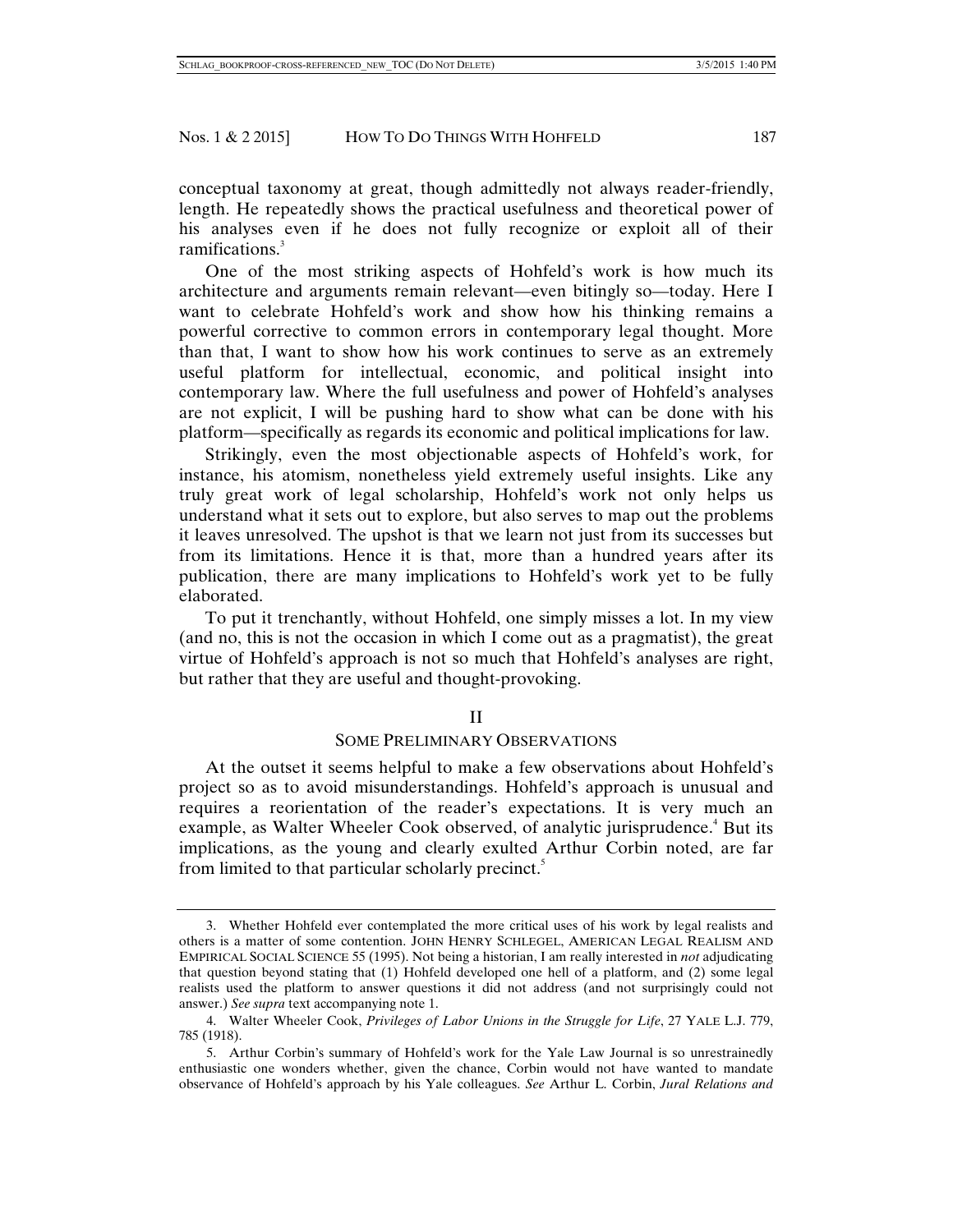conceptual taxonomy at great, though admittedly not always reader-friendly, length. He repeatedly shows the practical usefulness and theoretical power of his analyses even if he does not fully recognize or exploit all of their ramifications.[3]

One of the most striking aspects of Hohfeld's work is how much its architecture and arguments remain relevant—even bitingly so—today. Here I want to celebrate Hohfeld's work and show how his thinking remains a powerful corrective to common errors in contemporary legal thought. More than that, I want to show how his work continues to serve as an extremely useful platform for intellectual, economic, and political insight into contemporary law. Where the full usefulness and power of Hohfeld's analyses are not explicit, I will be pushing hard to show what can be done with his platform—specifically as regards its economic and political implications for law.

Strikingly, even the most objectionable aspects of Hohfeld's work, for instance, his atomism, nonetheless yield extremely useful insights. Like any truly great work of legal scholarship, Hohfeld's work not only helps us understand what it sets out to explore, but also serves to map out the problems it leaves unresolved. The upshot is that we learn not just from its successes but from its limitations. Hence it is that, more than a hundred years after its publication, there are many implications to Hohfeld's work yet to be fully elaborated.

To put it trenchantly, without Hohfeld, one simply misses a lot. In my view (and no, this is not the occasion in which I come out as a pragmatist), the great virtue of Hohfeld's approach is not so much that Hohfeld's analyses are right, but rather that they are useful and thought-provoking.

## II

## SOME PRELIMINARY OBSERVATIONS

At the outset it seems helpful to make a few observations about Hohfeld's project so as to avoid misunderstandings. Hohfeld's approach is unusual and requires a reorientation of the reader's expectations. It is very much an example, as Walter Wheeler Cook observed, of analytic jurisprudence.[4] But its implications, as the young and clearly exulted Arthur Corbin noted, are far from limited to that particular scholarly precinct.[5]

---

3. Whether Hohfeld ever contemplated the more critical uses of his work by legal realists and others is a matter of some contention. JOHN HENRY SCHLEGEL, AMERICAN LEGAL REALISM AND EMPIRICAL SOCIAL SCIENCE 55 (1995). Not being a historian, I am really interested in *not* adjudicating that question beyond stating that (1) Hohfeld developed one hell of a platform, and (2) some legal realists used the platform to answer questions it did not address (and not surprisingly could not answer.) *See supra* text accompanying note 1.

4. Walter Wheeler Cook, *Privileges of Labor Unions in the Struggle for Life*, 27 YALE L.J. 779, 785 (1918).

5. Arthur Corbin's summary of Hohfeld's work for the Yale Law Journal is so unrestrainedly enthusiastic one wonders whether, given the chance, Corbin would not have wanted to mandate observance of Hohfeld's approach by his Yale colleagues. *See* Arthur L. Corbin, *Jural Relations and*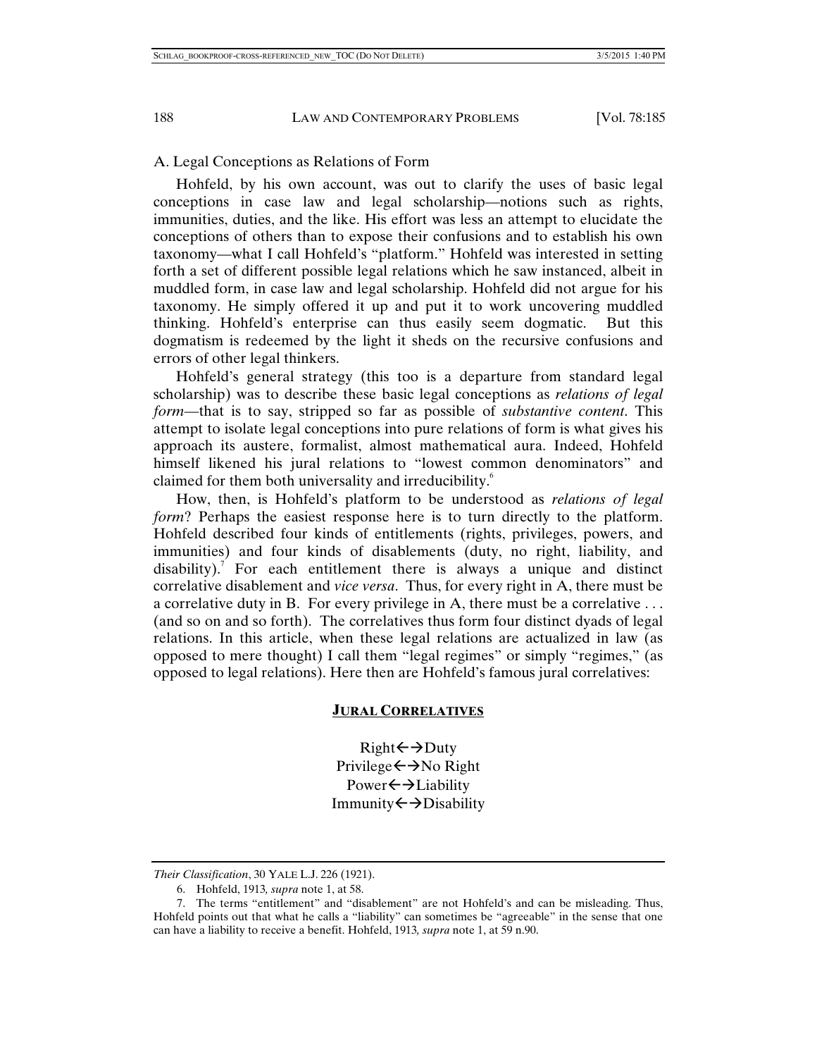### A. Legal Conceptions as Relations of Form

Hohfeld, by his own account, was out to clarify the uses of basic legal conceptions in case law and legal scholarship—notions such as rights, immunities, duties, and the like. His effort was less an attempt to elucidate the conceptions of others than to expose their confusions and to establish his own taxonomy—what I call Hohfeld's "platform." Hohfeld was interested in setting forth a set of different possible legal relations which he saw instanced, albeit in muddled form, in case law and legal scholarship. Hohfeld did not argue for his taxonomy. He simply offered it up and put it to work uncovering muddled thinking. Hohfeld's enterprise can thus easily seem dogmatic. But this dogmatism is redeemed by the light it sheds on the recursive confusions and errors of other legal thinkers.

Hohfeld's general strategy (this too is a departure from standard legal scholarship) was to describe these basic legal conceptions as *relations of legal form*—that is to say, stripped so far as possible of *substantive content*. This attempt to isolate legal conceptions into pure relations of form is what gives his approach its austere, formalist, almost mathematical aura. Indeed, Hohfeld himself likened his jural relations to "lowest common denominators" and claimed for them both universality and irreducibility.[6]

How, then, is Hohfeld's platform to be understood as *relations of legal form*? Perhaps the easiest response here is to turn directly to the platform. Hohfeld described four kinds of entitlements (rights, privileges, powers, and immunities) and four kinds of disablements (duty, no right, liability, and disability).[7] For each entitlement there is always a unique and distinct correlative disablement and *vice versa*. Thus, for every right in A, there must be a correlative duty in B. For every privilege in A, there must be a correlative . . . (and so on and so forth). The correlatives thus form four distinct dyads of legal relations. In this article, when these legal relations are actualized in law (as opposed to mere thought) I call them "legal regimes" or simply "regimes," (as opposed to legal relations). Here then are Hohfeld's famous jural correlatives:

**JURAL CORRELATIVES**

Right←→Duty
Privilege←→No Right
Power←→Liability
Immunity←→Disability

---

*Their Classification*, 30 YALE L.J. 226 (1921).

6. Hohfeld, 1913*, supra* note 1, at 58.

7. The terms "entitlement" and "disablement" are not Hohfeld's and can be misleading. Thus, Hohfeld points out that what he calls a "liability" can sometimes be "agreeable" in the sense that one can have a liability to receive a benefit. Hohfeld, 1913*, supra* note 1, at 59 n.90.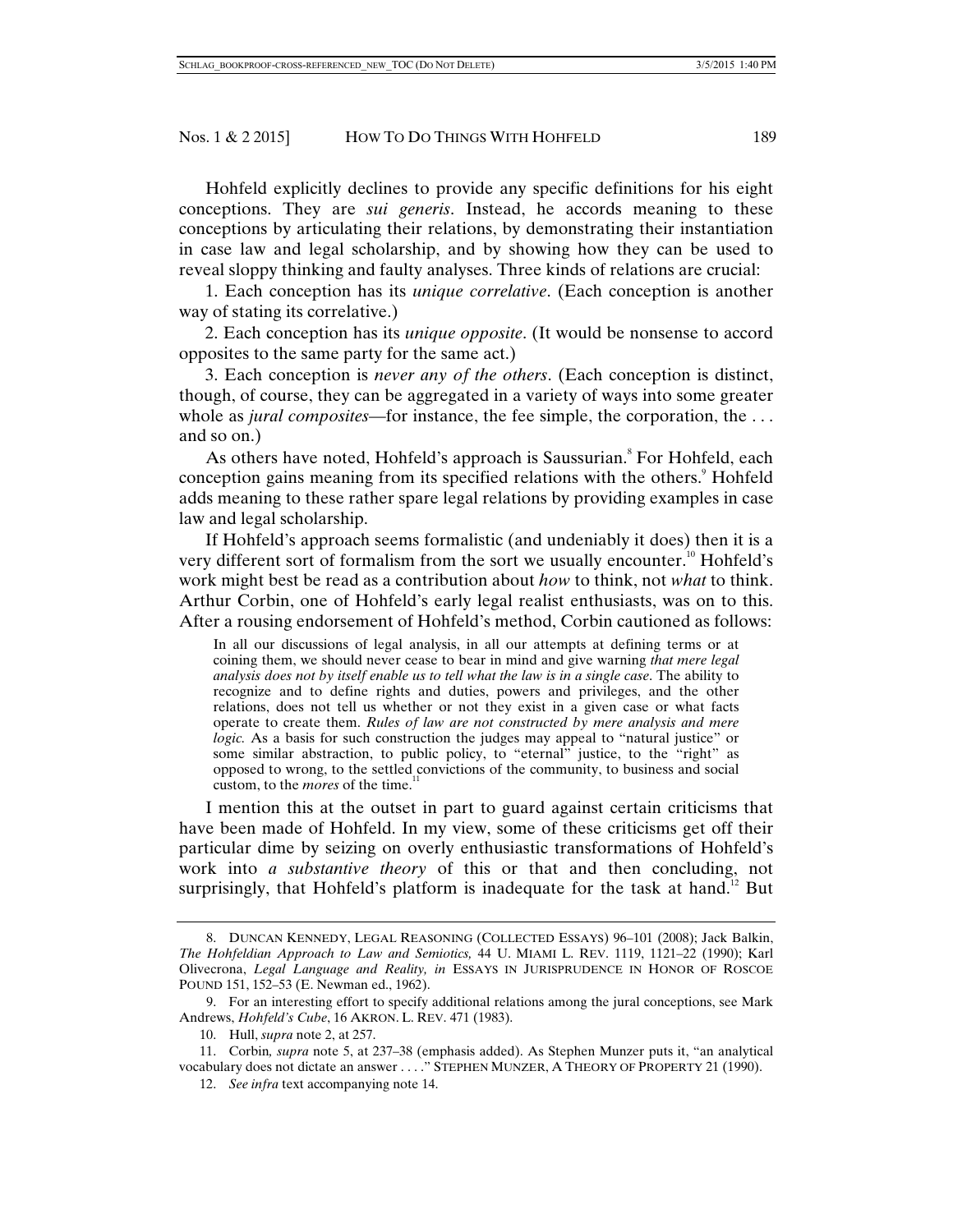Hohfeld explicitly declines to provide any specific definitions for his eight conceptions. They are *sui generis*. Instead, he accords meaning to these conceptions by articulating their relations, by demonstrating their instantiation in case law and legal scholarship, and by showing how they can be used to reveal sloppy thinking and faulty analyses. Three kinds of relations are crucial:

1. Each conception has its *unique correlative*. (Each conception is another way of stating its correlative.)

2. Each conception has its *unique opposite*. (It would be nonsense to accord opposites to the same party for the same act.)

3. Each conception is *never any of the others*. (Each conception is distinct, though, of course, they can be aggregated in a variety of ways into some greater whole as *jural composites*—for instance, the fee simple, the corporation, the . . . and so on.)

As others have noted, Hohfeld's approach is Saussurian.[8] For Hohfeld, each conception gains meaning from its specified relations with the others.[9] Hohfeld adds meaning to these rather spare legal relations by providing examples in case law and legal scholarship.

If Hohfeld's approach seems formalistic (and undeniably it does) then it is a very different sort of formalism from the sort we usually encounter.[10] Hohfeld's work might best be read as a contribution about *how* to think, not *what* to think. Arthur Corbin, one of Hohfeld's early legal realist enthusiasts, was on to this. After a rousing endorsement of Hohfeld's method, Corbin cautioned as follows:

> In all our discussions of legal analysis, in all our attempts at defining terms or at coining them, we should never cease to bear in mind and give warning *that mere legal analysis does not by itself enable us to tell what the law is in a single case*. The ability to recognize and to define rights and duties, powers and privileges, and the other relations, does not tell us whether or not they exist in a given case or what facts operate to create them. *Rules of law are not constructed by mere analysis and mere logic.* As a basis for such construction the judges may appeal to "natural justice" or some similar abstraction, to public policy, to "eternal" justice, to the "right" as opposed to wrong, to the settled convictions of the community, to business and social custom, to the *mores* of the time.[11]

I mention this at the outset in part to guard against certain criticisms that have been made of Hohfeld. In my view, some of these criticisms get off their particular dime by seizing on overly enthusiastic transformations of Hohfeld's work into *a substantive theory* of this or that and then concluding, not surprisingly, that Hohfeld's platform is inadequate for the task at hand.[12] But

---

8. DUNCAN KENNEDY, LEGAL REASONING (COLLECTED ESSAYS) 96–101 (2008); Jack Balkin, *The Hohfeldian Approach to Law and Semiotics,* 44 U. MIAMI L. REV. 1119, 1121–22 (1990); Karl Olivecrona, *Legal Language and Reality, in* ESSAYS IN JURISPRUDENCE IN HONOR OF ROSCOE POUND 151, 152–53 (E. Newman ed., 1962).

9. For an interesting effort to specify additional relations among the jural conceptions, see Mark Andrews, *Hohfeld's Cube*, 16 AKRON. L. REV. 471 (1983).

10. Hull, *supra* note 2, at 257.

11. Corbin*, supra* note 5, at 237–38 (emphasis added). As Stephen Munzer puts it, "an analytical vocabulary does not dictate an answer . . . ." STEPHEN MUNZER, A THEORY OF PROPERTY 21 (1990).

12. *See infra* text accompanying note 14.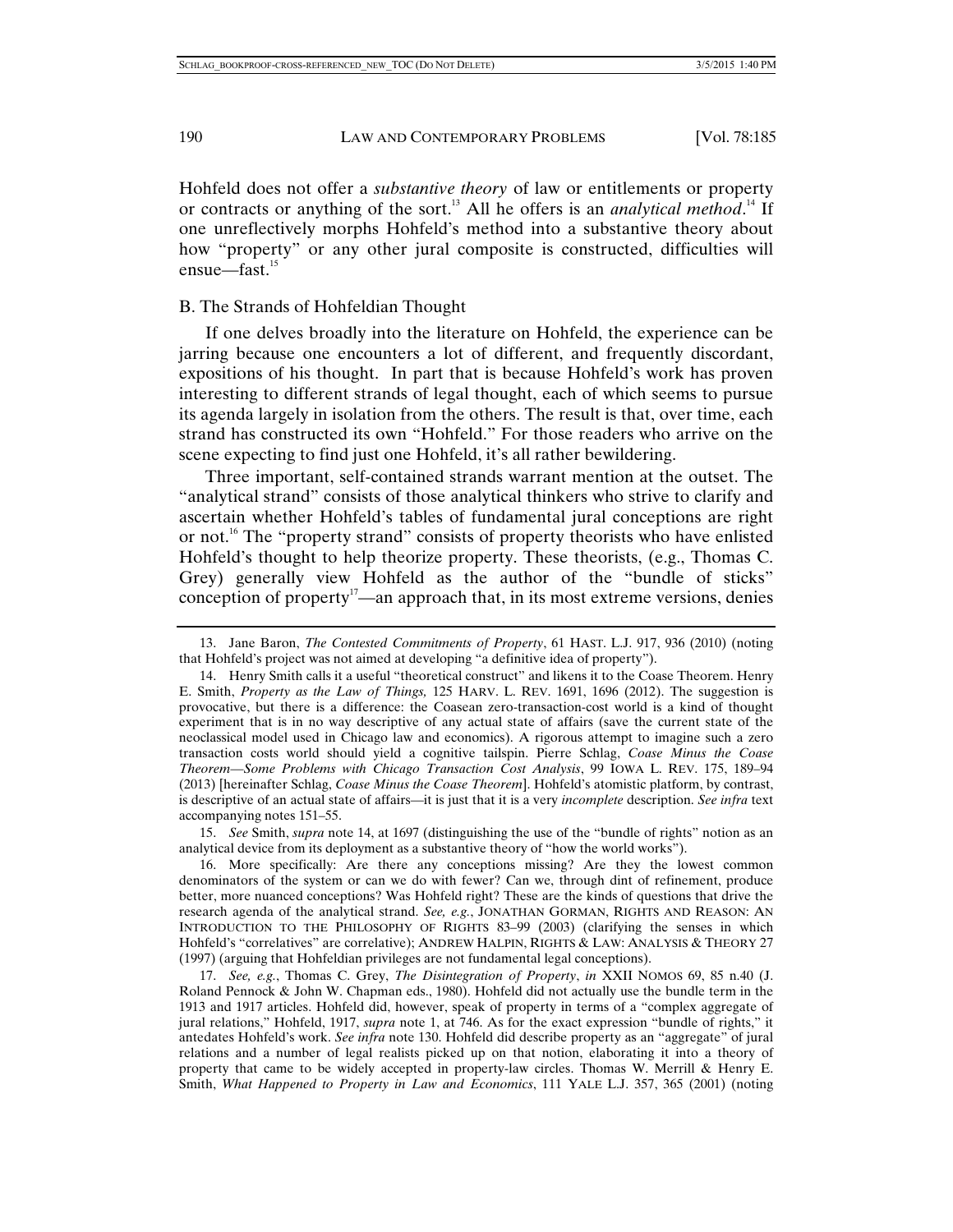Hohfeld does not offer a *substantive theory* of law or entitlements or property or contracts or anything of the sort.[13] All he offers is an *analytical method*.[14] If one unreflectively morphs Hohfeld's method into a substantive theory about how "property" or any other jural composite is constructed, difficulties will ensue—fast.[15]

### B. The Strands of Hohfeldian Thought

If one delves broadly into the literature on Hohfeld, the experience can be jarring because one encounters a lot of different, and frequently discordant, expositions of his thought. In part that is because Hohfeld's work has proven interesting to different strands of legal thought, each of which seems to pursue its agenda largely in isolation from the others. The result is that, over time, each strand has constructed its own "Hohfeld." For those readers who arrive on the scene expecting to find just one Hohfeld, it's all rather bewildering.

Three important, self-contained strands warrant mention at the outset. The "analytical strand" consists of those analytical thinkers who strive to clarify and ascertain whether Hohfeld's tables of fundamental jural conceptions are right or not.[16] The "property strand" consists of property theorists who have enlisted Hohfeld's thought to help theorize property. These theorists, (e.g., Thomas C. Grey) generally view Hohfeld as the author of the "bundle of sticks" conception of property[17]—an approach that, in its most extreme versions, denies

---

13. Jane Baron, *The Contested Commitments of Property*, 61 HAST. L.J. 917, 936 (2010) (noting that Hohfeld's project was not aimed at developing "a definitive idea of property").

14. Henry Smith calls it a useful "theoretical construct" and likens it to the Coase Theorem. Henry E. Smith, *Property as the Law of Things,* 125 HARV. L. REV. 1691, 1696 (2012). The suggestion is provocative, but there is a difference: the Coasean zero-transaction-cost world is a kind of thought experiment that is in no way descriptive of any actual state of affairs (save the current state of the neoclassical model used in Chicago law and economics). A rigorous attempt to imagine such a zero transaction costs world should yield a cognitive tailspin. Pierre Schlag, *Coase Minus the Coase Theorem—Some Problems with Chicago Transaction Cost Analysis*, 99 IOWA L. REV. 175, 189–94 (2013) [hereinafter Schlag, *Coase Minus the Coase Theorem*]. Hohfeld's atomistic platform, by contrast, is descriptive of an actual state of affairs—it is just that it is a very *incomplete* description. *See infra* text accompanying notes 151–55.

15. *See* Smith, *supra* note 14, at 1697 (distinguishing the use of the "bundle of rights" notion as an analytical device from its deployment as a substantive theory of "how the world works").

16. More specifically: Are there any conceptions missing? Are they the lowest common denominators of the system or can we do with fewer? Can we, through dint of refinement, produce better, more nuanced conceptions? Was Hohfeld right? These are the kinds of questions that drive the research agenda of the analytical strand. *See, e.g.*, JONATHAN GORMAN, RIGHTS AND REASON: AN INTRODUCTION TO THE PHILOSOPHY OF RIGHTS 83–99 (2003) (clarifying the senses in which Hohfeld's "correlatives" are correlative); ANDREW HALPIN, RIGHTS & LAW: ANALYSIS & THEORY 27 (1997) (arguing that Hohfeldian privileges are not fundamental legal conceptions).

17. *See, e.g.*, Thomas C. Grey, *The Disintegration of Property*, *in* XXII NOMOS 69, 85 n.40 (J. Roland Pennock & John W. Chapman eds., 1980). Hohfeld did not actually use the bundle term in the 1913 and 1917 articles. Hohfeld did, however, speak of property in terms of a "complex aggregate of jural relations," Hohfeld, 1917, *supra* note 1, at 746. As for the exact expression "bundle of rights," it antedates Hohfeld's work. *See infra* note 130. Hohfeld did describe property as an "aggregate" of jural relations and a number of legal realists picked up on that notion, elaborating it into a theory of property that came to be widely accepted in property-law circles. Thomas W. Merrill & Henry E. Smith, *What Happened to Property in Law and Economics*, 111 YALE L.J. 357, 365 (2001) (noting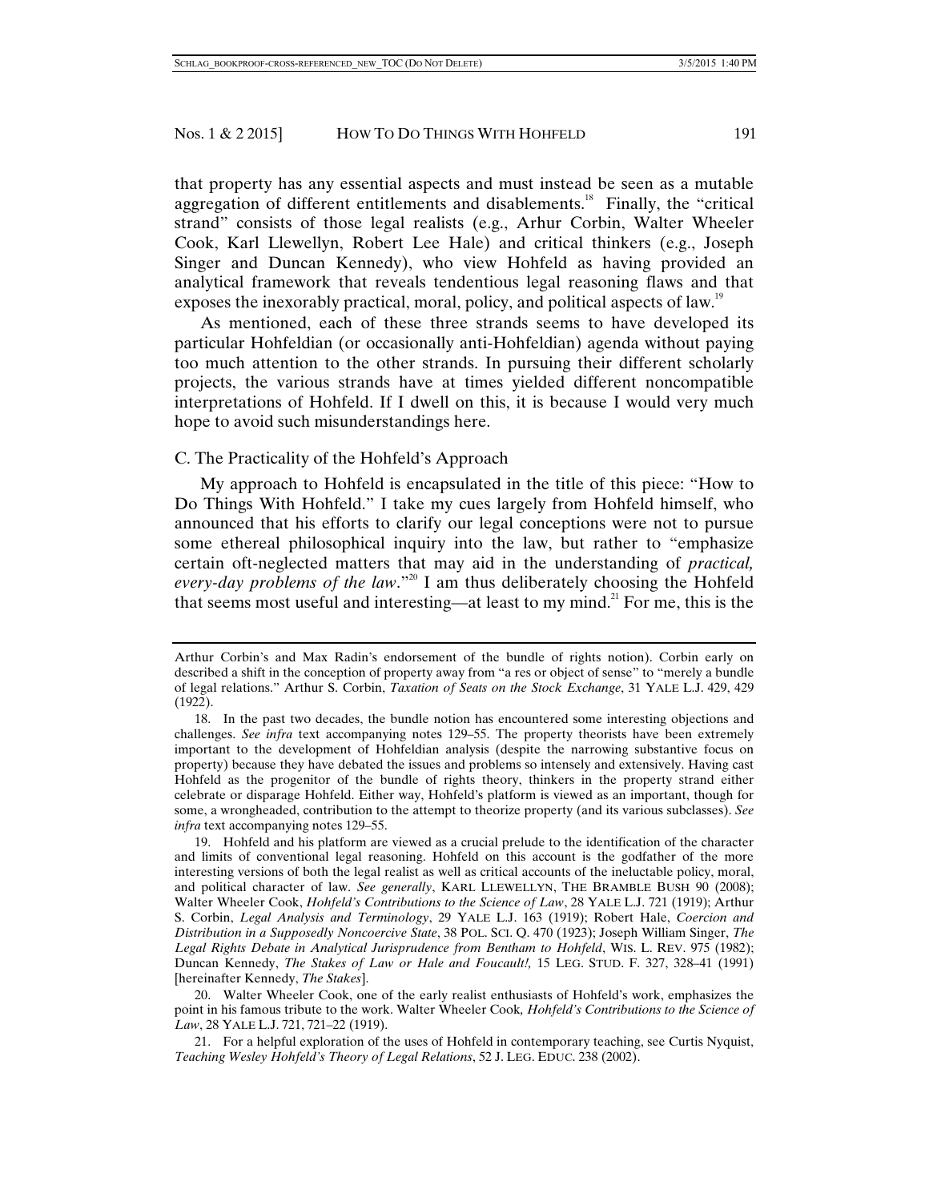that property has any essential aspects and must instead be seen as a mutable aggregation of different entitlements and disablements.[18] Finally, the "critical strand" consists of those legal realists (e.g., Arhur Corbin, Walter Wheeler Cook, Karl Llewellyn, Robert Lee Hale) and critical thinkers (e.g., Joseph Singer and Duncan Kennedy), who view Hohfeld as having provided an analytical framework that reveals tendentious legal reasoning flaws and that exposes the inexorably practical, moral, policy, and political aspects of law.[19]

As mentioned, each of these three strands seems to have developed its particular Hohfeldian (or occasionally anti-Hohfeldian) agenda without paying too much attention to the other strands. In pursuing their different scholarly projects, the various strands have at times yielded different noncompatible interpretations of Hohfeld. If I dwell on this, it is because I would very much hope to avoid such misunderstandings here.

### C. The Practicality of the Hohfeld's Approach

My approach to Hohfeld is encapsulated in the title of this piece: "How to Do Things With Hohfeld." I take my cues largely from Hohfeld himself, who announced that his efforts to clarify our legal conceptions were not to pursue some ethereal philosophical inquiry into the law, but rather to "emphasize certain oft-neglected matters that may aid in the understanding of *practical, every-day problems of the law*."[20] I am thus deliberately choosing the Hohfeld that seems most useful and interesting—at least to my mind.[21] For me, this is the

---

Arthur Corbin's and Max Radin's endorsement of the bundle of rights notion). Corbin early on described a shift in the conception of property away from "a res or object of sense" to "merely a bundle of legal relations." Arthur S. Corbin, *Taxation of Seats on the Stock Exchange*, 31 YALE L.J. 429, 429 (1922).

18. In the past two decades, the bundle notion has encountered some interesting objections and challenges. *See infra* text accompanying notes 129–55. The property theorists have been extremely important to the development of Hohfeldian analysis (despite the narrowing substantive focus on property) because they have debated the issues and problems so intensely and extensively. Having cast Hohfeld as the progenitor of the bundle of rights theory, thinkers in the property strand either celebrate or disparage Hohfeld. Either way, Hohfeld's platform is viewed as an important, though for some, a wrongheaded, contribution to the attempt to theorize property (and its various subclasses). *See infra* text accompanying notes 129–55.

19. Hohfeld and his platform are viewed as a crucial prelude to the identification of the character and limits of conventional legal reasoning. Hohfeld on this account is the godfather of the more interesting versions of both the legal realist as well as critical accounts of the ineluctable policy, moral, and political character of law. *See generally*, KARL LLEWELLYN, THE BRAMBLE BUSH 90 (2008); Walter Wheeler Cook, *Hohfeld's Contributions to the Science of Law*, 28 YALE L.J. 721 (1919); Arthur S. Corbin, *Legal Analysis and Terminology*, 29 YALE L.J. 163 (1919); Robert Hale, *Coercion and Distribution in a Supposedly Noncoercive State*, 38 POL. SCI. Q. 470 (1923); Joseph William Singer, *The Legal Rights Debate in Analytical Jurisprudence from Bentham to Hohfeld*, WIS. L. REV. 975 (1982); Duncan Kennedy, *The Stakes of Law or Hale and Foucault!,* 15 LEG. STUD. F. 327, 328–41 (1991) [hereinafter Kennedy, *The Stakes*].

20. Walter Wheeler Cook, one of the early realist enthusiasts of Hohfeld's work, emphasizes the point in his famous tribute to the work. Walter Wheeler Cook*, Hohfeld's Contributions to the Science of Law*, 28 YALE L.J. 721, 721–22 (1919).

21. For a helpful exploration of the uses of Hohfeld in contemporary teaching, see Curtis Nyquist, *Teaching Wesley Hohfeld's Theory of Legal Relations*, 52 J. LEG. EDUC. 238 (2002).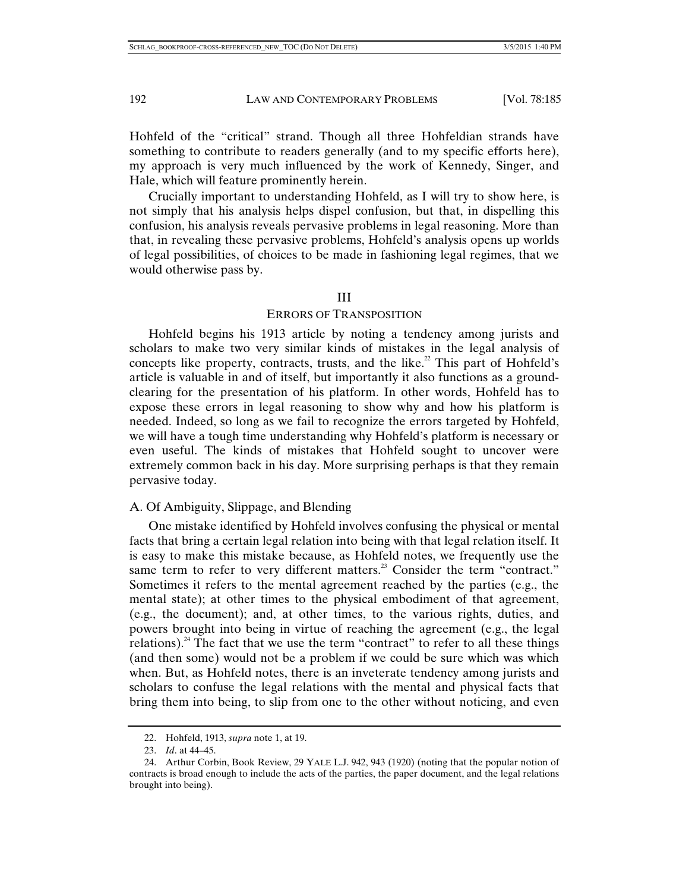Hohfeld of the "critical" strand. Though all three Hohfeldian strands have something to contribute to readers generally (and to my specific efforts here), my approach is very much influenced by the work of Kennedy, Singer, and Hale, which will feature prominently herein.

Crucially important to understanding Hohfeld, as I will try to show here, is not simply that his analysis helps dispel confusion, but that, in dispelling this confusion, his analysis reveals pervasive problems in legal reasoning. More than that, in revealing these pervasive problems, Hohfeld's analysis opens up worlds of legal possibilities, of choices to be made in fashioning legal regimes, that we would otherwise pass by.

## III

## ERRORS OF TRANSPOSITION

Hohfeld begins his 1913 article by noting a tendency among jurists and scholars to make two very similar kinds of mistakes in the legal analysis of concepts like property, contracts, trusts, and the like.[22] This part of Hohfeld's article is valuable in and of itself, but importantly it also functions as a ground-clearing for the presentation of his platform. In other words, Hohfeld has to expose these errors in legal reasoning to show why and how his platform is needed. Indeed, so long as we fail to recognize the errors targeted by Hohfeld, we will have a tough time understanding why Hohfeld's platform is necessary or even useful. The kinds of mistakes that Hohfeld sought to uncover were extremely common back in his day. More surprising perhaps is that they remain pervasive today.

### A. Of Ambiguity, Slippage, and Blending

One mistake identified by Hohfeld involves confusing the physical or mental facts that bring a certain legal relation into being with that legal relation itself. It is easy to make this mistake because, as Hohfeld notes, we frequently use the same term to refer to very different matters.[23] Consider the term "contract." Sometimes it refers to the mental agreement reached by the parties (e.g., the mental state); at other times to the physical embodiment of that agreement, (e.g., the document); and, at other times, to the various rights, duties, and powers brought into being in virtue of reaching the agreement (e.g., the legal relations).[24] The fact that we use the term "contract" to refer to all these things (and then some) would not be a problem if we could be sure which was which when. But, as Hohfeld notes, there is an inveterate tendency among jurists and scholars to confuse the legal relations with the mental and physical facts that bring them into being, to slip from one to the other without noticing, and even

22. Hohfeld, 1913, *supra* note 1, at 19.

23. *Id*. at 44–45.

24. Arthur Corbin, Book Review, 29 YALE L.J. 942, 943 (1920) (noting that the popular notion of contracts is broad enough to include the acts of the parties, the paper document, and the legal relations brought into being).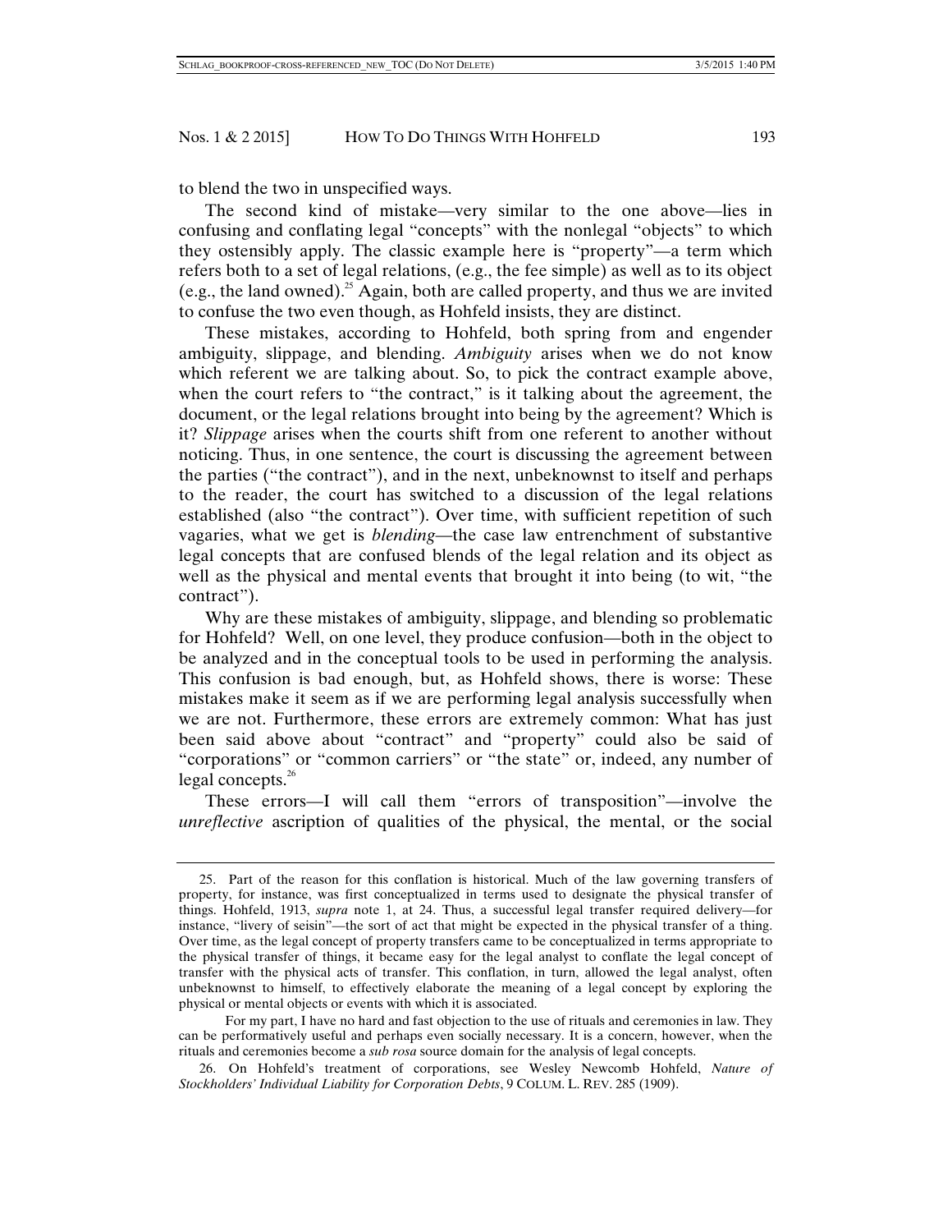to blend the two in unspecified ways.

The second kind of mistake—very similar to the one above—lies in confusing and conflating legal "concepts" with the nonlegal "objects" to which they ostensibly apply. The classic example here is "property"—a term which refers both to a set of legal relations, (e.g., the fee simple) as well as to its object (e.g., the land owned).[25] Again, both are called property, and thus we are invited to confuse the two even though, as Hohfeld insists, they are distinct.

These mistakes, according to Hohfeld, both spring from and engender ambiguity, slippage, and blending. *Ambiguity* arises when we do not know which referent we are talking about. So, to pick the contract example above, when the court refers to "the contract," is it talking about the agreement, the document, or the legal relations brought into being by the agreement? Which is it? *Slippage* arises when the courts shift from one referent to another without noticing. Thus, in one sentence, the court is discussing the agreement between the parties ("the contract"), and in the next, unbeknownst to itself and perhaps to the reader, the court has switched to a discussion of the legal relations established (also "the contract"). Over time, with sufficient repetition of such vagaries, what we get is *blending*—the case law entrenchment of substantive legal concepts that are confused blends of the legal relation and its object as well as the physical and mental events that brought it into being (to wit, "the contract").

Why are these mistakes of ambiguity, slippage, and blending so problematic for Hohfeld? Well, on one level, they produce confusion—both in the object to be analyzed and in the conceptual tools to be used in performing the analysis. This confusion is bad enough, but, as Hohfeld shows, there is worse: These mistakes make it seem as if we are performing legal analysis successfully when we are not. Furthermore, these errors are extremely common: What has just been said above about "contract" and "property" could also be said of "corporations" or "common carriers" or "the state" or, indeed, any number of legal concepts.[26]

These errors—I will call them "errors of transposition"—involve the *unreflective* ascription of qualities of the physical, the mental, or the social

---

25. Part of the reason for this conflation is historical. Much of the law governing transfers of property, for instance, was first conceptualized in terms used to designate the physical transfer of things. Hohfeld, 1913, *supra* note 1, at 24. Thus, a successful legal transfer required delivery—for instance, "livery of seisin"—the sort of act that might be expected in the physical transfer of a thing. Over time, as the legal concept of property transfers came to be conceptualized in terms appropriate to the physical transfer of things, it became easy for the legal analyst to conflate the legal concept of transfer with the physical acts of transfer. This conflation, in turn, allowed the legal analyst, often unbeknownst to himself, to effectively elaborate the meaning of a legal concept by exploring the physical or mental objects or events with which it is associated.

For my part, I have no hard and fast objection to the use of rituals and ceremonies in law. They can be performatively useful and perhaps even socially necessary. It is a concern, however, when the rituals and ceremonies become a *sub rosa* source domain for the analysis of legal concepts.

26. On Hohfeld's treatment of corporations, see Wesley Newcomb Hohfeld, *Nature of Stockholders' Individual Liability for Corporation Debts*, 9 COLUM. L. REV. 285 (1909).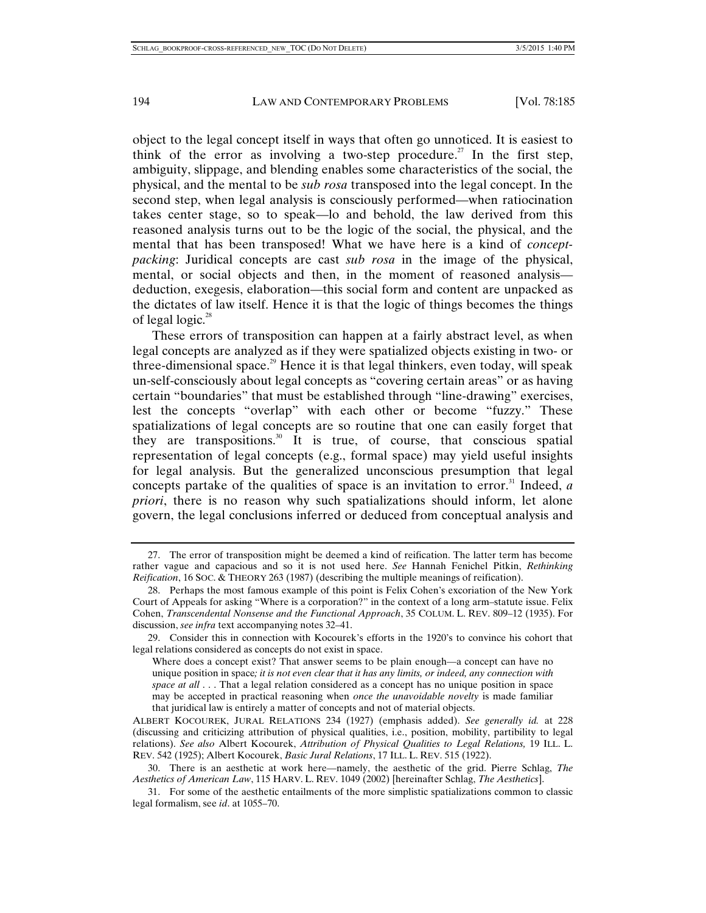object to the legal concept itself in ways that often go unnoticed. It is easiest to think of the error as involving a two-step procedure.[27] In the first step, ambiguity, slippage, and blending enables some characteristics of the social, the physical, and the mental to be *sub rosa* transposed into the legal concept. In the second step, when legal analysis is consciously performed—when ratiocination takes center stage, so to speak—lo and behold, the law derived from this reasoned analysis turns out to be the logic of the social, the physical, and the mental that has been transposed! What we have here is a kind of *concept-packing*: Juridical concepts are cast *sub rosa* in the image of the physical, mental, or social objects and then, in the moment of reasoned analysis—deduction, exegesis, elaboration—this social form and content are unpacked as the dictates of law itself. Hence it is that the logic of things becomes the things of legal logic.[28]

These errors of transposition can happen at a fairly abstract level, as when legal concepts are analyzed as if they were spatialized objects existing in two- or three-dimensional space.[29] Hence it is that legal thinkers, even today, will speak un-self-consciously about legal concepts as "covering certain areas" or as having certain "boundaries" that must be established through "line-drawing" exercises, lest the concepts "overlap" with each other or become "fuzzy." These spatializations of legal concepts are so routine that one can easily forget that they are transpositions.[30] It is true, of course, that conscious spatial representation of legal concepts (e.g., formal space) may yield useful insights for legal analysis. But the generalized unconscious presumption that legal concepts partake of the qualities of space is an invitation to error.[31] Indeed, *a priori*, there is no reason why such spatializations should inform, let alone govern, the legal conclusions inferred or deduced from conceptual analysis and

---

27. The error of transposition might be deemed a kind of reification. The latter term has become rather vague and capacious and so it is not used here. *See* Hannah Fenichel Pitkin, *Rethinking Reification*, 16 SOC. & THEORY 263 (1987) (describing the multiple meanings of reification).

28. Perhaps the most famous example of this point is Felix Cohen's excoriation of the New York Court of Appeals for asking "Where is a corporation?" in the context of a long arm–statute issue. Felix Cohen, *Transcendental Nonsense and the Functional Approach*, 35 COLUM. L. REV. 809–12 (1935). For discussion, *see infra* text accompanying notes 32–41.

29. Consider this in connection with Kocourek's efforts in the 1920's to convince his cohort that legal relations considered as concepts do not exist in space.

> Where does a concept exist? That answer seems to be plain enough—a concept can have no unique position in space*; it is not even clear that it has any limits, or indeed, any connection with space at all* . . . That a legal relation considered as a concept has no unique position in space may be accepted in practical reasoning when *once the unavoidable novelty* is made familiar that juridical law is entirely a matter of concepts and not of material objects.

ALBERT KOCOUREK, JURAL RELATIONS 234 (1927) (emphasis added). *See generally id.* at 228 (discussing and criticizing attribution of physical qualities, i.e., position, mobility, partibility to legal relations). *See also* Albert Kocourek, *Attribution of Physical Qualities to Legal Relations,* 19 ILL. L. REV. 542 (1925); Albert Kocourek, *Basic Jural Relations*, 17 ILL. L. REV. 515 (1922).

30. There is an aesthetic at work here—namely, the aesthetic of the grid. Pierre Schlag, *The Aesthetics of American Law*, 115 HARV. L. REV. 1049 (2002) [hereinafter Schlag, *The Aesthetics*].

31. For some of the aesthetic entailments of the more simplistic spatializations common to classic legal formalism, see *id*. at 1055–70.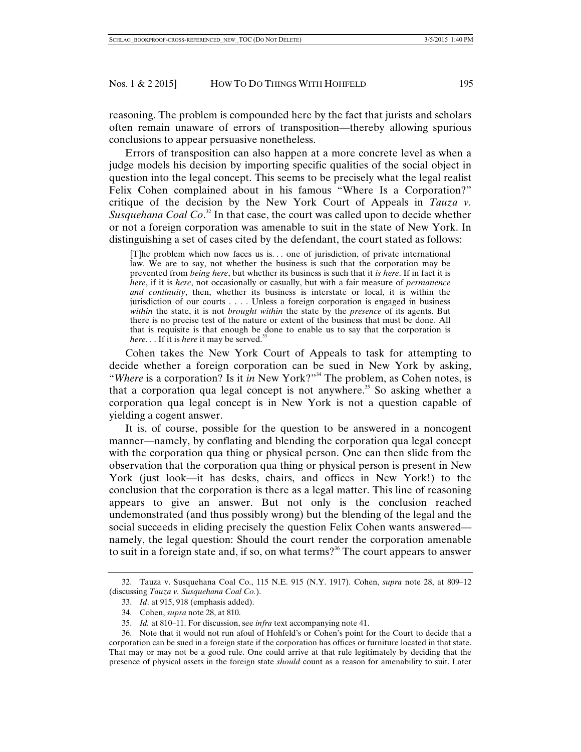reasoning. The problem is compounded here by the fact that jurists and scholars often remain unaware of errors of transposition—thereby allowing spurious conclusions to appear persuasive nonetheless.

Errors of transposition can also happen at a more concrete level as when a judge models his decision by importing specific qualities of the social object in question into the legal concept. This seems to be precisely what the legal realist Felix Cohen complained about in his famous "Where Is a Corporation?" critique of the decision by the New York Court of Appeals in *Tauza v. Susquehana Coal Co*.[32] In that case, the court was called upon to decide whether or not a foreign corporation was amenable to suit in the state of New York. In distinguishing a set of cases cited by the defendant, the court stated as follows:

> [T]he problem which now faces us is. . . one of jurisdiction, of private international law. We are to say, not whether the business is such that the corporation may be prevented from *being here*, but whether its business is such that it *is here*. If in fact it is *here*, if it is *here*, not occasionally or casually, but with a fair measure of *permanence and continuity*, then, whether its business is interstate or local, it is within the jurisdiction of our courts . . . . Unless a foreign corporation is engaged in business *within* the state, it is not *brought within* the state by the *presence* of its agents. But there is no precise test of the nature or extent of the business that must be done. All that is requisite is that enough be done to enable us to say that the corporation is *here*. . . If it is *here* it may be served.[33]

Cohen takes the New York Court of Appeals to task for attempting to decide whether a foreign corporation can be sued in New York by asking, "*Where* is a corporation? Is it *in* New York?"[34] The problem, as Cohen notes, is that a corporation qua legal concept is not anywhere.[35] So asking whether a corporation qua legal concept is in New York is not a question capable of yielding a cogent answer.

It is, of course, possible for the question to be answered in a noncogent manner—namely, by conflating and blending the corporation qua legal concept with the corporation qua thing or physical person. One can then slide from the observation that the corporation qua thing or physical person is present in New York (just look—it has desks, chairs, and offices in New York!) to the conclusion that the corporation is there as a legal matter. This line of reasoning appears to give an answer. But not only is the conclusion reached undemonstrated (and thus possibly wrong) but the blending of the legal and the social succeeds in eliding precisely the question Felix Cohen wants answered—namely, the legal question: Should the court render the corporation amenable to suit in a foreign state and, if so, on what terms?[36] The court appears to answer

---

32. Tauza v. Susquehana Coal Co., 115 N.E. 915 (N.Y. 1917). Cohen, *supra* note 28, at 809–12 (discussing *Tauza v. Susquehana Coal Co.*).

33. *Id*. at 915, 918 (emphasis added).

34. Cohen, *supra* note 28, at 810.

35. *Id.* at 810–11. For discussion, see *infra* text accompanying note 41.

36. Note that it would not run afoul of Hohfeld's or Cohen's point for the Court to decide that a corporation can be sued in a foreign state if the corporation has offices or furniture located in that state. That may or may not be a good rule. One could arrive at that rule legitimately by deciding that the presence of physical assets in the foreign state *should* count as a reason for amenability to suit. Later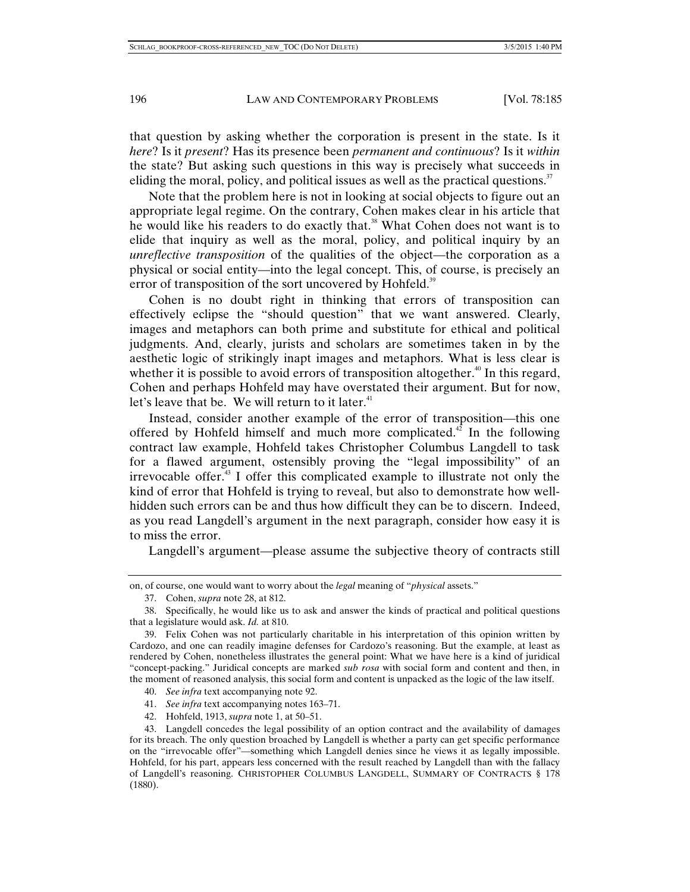that question by asking whether the corporation is present in the state. Is it *here*? Is it *present*? Has its presence been *permanent and continuous*? Is it *within* the state? But asking such questions in this way is precisely what succeeds in eliding the moral, policy, and political issues as well as the practical questions.[37]

Note that the problem here is not in looking at social objects to figure out an appropriate legal regime. On the contrary, Cohen makes clear in his article that he would like his readers to do exactly that.[38] What Cohen does not want is to elide that inquiry as well as the moral, policy, and political inquiry by an *unreflective transposition* of the qualities of the object—the corporation as a physical or social entity—into the legal concept. This, of course, is precisely an error of transposition of the sort uncovered by Hohfeld.[39]

Cohen is no doubt right in thinking that errors of transposition can effectively eclipse the "should question" that we want answered. Clearly, images and metaphors can both prime and substitute for ethical and political judgments. And, clearly, jurists and scholars are sometimes taken in by the aesthetic logic of strikingly inapt images and metaphors. What is less clear is whether it is possible to avoid errors of transposition altogether.[40] In this regard, Cohen and perhaps Hohfeld may have overstated their argument. But for now, let's leave that be. We will return to it later.[41]

Instead, consider another example of the error of transposition—this one offered by Hohfeld himself and much more complicated.[42] In the following contract law example, Hohfeld takes Christopher Columbus Langdell to task for a flawed argument, ostensibly proving the "legal impossibility" of an irrevocable offer.[43] I offer this complicated example to illustrate not only the kind of error that Hohfeld is trying to reveal, but also to demonstrate how well-hidden such errors can be and thus how difficult they can be to discern. Indeed, as you read Langdell's argument in the next paragraph, consider how easy it is to miss the error.

Langdell's argument—please assume the subjective theory of contracts still

---

on, of course, one would want to worry about the *legal* meaning of "*physical* assets."

37. Cohen, *supra* note 28, at 812.

38. Specifically, he would like us to ask and answer the kinds of practical and political questions that a legislature would ask. *Id.* at 810.

39. Felix Cohen was not particularly charitable in his interpretation of this opinion written by Cardozo, and one can readily imagine defenses for Cardozo's reasoning. But the example, at least as rendered by Cohen, nonetheless illustrates the general point: What we have here is a kind of juridical "concept-packing." Juridical concepts are marked *sub rosa* with social form and content and then, in the moment of reasoned analysis, this social form and content is unpacked as the logic of the law itself.

40. *See infra* text accompanying note 92.

41. *See infra* text accompanying notes 163–71.

42. Hohfeld, 1913, *supra* note 1, at 50–51.

43. Langdell concedes the legal possibility of an option contract and the availability of damages for its breach. The only question broached by Langdell is whether a party can get specific performance on the "irrevocable offer"—something which Langdell denies since he views it as legally impossible. Hohfeld, for his part, appears less concerned with the result reached by Langdell than with the fallacy of Langdell's reasoning. CHRISTOPHER COLUMBUS LANGDELL, SUMMARY OF CONTRACTS § 178 (1880).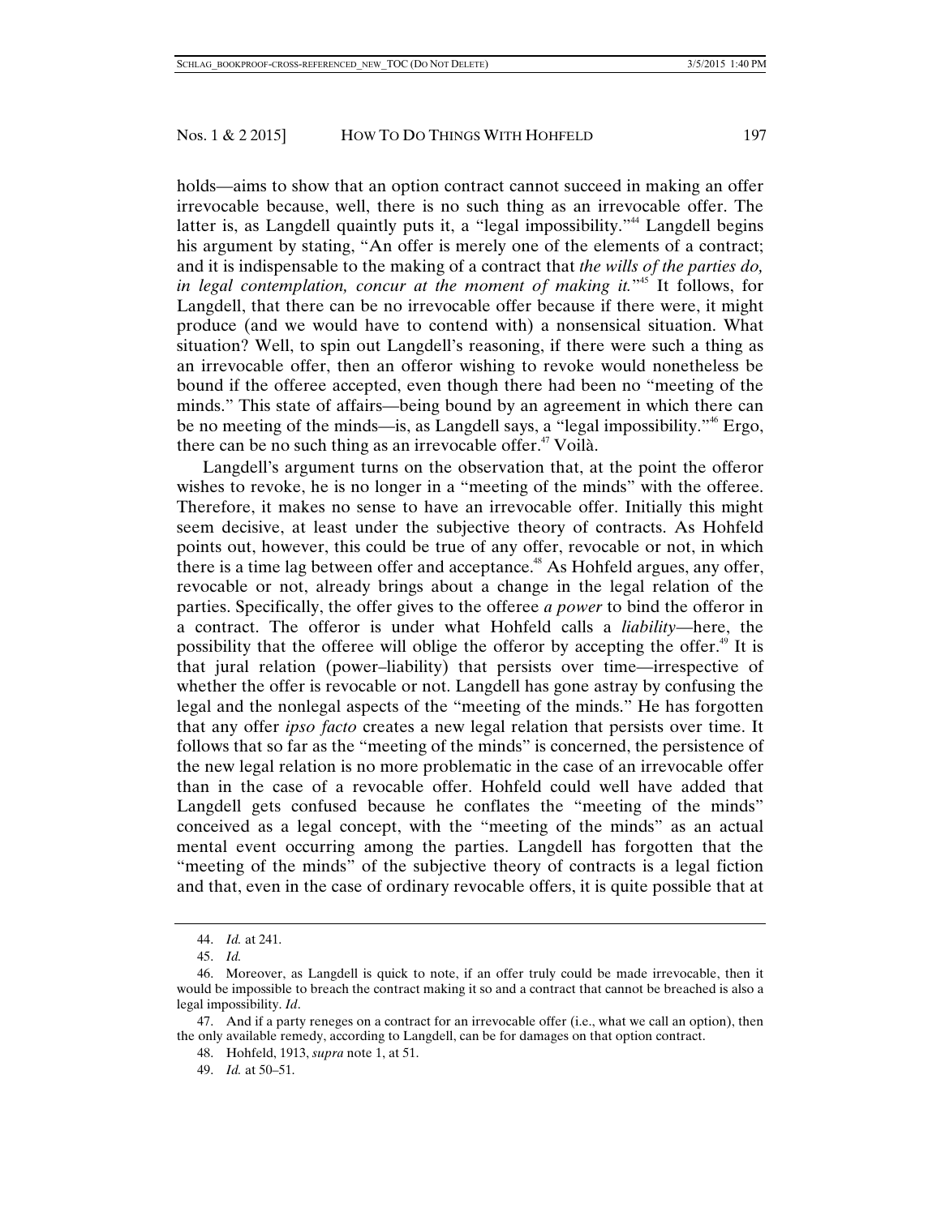holds—aims to show that an option contract cannot succeed in making an offer irrevocable because, well, there is no such thing as an irrevocable offer. The latter is, as Langdell quaintly puts it, a "legal impossibility."[44] Langdell begins his argument by stating, "An offer is merely one of the elements of a contract; and it is indispensable to the making of a contract that *the wills of the parties do, in legal contemplation, concur at the moment of making it.*"[45] It follows, for Langdell, that there can be no irrevocable offer because if there were, it might produce (and we would have to contend with) a nonsensical situation. What situation? Well, to spin out Langdell's reasoning, if there were such a thing as an irrevocable offer, then an offeror wishing to revoke would nonetheless be bound if the offeree accepted, even though there had been no "meeting of the minds." This state of affairs—being bound by an agreement in which there can be no meeting of the minds—is, as Langdell says, a "legal impossibility."[46] Ergo, there can be no such thing as an irrevocable offer.[47] Voilà.

Langdell's argument turns on the observation that, at the point the offeror wishes to revoke, he is no longer in a "meeting of the minds" with the offeree. Therefore, it makes no sense to have an irrevocable offer. Initially this might seem decisive, at least under the subjective theory of contracts. As Hohfeld points out, however, this could be true of any offer, revocable or not, in which there is a time lag between offer and acceptance.[48] As Hohfeld argues, any offer, revocable or not, already brings about a change in the legal relation of the parties. Specifically, the offer gives to the offeree *a power* to bind the offeror in a contract. The offeror is under what Hohfeld calls a *liability*—here, the possibility that the offeree will oblige the offeror by accepting the offer.[49] It is that jural relation (power–liability) that persists over time—irrespective of whether the offer is revocable or not. Langdell has gone astray by confusing the legal and the nonlegal aspects of the "meeting of the minds." He has forgotten that any offer *ipso facto* creates a new legal relation that persists over time. It follows that so far as the "meeting of the minds" is concerned, the persistence of the new legal relation is no more problematic in the case of an irrevocable offer than in the case of a revocable offer. Hohfeld could well have added that Langdell gets confused because he conflates the "meeting of the minds" conceived as a legal concept, with the "meeting of the minds" as an actual mental event occurring among the parties. Langdell has forgotten that the "meeting of the minds" of the subjective theory of contracts is a legal fiction and that, even in the case of ordinary revocable offers, it is quite possible that at

---

44. *Id.* at 241.

45. *Id.*

46. Moreover, as Langdell is quick to note, if an offer truly could be made irrevocable, then it would be impossible to breach the contract making it so and a contract that cannot be breached is also a legal impossibility. *Id*.

47. And if a party reneges on a contract for an irrevocable offer (i.e., what we call an option), then the only available remedy, according to Langdell, can be for damages on that option contract.

48. Hohfeld, 1913, *supra* note 1, at 51.

49. *Id.* at 50–51.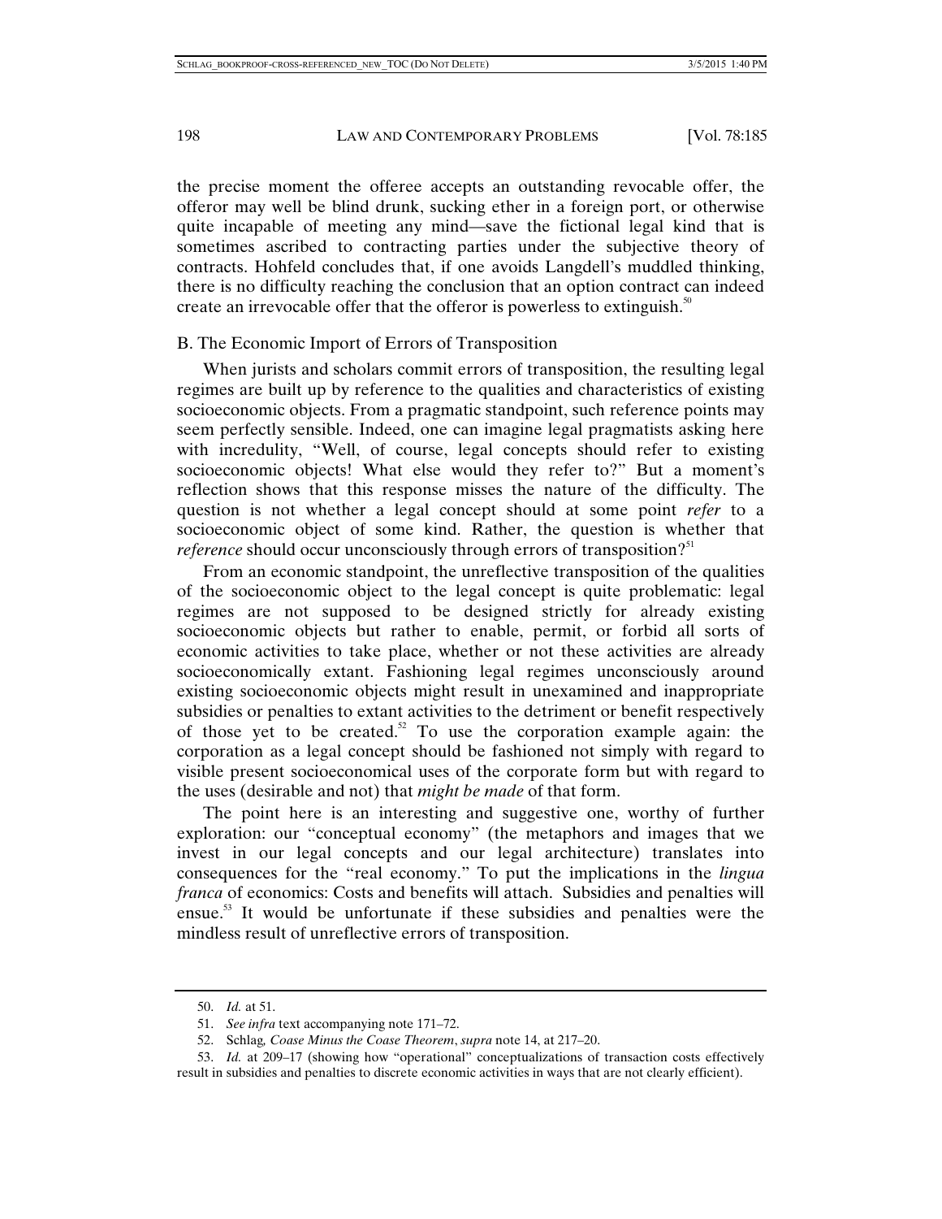the precise moment the offeree accepts an outstanding revocable offer, the offeror may well be blind drunk, sucking ether in a foreign port, or otherwise quite incapable of meeting any mind—save the fictional legal kind that is sometimes ascribed to contracting parties under the subjective theory of contracts. Hohfeld concludes that, if one avoids Langdell's muddled thinking, there is no difficulty reaching the conclusion that an option contract can indeed create an irrevocable offer that the offeror is powerless to extinguish.[50]

## B. The Economic Import of Errors of Transposition

When jurists and scholars commit errors of transposition, the resulting legal regimes are built up by reference to the qualities and characteristics of existing socioeconomic objects. From a pragmatic standpoint, such reference points may seem perfectly sensible. Indeed, one can imagine legal pragmatists asking here with incredulity, "Well, of course, legal concepts should refer to existing socioeconomic objects! What else would they refer to?" But a moment's reflection shows that this response misses the nature of the difficulty. The question is not whether a legal concept should at some point *refer* to a socioeconomic object of some kind. Rather, the question is whether that *reference* should occur unconsciously through errors of transposition?[51]

From an economic standpoint, the unreflective transposition of the qualities of the socioeconomic object to the legal concept is quite problematic: legal regimes are not supposed to be designed strictly for already existing socioeconomic objects but rather to enable, permit, or forbid all sorts of economic activities to take place, whether or not these activities are already socioeconomically extant. Fashioning legal regimes unconsciously around existing socioeconomic objects might result in unexamined and inappropriate subsidies or penalties to extant activities to the detriment or benefit respectively of those yet to be created.[52] To use the corporation example again: the corporation as a legal concept should be fashioned not simply with regard to visible present socioeconomical uses of the corporate form but with regard to the uses (desirable and not) that *might be made* of that form.

The point here is an interesting and suggestive one, worthy of further exploration: our "conceptual economy" (the metaphors and images that we invest in our legal concepts and our legal architecture) translates into consequences for the "real economy." To put the implications in the *lingua franca* of economics: Costs and benefits will attach. Subsidies and penalties will ensue.[53] It would be unfortunate if these subsidies and penalties were the mindless result of unreflective errors of transposition.

---

50. *Id.* at 51.

51. *See infra* text accompanying note 171–72.

52. Schlag*, Coase Minus the Coase Theorem*, *supra* note 14, at 217–20.

53. *Id.* at 209–17 (showing how "operational" conceptualizations of transaction costs effectively result in subsidies and penalties to discrete economic activities in ways that are not clearly efficient).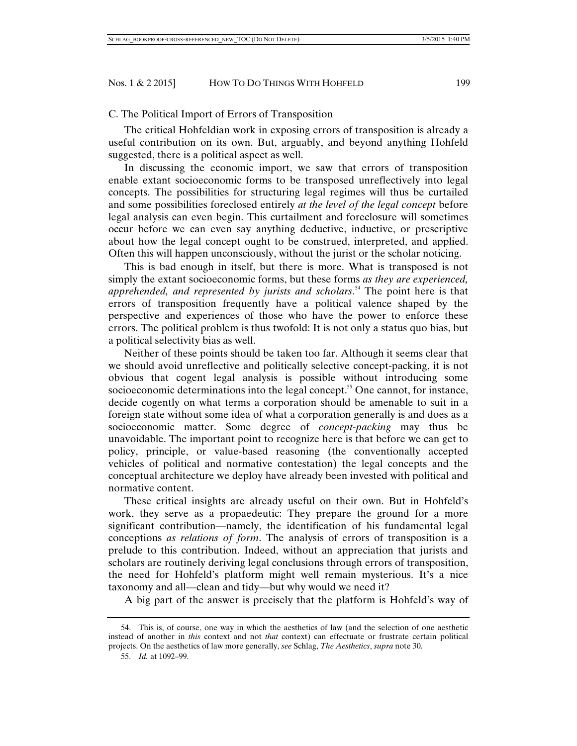### C. The Political Import of Errors of Transposition

The critical Hohfeldian work in exposing errors of transposition is already a useful contribution on its own. But, arguably, and beyond anything Hohfeld suggested, there is a political aspect as well.

In discussing the economic import, we saw that errors of transposition enable extant socioeconomic forms to be transposed unreflectively into legal concepts. The possibilities for structuring legal regimes will thus be curtailed and some possibilities foreclosed entirely *at the level of the legal concept* before legal analysis can even begin. This curtailment and foreclosure will sometimes occur before we can even say anything deductive, inductive, or prescriptive about how the legal concept ought to be construed, interpreted, and applied. Often this will happen unconsciously, without the jurist or the scholar noticing.

This is bad enough in itself, but there is more. What is transposed is not simply the extant socioeconomic forms, but these forms *as they are experienced, apprehended, and represented by jurists and scholars*.[54] The point here is that errors of transposition frequently have a political valence shaped by the perspective and experiences of those who have the power to enforce these errors. The political problem is thus twofold: It is not only a status quo bias, but a political selectivity bias as well.

Neither of these points should be taken too far. Although it seems clear that we should avoid unreflective and politically selective concept-packing, it is not obvious that cogent legal analysis is possible without introducing some socioeconomic determinations into the legal concept.[55] One cannot, for instance, decide cogently on what terms a corporation should be amenable to suit in a foreign state without some idea of what a corporation generally is and does as a socioeconomic matter. Some degree of *concept-packing* may thus be unavoidable. The important point to recognize here is that before we can get to policy, principle, or value-based reasoning (the conventionally accepted vehicles of political and normative contestation) the legal concepts and the conceptual architecture we deploy have already been invested with political and normative content.

These critical insights are already useful on their own. But in Hohfeld's work, they serve as a propaedeutic: They prepare the ground for a more significant contribution—namely, the identification of his fundamental legal conceptions *as relations of form*. The analysis of errors of transposition is a prelude to this contribution. Indeed, without an appreciation that jurists and scholars are routinely deriving legal conclusions through errors of transposition, the need for Hohfeld's platform might well remain mysterious. It's a nice taxonomy and all—clean and tidy—but why would we need it?

A big part of the answer is precisely that the platform is Hohfeld's way of

---

54. This is, of course, one way in which the aesthetics of law (and the selection of one aesthetic instead of another in *this* context and not *that* context) can effectuate or frustrate certain political projects. On the aesthetics of law more generally, *see* Schlag, *The Aesthetics*, *supra* note 30.

55. *Id.* at 1092–99.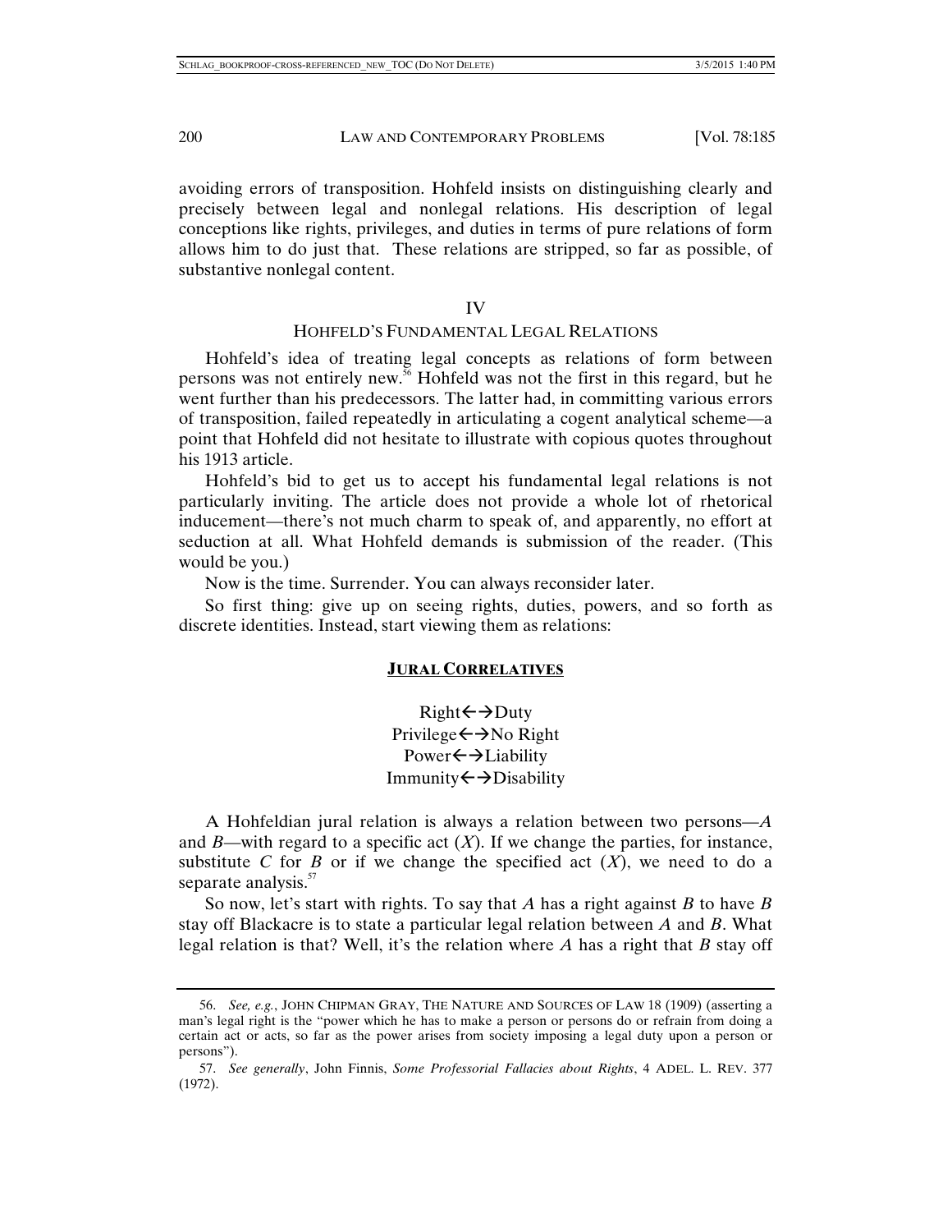avoiding errors of transposition. Hohfeld insists on distinguishing clearly and precisely between legal and nonlegal relations. His description of legal conceptions like rights, privileges, and duties in terms of pure relations of form allows him to do just that. These relations are stripped, so far as possible, of substantive nonlegal content.

## IV

## HOHFELD'S FUNDAMENTAL LEGAL RELATIONS

Hohfeld's idea of treating legal concepts as relations of form between persons was not entirely new.[56] Hohfeld was not the first in this regard, but he went further than his predecessors. The latter had, in committing various errors of transposition, failed repeatedly in articulating a cogent analytical scheme—a point that Hohfeld did not hesitate to illustrate with copious quotes throughout his 1913 article.

Hohfeld's bid to get us to accept his fundamental legal relations is not particularly inviting. The article does not provide a whole lot of rhetorical inducement—there's not much charm to speak of, and apparently, no effort at seduction at all. What Hohfeld demands is submission of the reader. (This would be you.)

Now is the time. Surrender. You can always reconsider later.

So first thing: give up on seeing rights, duties, powers, and so forth as discrete identities. Instead, start viewing them as relations:

**JURAL CORRELATIVES**

Right←→Duty
Privilege←→No Right
Power←→Liability
Immunity←→Disability

A Hohfeldian jural relation is always a relation between two persons—*A* and *B*—with regard to a specific act (*X*). If we change the parties, for instance, substitute *C* for *B* or if we change the specified act (*X*), we need to do a separate analysis.[57]

So now, let's start with rights. To say that *A* has a right against *B* to have *B* stay off Blackacre is to state a particular legal relation between *A* and *B*. What legal relation is that? Well, it's the relation where *A* has a right that *B* stay off

---

56. *See, e.g.*, JOHN CHIPMAN GRAY, THE NATURE AND SOURCES OF LAW 18 (1909) (asserting a man's legal right is the "power which he has to make a person or persons do or refrain from doing a certain act or acts, so far as the power arises from society imposing a legal duty upon a person or persons").

57. *See generally*, John Finnis, *Some Professorial Fallacies about Rights*, 4 ADEL. L. REV. 377 (1972).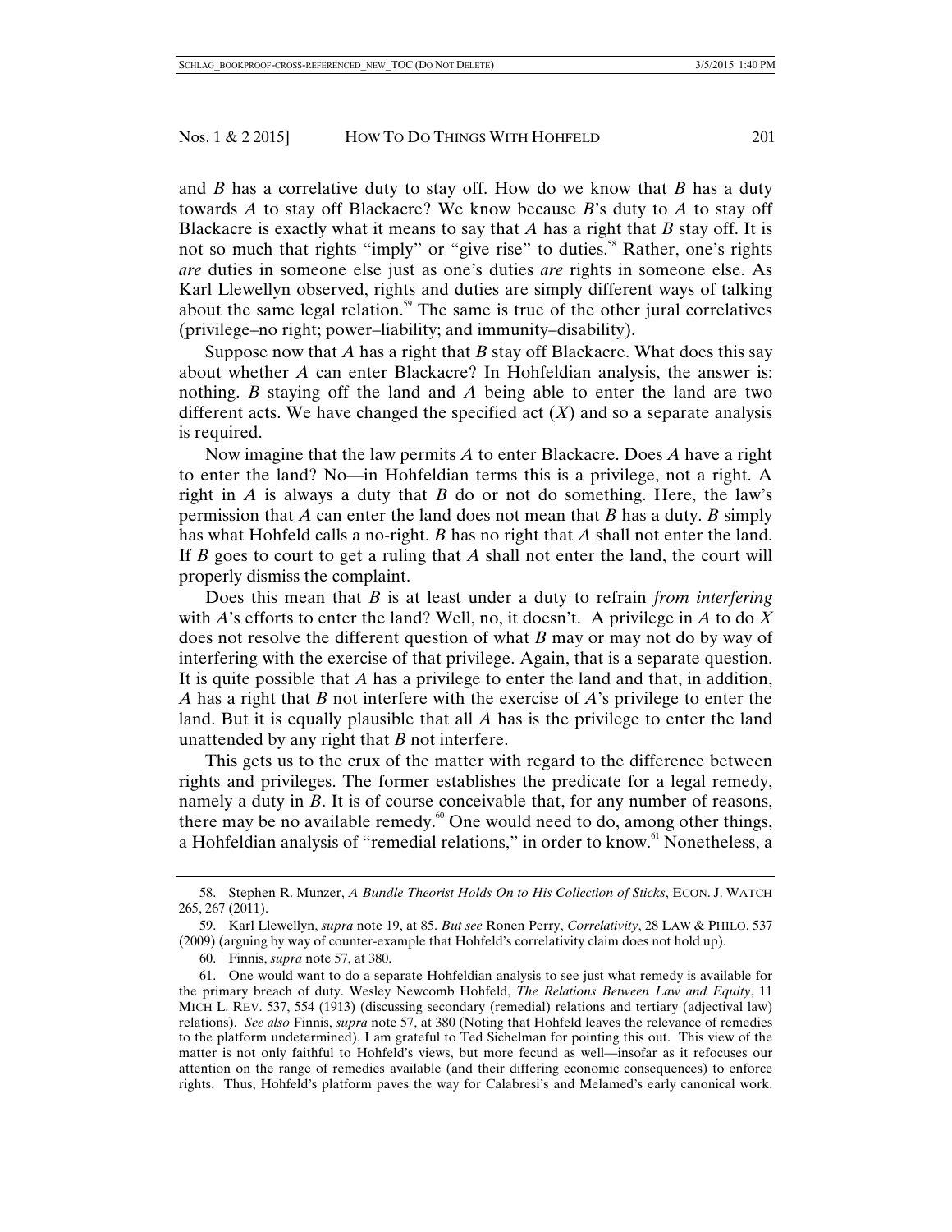and *B* has a correlative duty to stay off. How do we know that *B* has a duty towards *A* to stay off Blackacre? We know because *B*'s duty to *A* to stay off Blackacre is exactly what it means to say that *A* has a right that *B* stay off. It is not so much that rights "imply" or "give rise" to duties.[58] Rather, one's rights *are* duties in someone else just as one's duties *are* rights in someone else. As Karl Llewellyn observed, rights and duties are simply different ways of talking about the same legal relation.[59] The same is true of the other jural correlatives (privilege–no right; power–liability; and immunity–disability).

Suppose now that *A* has a right that *B* stay off Blackacre. What does this say about whether *A* can enter Blackacre? In Hohfeldian analysis, the answer is: nothing. *B* staying off the land and *A* being able to enter the land are two different acts. We have changed the specified act (*X*) and so a separate analysis is required.

Now imagine that the law permits *A* to enter Blackacre. Does *A* have a right to enter the land? No—in Hohfeldian terms this is a privilege, not a right. A right in *A* is always a duty that *B* do or not do something. Here, the law's permission that *A* can enter the land does not mean that *B* has a duty. *B* simply has what Hohfeld calls a no-right. *B* has no right that *A* shall not enter the land. If *B* goes to court to get a ruling that *A* shall not enter the land, the court will properly dismiss the complaint.

Does this mean that *B* is at least under a duty to refrain *from interfering* with *A*'s efforts to enter the land? Well, no, it doesn't. A privilege in *A* to do *X* does not resolve the different question of what *B* may or may not do by way of interfering with the exercise of that privilege. Again, that is a separate question. It is quite possible that *A* has a privilege to enter the land and that, in addition, *A* has a right that *B* not interfere with the exercise of *A*'s privilege to enter the land. But it is equally plausible that all *A* has is the privilege to enter the land unattended by any right that *B* not interfere.

This gets us to the crux of the matter with regard to the difference between rights and privileges. The former establishes the predicate for a legal remedy, namely a duty in *B*. It is of course conceivable that, for any number of reasons, there may be no available remedy.[60] One would need to do, among other things, a Hohfeldian analysis of "remedial relations," in order to know.[61] Nonetheless, a

---

58. Stephen R. Munzer, *A Bundle Theorist Holds On to His Collection of Sticks*, ECON. J. WATCH 265, 267 (2011).

59. Karl Llewellyn, *supra* note 19, at 85. *But see* Ronen Perry, *Correlativity*, 28 LAW & PHILO. 537 (2009) (arguing by way of counter-example that Hohfeld's correlativity claim does not hold up).

60. Finnis, *supra* note 57, at 380.

61. One would want to do a separate Hohfeldian analysis to see just what remedy is available for the primary breach of duty. Wesley Newcomb Hohfeld, *The Relations Between Law and Equity*, 11 MICH L. REV. 537, 554 (1913) (discussing secondary (remedial) relations and tertiary (adjectival law) relations). *See also* Finnis, *supra* note 57, at 380 (Noting that Hohfeld leaves the relevance of remedies to the platform undetermined). I am grateful to Ted Sichelman for pointing this out. This view of the matter is not only faithful to Hohfeld's views, but more fecund as well—insofar as it refocuses our attention on the range of remedies available (and their differing economic consequences) to enforce rights. Thus, Hohfeld's platform paves the way for Calabresi's and Melamed's early canonical work.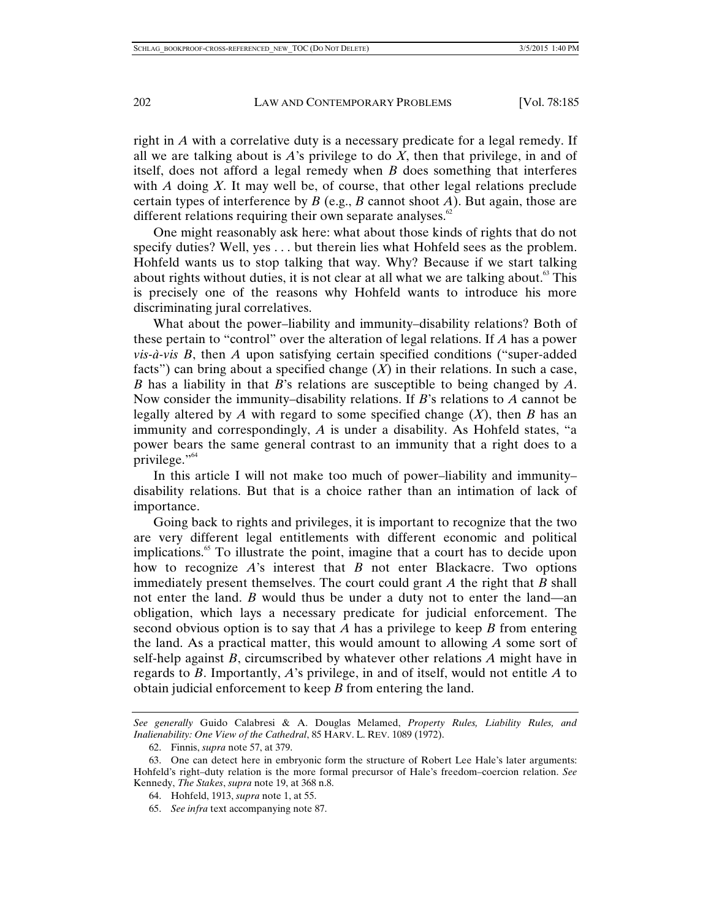right in *A* with a correlative duty is a necessary predicate for a legal remedy. If all we are talking about is *A*'s privilege to do *X*, then that privilege, in and of itself, does not afford a legal remedy when *B* does something that interferes with *A* doing *X*. It may well be, of course, that other legal relations preclude certain types of interference by *B* (e.g., *B* cannot shoot *A*). But again, those are different relations requiring their own separate analyses.[62]

One might reasonably ask here: what about those kinds of rights that do not specify duties? Well, yes . . . but therein lies what Hohfeld sees as the problem. Hohfeld wants us to stop talking that way. Why? Because if we start talking about rights without duties, it is not clear at all what we are talking about.[63] This is precisely one of the reasons why Hohfeld wants to introduce his more discriminating jural correlatives.

What about the power–liability and immunity–disability relations? Both of these pertain to "control" over the alteration of legal relations. If *A* has a power *vis-à-vis B*, then *A* upon satisfying certain specified conditions ("super-added facts") can bring about a specified change (*X*) in their relations. In such a case, *B* has a liability in that *B*'s relations are susceptible to being changed by *A*. Now consider the immunity–disability relations. If *B*'s relations to *A* cannot be legally altered by *A* with regard to some specified change (*X*), then *B* has an immunity and correspondingly, *A* is under a disability. As Hohfeld states, "a power bears the same general contrast to an immunity that a right does to a privilege."[64]

In this article I will not make too much of power–liability and immunity–disability relations. But that is a choice rather than an intimation of lack of importance.

Going back to rights and privileges, it is important to recognize that the two are very different legal entitlements with different economic and political implications.[65] To illustrate the point, imagine that a court has to decide upon how to recognize *A*'s interest that *B* not enter Blackacre. Two options immediately present themselves. The court could grant *A* the right that *B* shall not enter the land. *B* would thus be under a duty not to enter the land—an obligation, which lays a necessary predicate for judicial enforcement. The second obvious option is to say that *A* has a privilege to keep *B* from entering the land. As a practical matter, this would amount to allowing *A* some sort of self-help against *B*, circumscribed by whatever other relations *A* might have in regards to *B*. Importantly, *A*'s privilege, in and of itself, would not entitle *A* to obtain judicial enforcement to keep *B* from entering the land.

---

*See generally* Guido Calabresi & A. Douglas Melamed, *Property Rules, Liability Rules, and Inalienability: One View of the Cathedral*, 85 HARV. L. REV. 1089 (1972).

62. Finnis, *supra* note 57, at 379.

63. One can detect here in embryonic form the structure of Robert Lee Hale's later arguments: Hohfeld's right–duty relation is the more formal precursor of Hale's freedom–coercion relation. *See* Kennedy, *The Stakes*, *supra* note 19, at 368 n.8.

64. Hohfeld, 1913, *supra* note 1, at 55.

65. *See infra* text accompanying note 87.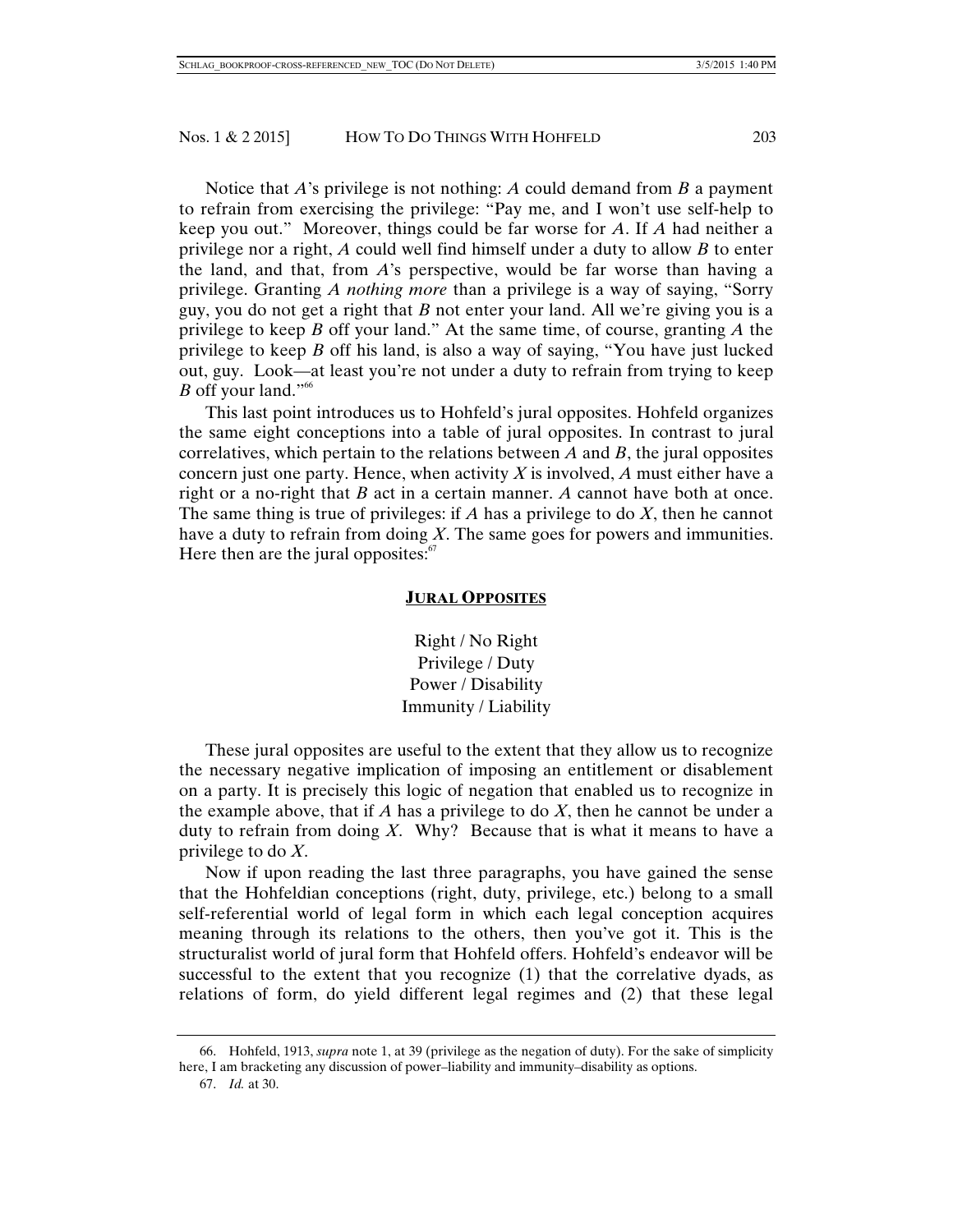Notice that *A*'s privilege is not nothing: *A* could demand from *B* a payment to refrain from exercising the privilege: "Pay me, and I won't use self-help to keep you out." Moreover, things could be far worse for *A*. If *A* had neither a privilege nor a right, *A* could well find himself under a duty to allow *B* to enter the land, and that, from *A*'s perspective, would be far worse than having a privilege. Granting *A nothing more* than a privilege is a way of saying, "Sorry guy, you do not get a right that *B* not enter your land. All we're giving you is a privilege to keep *B* off your land." At the same time, of course, granting *A* the privilege to keep *B* off his land, is also a way of saying, "You have just lucked out, guy. Look—at least you're not under a duty to refrain from trying to keep *B* off your land."[66]

This last point introduces us to Hohfeld's jural opposites. Hohfeld organizes the same eight conceptions into a table of jural opposites. In contrast to jural correlatives, which pertain to the relations between *A* and *B*, the jural opposites concern just one party. Hence, when activity *X* is involved, *A* must either have a right or a no-right that *B* act in a certain manner. *A* cannot have both at once. The same thing is true of privileges: if *A* has a privilege to do *X*, then he cannot have a duty to refrain from doing *X*. The same goes for powers and immunities. Here then are the jural opposites:[67]

**JURAL OPPOSITES**

Right / No Right
Privilege / Duty
Power / Disability
Immunity / Liability

These jural opposites are useful to the extent that they allow us to recognize the necessary negative implication of imposing an entitlement or disablement on a party. It is precisely this logic of negation that enabled us to recognize in the example above, that if *A* has a privilege to do *X*, then he cannot be under a duty to refrain from doing *X*. Why? Because that is what it means to have a privilege to do *X*.

Now if upon reading the last three paragraphs, you have gained the sense that the Hohfeldian conceptions (right, duty, privilege, etc.) belong to a small self-referential world of legal form in which each legal conception acquires meaning through its relations to the others, then you've got it. This is the structuralist world of jural form that Hohfeld offers. Hohfeld's endeavor will be successful to the extent that you recognize (1) that the correlative dyads, as relations of form, do yield different legal regimes and (2) that these legal

66. Hohfeld, 1913, *supra* note 1, at 39 (privilege as the negation of duty). For the sake of simplicity here, I am bracketing any discussion of power–liability and immunity–disability as options.

67. *Id.* at 30.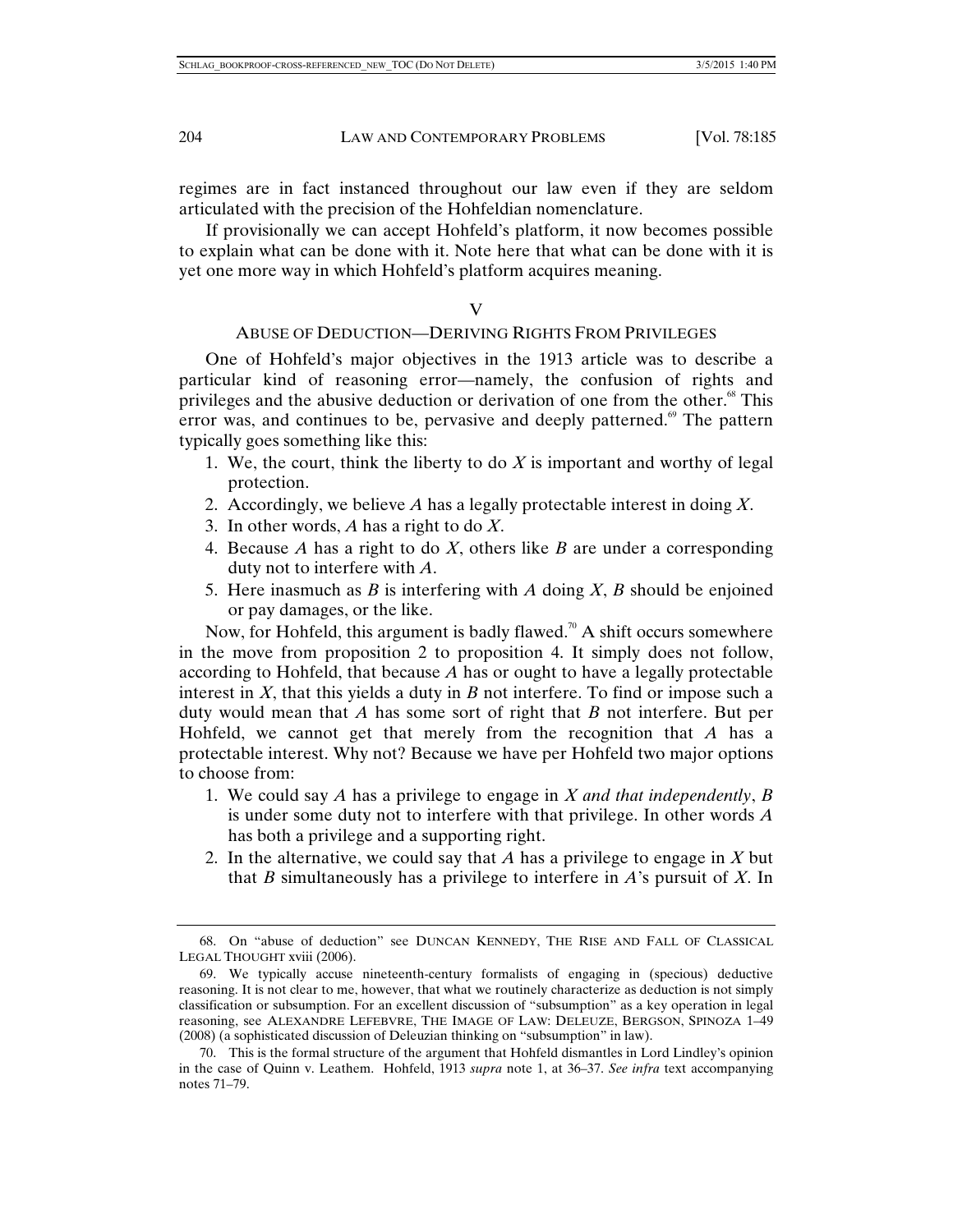regimes are in fact instanced throughout our law even if they are seldom articulated with the precision of the Hohfeldian nomenclature.

If provisionally we can accept Hohfeld's platform, it now becomes possible to explain what can be done with it. Note here that what can be done with it is yet one more way in which Hohfeld's platform acquires meaning.

## V

## ABUSE OF DEDUCTION—DERIVING RIGHTS FROM PRIVILEGES

One of Hohfeld's major objectives in the 1913 article was to describe a particular kind of reasoning error—namely, the confusion of rights and privileges and the abusive deduction or derivation of one from the other.[68] This error was, and continues to be, pervasive and deeply patterned.[69] The pattern typically goes something like this:

1. We, the court, think the liberty to do *X* is important and worthy of legal protection.
2. Accordingly, we believe *A* has a legally protectable interest in doing *X*.
3. In other words, *A* has a right to do *X*.
4. Because *A* has a right to do *X*, others like *B* are under a corresponding duty not to interfere with *A*.
5. Here inasmuch as *B* is interfering with *A* doing *X*, *B* should be enjoined or pay damages, or the like.

Now, for Hohfeld, this argument is badly flawed.[70] A shift occurs somewhere in the move from proposition 2 to proposition 4. It simply does not follow, according to Hohfeld, that because *A* has or ought to have a legally protectable interest in *X*, that this yields a duty in *B* not interfere. To find or impose such a duty would mean that *A* has some sort of right that *B* not interfere. But per Hohfeld, we cannot get that merely from the recognition that *A* has a protectable interest. Why not? Because we have per Hohfeld two major options to choose from:

1. We could say *A* has a privilege to engage in *X and that independently*, *B* is under some duty not to interfere with that privilege. In other words *A* has both a privilege and a supporting right.
2. In the alternative, we could say that *A* has a privilege to engage in *X* but that *B* simultaneously has a privilege to interfere in *A*'s pursuit of *X*. In

---

68. On "abuse of deduction" see DUNCAN KENNEDY, THE RISE AND FALL OF CLASSICAL LEGAL THOUGHT xviii (2006).

69. We typically accuse nineteenth-century formalists of engaging in (specious) deductive reasoning. It is not clear to me, however, that what we routinely characterize as deduction is not simply classification or subsumption. For an excellent discussion of "subsumption" as a key operation in legal reasoning, see ALEXANDRE LEFEBVRE, THE IMAGE OF LAW: DELEUZE, BERGSON, SPINOZA 1–49 (2008) (a sophisticated discussion of Deleuzian thinking on "subsumption" in law).

70. This is the formal structure of the argument that Hohfeld dismantles in Lord Lindley's opinion in the case of Quinn v. Leathem. Hohfeld, 1913 *supra* note 1, at 36–37. *See infra* text accompanying notes 71–79.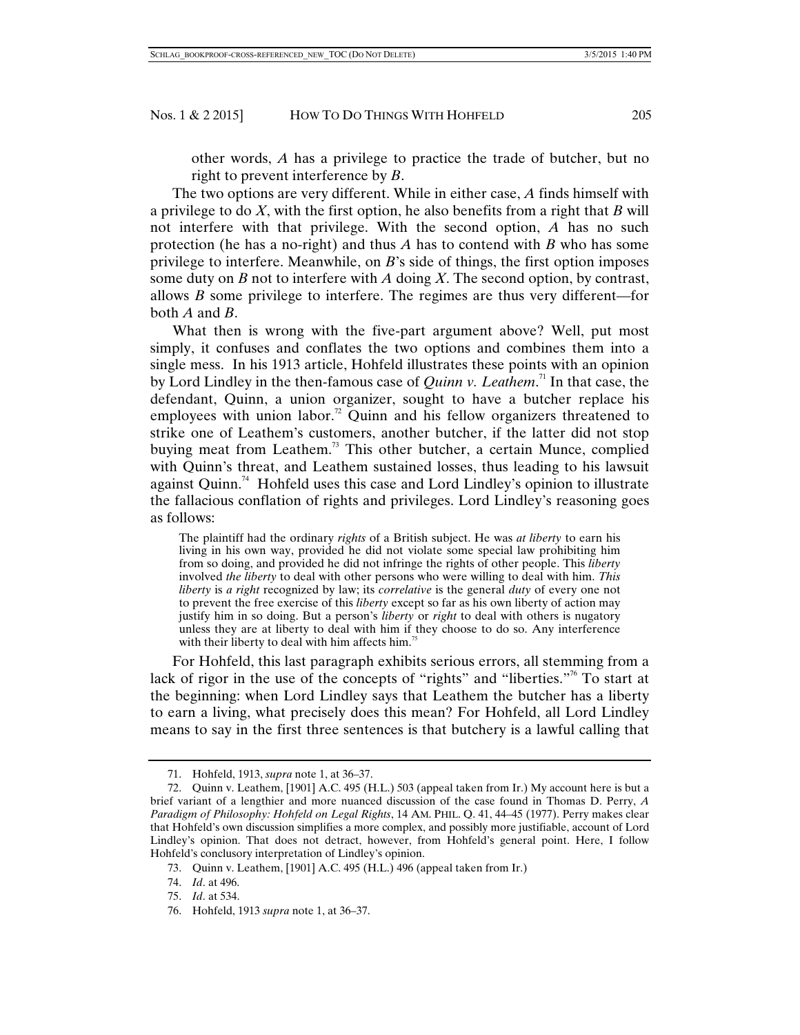other words, *A* has a privilege to practice the trade of butcher, but no right to prevent interference by *B*.

The two options are very different. While in either case, *A* finds himself with a privilege to do *X*, with the first option, he also benefits from a right that *B* will not interfere with that privilege. With the second option, *A* has no such protection (he has a no-right) and thus *A* has to contend with *B* who has some privilege to interfere. Meanwhile, on *B*'s side of things, the first option imposes some duty on *B* not to interfere with *A* doing *X*. The second option, by contrast, allows *B* some privilege to interfere. The regimes are thus very different—for both *A* and *B*.

What then is wrong with the five-part argument above? Well, put most simply, it confuses and conflates the two options and combines them into a single mess. In his 1913 article, Hohfeld illustrates these points with an opinion by Lord Lindley in the then-famous case of *Quinn v. Leathem*.[71] In that case, the defendant, Quinn, a union organizer, sought to have a butcher replace his employees with union labor.[72] Quinn and his fellow organizers threatened to strike one of Leathem's customers, another butcher, if the latter did not stop buying meat from Leathem.[73] This other butcher, a certain Munce, complied with Quinn's threat, and Leathem sustained losses, thus leading to his lawsuit against Quinn.[74] Hohfeld uses this case and Lord Lindley's opinion to illustrate the fallacious conflation of rights and privileges. Lord Lindley's reasoning goes as follows:

> The plaintiff had the ordinary *rights* of a British subject. He was *at liberty* to earn his living in his own way, provided he did not violate some special law prohibiting him from so doing, and provided he did not infringe the rights of other people. This *liberty* involved *the liberty* to deal with other persons who were willing to deal with him. *This liberty* is *a right* recognized by law; its *correlative* is the general *duty* of every one not to prevent the free exercise of this *liberty* except so far as his own liberty of action may justify him in so doing. But a person's *liberty* or *right* to deal with others is nugatory unless they are at liberty to deal with him if they choose to do so. Any interference with their liberty to deal with him affects him.[75]

For Hohfeld, this last paragraph exhibits serious errors, all stemming from a lack of rigor in the use of the concepts of "rights" and "liberties."[76] To start at the beginning: when Lord Lindley says that Leathem the butcher has a liberty to earn a living, what precisely does this mean? For Hohfeld, all Lord Lindley means to say in the first three sentences is that butchery is a lawful calling that

---

71. Hohfeld, 1913, *supra* note 1, at 36–37.

72. Quinn v. Leathem, [1901] A.C. 495 (H.L.) 503 (appeal taken from Ir.) My account here is but a brief variant of a lengthier and more nuanced discussion of the case found in Thomas D. Perry, *A Paradigm of Philosophy: Hohfeld on Legal Rights*, 14 AM. PHIL. Q. 41, 44–45 (1977). Perry makes clear that Hohfeld's own discussion simplifies a more complex, and possibly more justifiable, account of Lord Lindley's opinion. That does not detract, however, from Hohfeld's general point. Here, I follow Hohfeld's conclusory interpretation of Lindley's opinion.

73. Quinn v. Leathem, [1901] A.C. 495 (H.L.) 496 (appeal taken from Ir.)

74. *Id*. at 496.

75. *Id*. at 534.

76. Hohfeld, 1913 *supra* note 1, at 36–37.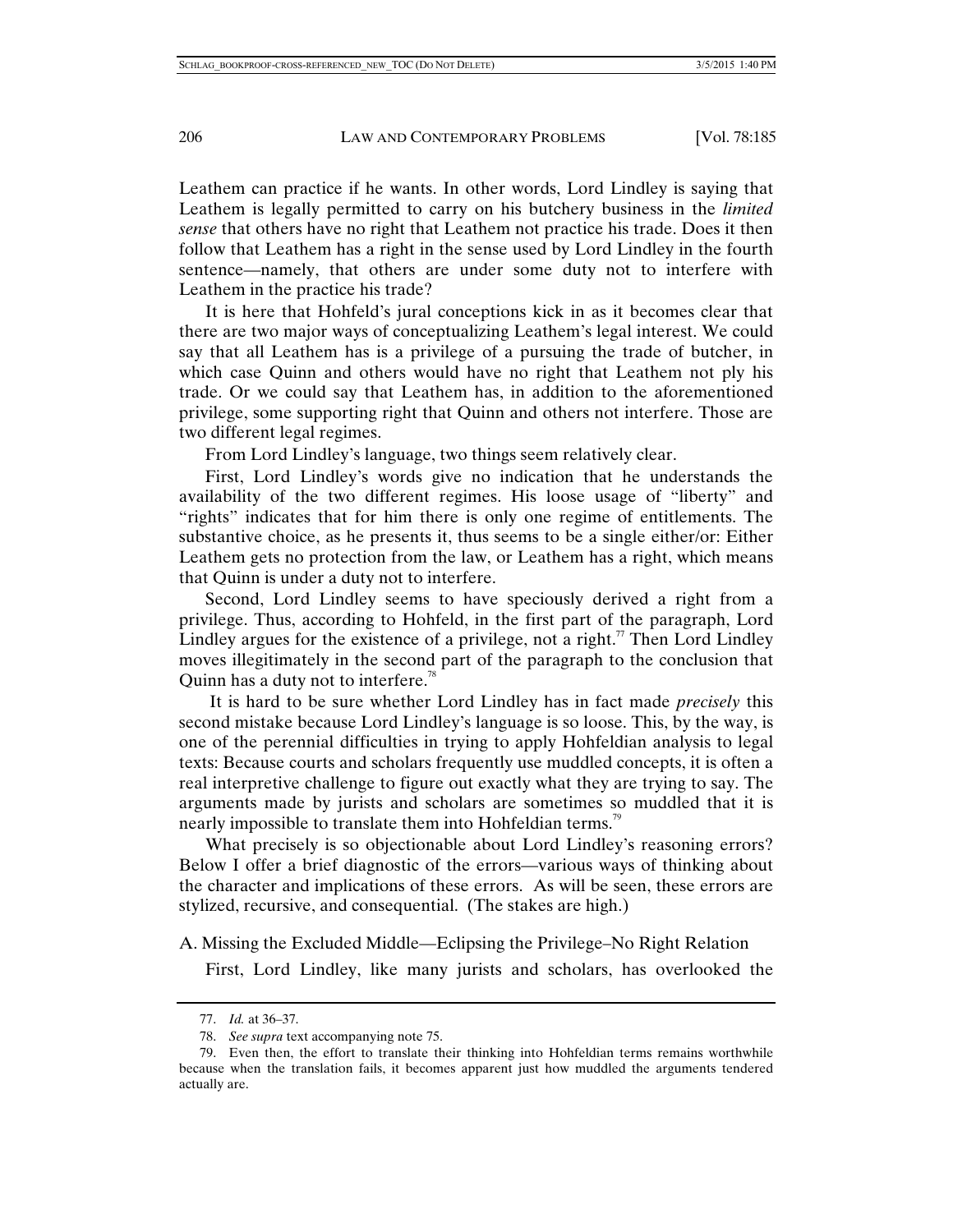Leathem can practice if he wants. In other words, Lord Lindley is saying that Leathem is legally permitted to carry on his butchery business in the *limited sense* that others have no right that Leathem not practice his trade. Does it then follow that Leathem has a right in the sense used by Lord Lindley in the fourth sentence—namely, that others are under some duty not to interfere with Leathem in the practice his trade?

It is here that Hohfeld's jural conceptions kick in as it becomes clear that there are two major ways of conceptualizing Leathem's legal interest. We could say that all Leathem has is a privilege of a pursuing the trade of butcher, in which case Quinn and others would have no right that Leathem not ply his trade. Or we could say that Leathem has, in addition to the aforementioned privilege, some supporting right that Quinn and others not interfere. Those are two different legal regimes.

From Lord Lindley's language, two things seem relatively clear.

First, Lord Lindley's words give no indication that he understands the availability of the two different regimes. His loose usage of "liberty" and "rights" indicates that for him there is only one regime of entitlements. The substantive choice, as he presents it, thus seems to be a single either/or: Either Leathem gets no protection from the law, or Leathem has a right, which means that Quinn is under a duty not to interfere.

Second, Lord Lindley seems to have speciously derived a right from a privilege. Thus, according to Hohfeld, in the first part of the paragraph, Lord Lindley argues for the existence of a privilege, not a right.[77] Then Lord Lindley moves illegitimately in the second part of the paragraph to the conclusion that Quinn has a duty not to interfere.[78]

It is hard to be sure whether Lord Lindley has in fact made *precisely* this second mistake because Lord Lindley's language is so loose. This, by the way, is one of the perennial difficulties in trying to apply Hohfeldian analysis to legal texts: Because courts and scholars frequently use muddled concepts, it is often a real interpretive challenge to figure out exactly what they are trying to say. The arguments made by jurists and scholars are sometimes so muddled that it is nearly impossible to translate them into Hohfeldian terms.[79]

What precisely is so objectionable about Lord Lindley's reasoning errors? Below I offer a brief diagnostic of the errors—various ways of thinking about the character and implications of these errors. As will be seen, these errors are stylized, recursive, and consequential. (The stakes are high.)

### A. Missing the Excluded Middle—Eclipsing the Privilege–No Right Relation

First, Lord Lindley, like many jurists and scholars, has overlooked the

---

77. *Id.* at 36–37.

78. *See supra* text accompanying note 75.

79. Even then, the effort to translate their thinking into Hohfeldian terms remains worthwhile because when the translation fails, it becomes apparent just how muddled the arguments tendered actually are.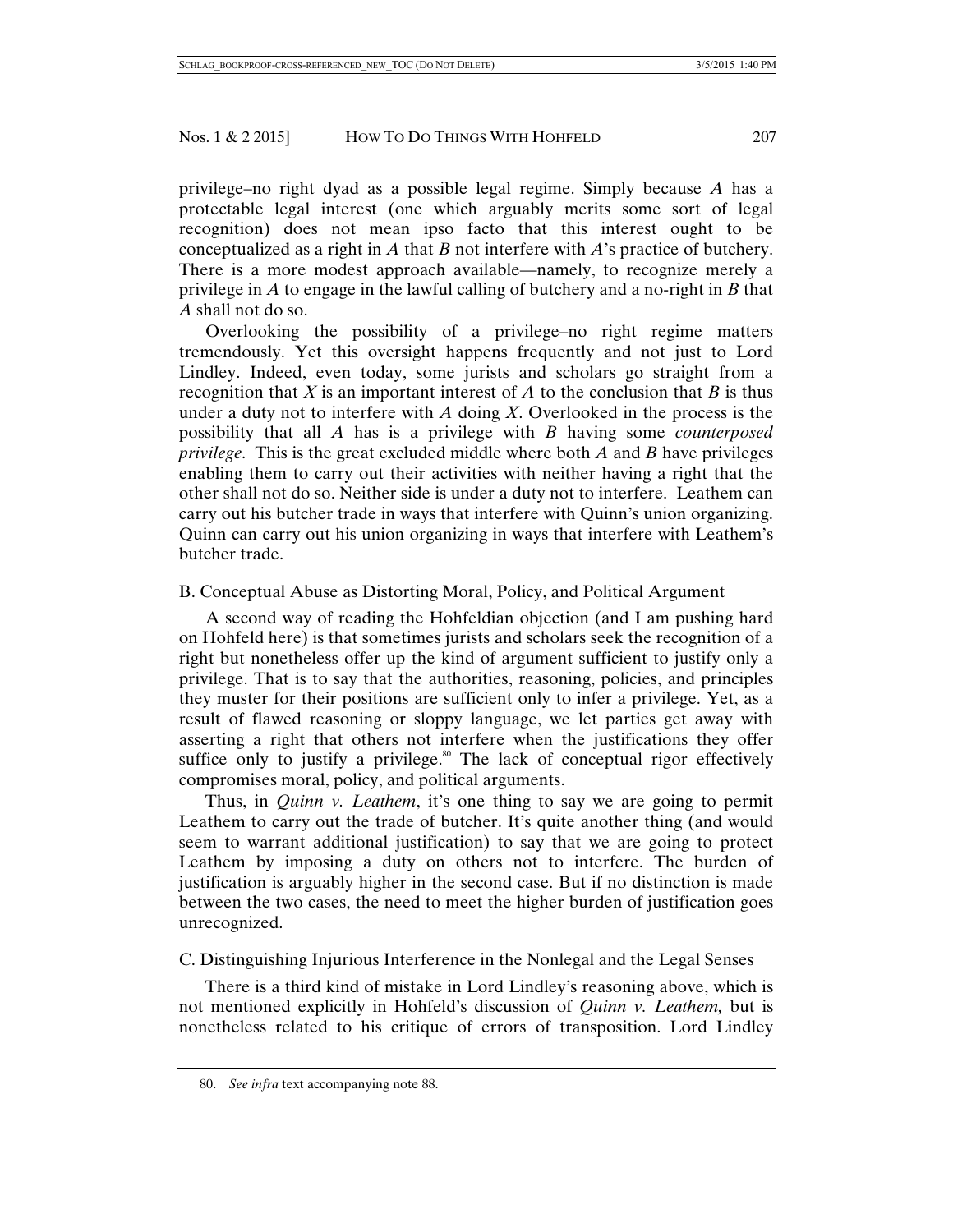privilege–no right dyad as a possible legal regime. Simply because *A* has a protectable legal interest (one which arguably merits some sort of legal recognition) does not mean ipso facto that this interest ought to be conceptualized as a right in *A* that *B* not interfere with *A*'s practice of butchery. There is a more modest approach available—namely, to recognize merely a privilege in *A* to engage in the lawful calling of butchery and a no-right in *B* that *A* shall not do so.

Overlooking the possibility of a privilege–no right regime matters tremendously. Yet this oversight happens frequently and not just to Lord Lindley. Indeed, even today, some jurists and scholars go straight from a recognition that *X* is an important interest of *A* to the conclusion that *B* is thus under a duty not to interfere with *A* doing *X*. Overlooked in the process is the possibility that all *A* has is a privilege with *B* having some *counterposed privilege*. This is the great excluded middle where both *A* and *B* have privileges enabling them to carry out their activities with neither having a right that the other shall not do so. Neither side is under a duty not to interfere. Leathem can carry out his butcher trade in ways that interfere with Quinn's union organizing. Quinn can carry out his union organizing in ways that interfere with Leathem's butcher trade.

## B. Conceptual Abuse as Distorting Moral, Policy, and Political Argument

A second way of reading the Hohfeldian objection (and I am pushing hard on Hohfeld here) is that sometimes jurists and scholars seek the recognition of a right but nonetheless offer up the kind of argument sufficient to justify only a privilege. That is to say that the authorities, reasoning, policies, and principles they muster for their positions are sufficient only to infer a privilege. Yet, as a result of flawed reasoning or sloppy language, we let parties get away with asserting a right that others not interfere when the justifications they offer suffice only to justify a privilege.[80] The lack of conceptual rigor effectively compromises moral, policy, and political arguments.

Thus, in *Quinn v. Leathem*, it's one thing to say we are going to permit Leathem to carry out the trade of butcher. It's quite another thing (and would seem to warrant additional justification) to say that we are going to protect Leathem by imposing a duty on others not to interfere. The burden of justification is arguably higher in the second case. But if no distinction is made between the two cases, the need to meet the higher burden of justification goes unrecognized.

## C. Distinguishing Injurious Interference in the Nonlegal and the Legal Senses

There is a third kind of mistake in Lord Lindley's reasoning above, which is not mentioned explicitly in Hohfeld's discussion of *Quinn v. Leathem,* but is nonetheless related to his critique of errors of transposition. Lord Lindley

---

80. *See infra* text accompanying note 88.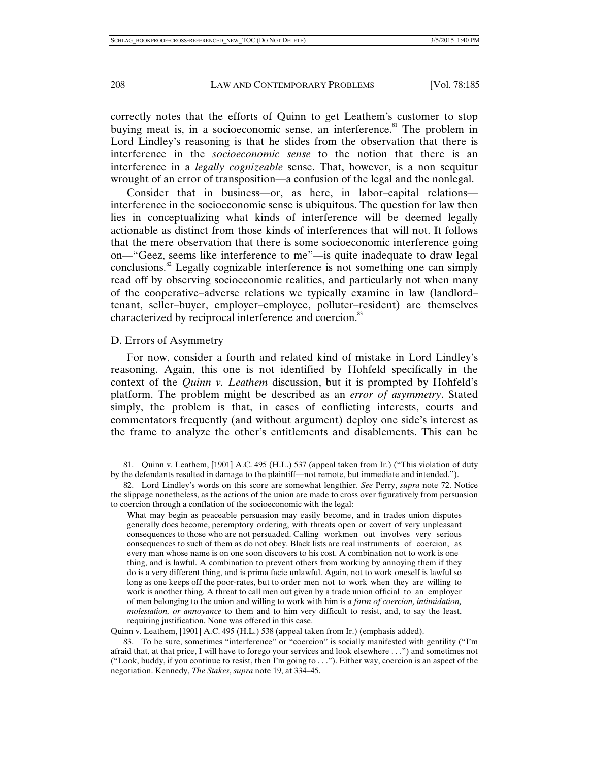correctly notes that the efforts of Quinn to get Leathem's customer to stop buying meat is, in a socioeconomic sense, an interference.[81] The problem in Lord Lindley's reasoning is that he slides from the observation that there is interference in the *socioeconomic sense* to the notion that there is an interference in a *legally cognizeable* sense. That, however, is a non sequitur wrought of an error of transposition—a confusion of the legal and the nonlegal.

Consider that in business—or, as here, in labor–capital relations—interference in the socioeconomic sense is ubiquitous. The question for law then lies in conceptualizing what kinds of interference will be deemed legally actionable as distinct from those kinds of interferences that will not. It follows that the mere observation that there is some socioeconomic interference going on—"Geez, seems like interference to me"—is quite inadequate to draw legal conclusions.[82] Legally cognizable interference is not something one can simply read off by observing socioeconomic realities, and particularly not when many of the cooperative–adverse relations we typically examine in law (landlord–tenant, seller–buyer, employer–employee, polluter–resident) are themselves characterized by reciprocal interference and coercion.[83]

### D. Errors of Asymmetry

For now, consider a fourth and related kind of mistake in Lord Lindley's reasoning. Again, this one is not identified by Hohfeld specifically in the context of the *Quinn v. Leathem* discussion, but it is prompted by Hohfeld's platform. The problem might be described as an *error of asymmetry*. Stated simply, the problem is that, in cases of conflicting interests, courts and commentators frequently (and without argument) deploy one side's interest as the frame to analyze the other's entitlements and disablements. This can be

---

81. Quinn v. Leathem, [1901] A.C. 495 (H.L.) 537 (appeal taken from Ir.) ("This violation of duty by the defendants resulted in damage to the plaintiff—not remote, but immediate and intended.").

82. Lord Lindley's words on this score are somewhat lengthier. *See* Perry, *supra* note 72. Notice the slippage nonetheless, as the actions of the union are made to cross over figuratively from persuasion to coercion through a conflation of the socioeconomic with the legal:

> What may begin as peaceable persuasion may easily become, and in trades union disputes generally does become, peremptory ordering, with threats open or covert of very unpleasant consequences to those who are not persuaded. Calling workmen out involves very serious consequences to such of them as do not obey. Black lists are real instruments of coercion, as every man whose name is on one soon discovers to his cost. A combination not to work is one thing, and is lawful. A combination to prevent others from working by annoying them if they do is a very different thing, and is prima facie unlawful. Again, not to work oneself is lawful so long as one keeps off the poor-rates, but to order men not to work when they are willing to work is another thing. A threat to call men out given by a trade union official to an employer of men belonging to the union and willing to work with him is *a form of coercion, intimidation, molestation, or annoyance* to them and to him very difficult to resist, and, to say the least, requiring justification. None was offered in this case.

Quinn v. Leathem, [1901] A.C. 495 (H.L.) 538 (appeal taken from Ir.) (emphasis added).

83. To be sure, sometimes "interference" or "coercion" is socially manifested with gentility ("I'm afraid that, at that price, I will have to forego your services and look elsewhere . . .") and sometimes not ("Look, buddy, if you continue to resist, then I'm going to . . ."). Either way, coercion is an aspect of the negotiation. Kennedy, *The Stakes*, *supra* note 19, at 334–45.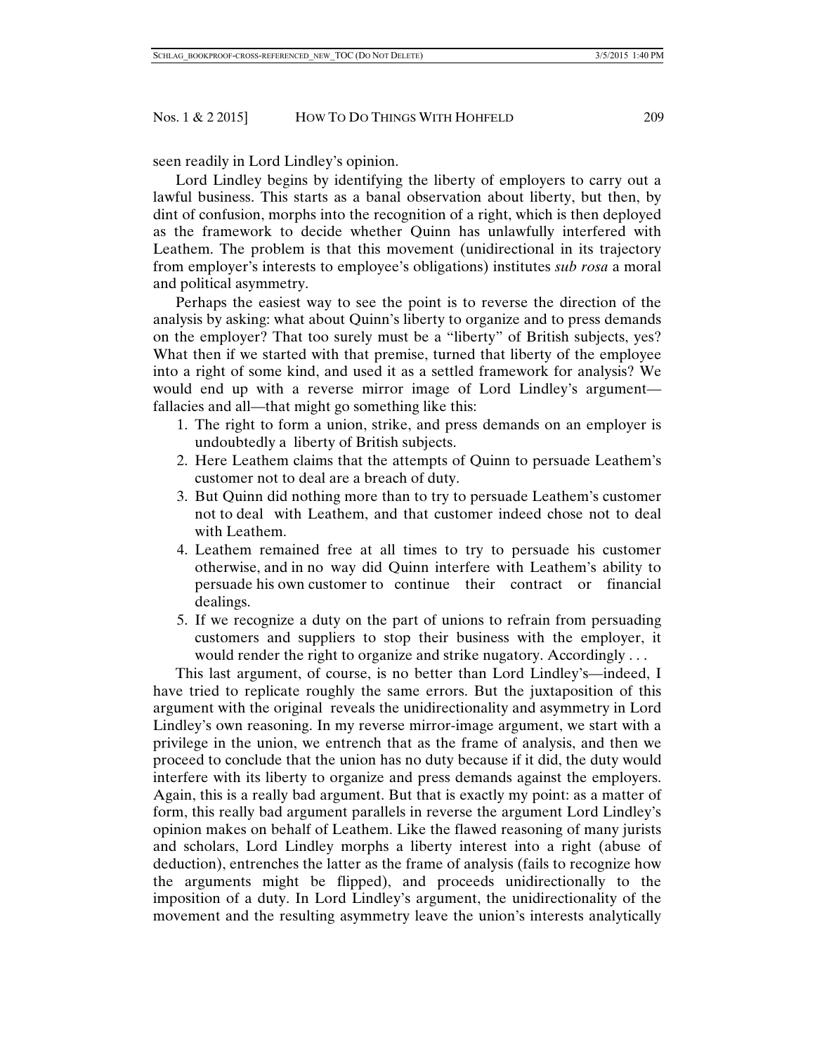seen readily in Lord Lindley's opinion.

Lord Lindley begins by identifying the liberty of employers to carry out a lawful business. This starts as a banal observation about liberty, but then, by dint of confusion, morphs into the recognition of a right, which is then deployed as the framework to decide whether Quinn has unlawfully interfered with Leathem. The problem is that this movement (unidirectional in its trajectory from employer's interests to employee's obligations) institutes *sub rosa* a moral and political asymmetry.

Perhaps the easiest way to see the point is to reverse the direction of the analysis by asking: what about Quinn's liberty to organize and to press demands on the employer? That too surely must be a "liberty" of British subjects, yes? What then if we started with that premise, turned that liberty of the employee into a right of some kind, and used it as a settled framework for analysis? We would end up with a reverse mirror image of Lord Lindley's argument—fallacies and all—that might go something like this:

1. The right to form a union, strike, and press demands on an employer is undoubtedly a liberty of British subjects.
2. Here Leathem claims that the attempts of Quinn to persuade Leathem's customer not to deal are a breach of duty.
3. But Quinn did nothing more than to try to persuade Leathem's customer not to deal with Leathem, and that customer indeed chose not to deal with Leathem.
4. Leathem remained free at all times to try to persuade his customer otherwise, and in no way did Quinn interfere with Leathem's ability to persuade his own customer to continue their contract or financial dealings.
5. If we recognize a duty on the part of unions to refrain from persuading customers and suppliers to stop their business with the employer, it would render the right to organize and strike nugatory. Accordingly . . .

This last argument, of course, is no better than Lord Lindley's—indeed, I have tried to replicate roughly the same errors. But the juxtaposition of this argument with the original reveals the unidirectionality and asymmetry in Lord Lindley's own reasoning. In my reverse mirror-image argument, we start with a privilege in the union, we entrench that as the frame of analysis, and then we proceed to conclude that the union has no duty because if it did, the duty would interfere with its liberty to organize and press demands against the employers. Again, this is a really bad argument. But that is exactly my point: as a matter of form, this really bad argument parallels in reverse the argument Lord Lindley's opinion makes on behalf of Leathem. Like the flawed reasoning of many jurists and scholars, Lord Lindley morphs a liberty interest into a right (abuse of deduction), entrenches the latter as the frame of analysis (fails to recognize how the arguments might be flipped), and proceeds unidirectionally to the imposition of a duty. In Lord Lindley's argument, the unidirectionality of the movement and the resulting asymmetry leave the union's interests analytically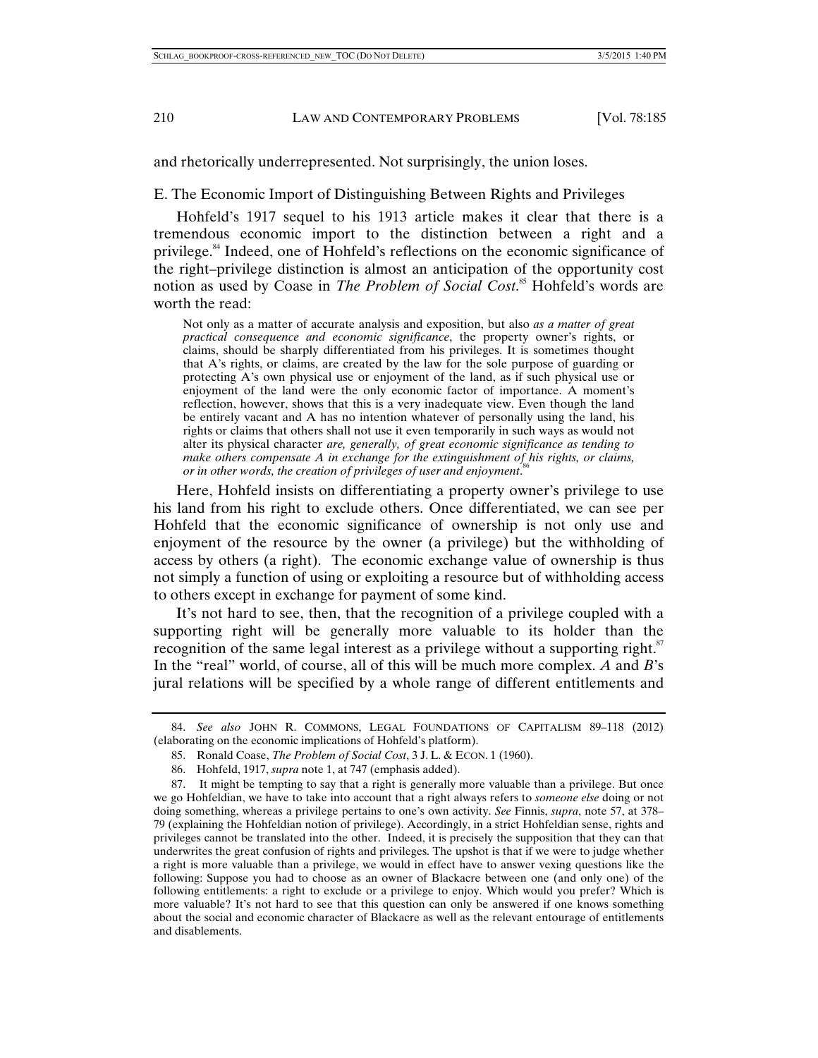and rhetorically underrepresented. Not surprisingly, the union loses.

### E. The Economic Import of Distinguishing Between Rights and Privileges

Hohfeld's 1917 sequel to his 1913 article makes it clear that there is a tremendous economic import to the distinction between a right and a privilege.[84] Indeed, one of Hohfeld's reflections on the economic significance of the right–privilege distinction is almost an anticipation of the opportunity cost notion as used by Coase in *The Problem of Social Cost*.[85] Hohfeld's words are worth the read:

> Not only as a matter of accurate analysis and exposition, but also *as a matter of great practical consequence and economic significance*, the property owner's rights, or claims, should be sharply differentiated from his privileges. It is sometimes thought that A's rights, or claims, are created by the law for the sole purpose of guarding or protecting A's own physical use or enjoyment of the land, as if such physical use or enjoyment of the land were the only economic factor of importance. A moment's reflection, however, shows that this is a very inadequate view. Even though the land be entirely vacant and A has no intention whatever of personally using the land, his rights or claims that others shall not use it even temporarily in such ways as would not alter its physical character *are, generally, of great economic significance as tending to make others compensate A in exchange for the extinguishment of his rights, or claims, or in other words, the creation of privileges of user and enjoyment*.[86]

Here, Hohfeld insists on differentiating a property owner's privilege to use his land from his right to exclude others. Once differentiated, we can see per Hohfeld that the economic significance of ownership is not only use and enjoyment of the resource by the owner (a privilege) but the withholding of access by others (a right). The economic exchange value of ownership is thus not simply a function of using or exploiting a resource but of withholding access to others except in exchange for payment of some kind.

It's not hard to see, then, that the recognition of a privilege coupled with a supporting right will be generally more valuable to its holder than the recognition of the same legal interest as a privilege without a supporting right.[87] In the "real" world, of course, all of this will be much more complex. *A* and *B*'s jural relations will be specified by a whole range of different entitlements and

---

84. *See also* JOHN R. COMMONS, LEGAL FOUNDATIONS OF CAPITALISM 89–118 (2012) (elaborating on the economic implications of Hohfeld's platform).

85. Ronald Coase, *The Problem of Social Cost*, 3 J. L. & ECON. 1 (1960).

86. Hohfeld, 1917, *supra* note 1, at 747 (emphasis added).

87. It might be tempting to say that a right is generally more valuable than a privilege. But once we go Hohfeldian, we have to take into account that a right always refers to *someone else* doing or not doing something, whereas a privilege pertains to one's own activity. *See* Finnis, *supra*, note 57, at 378–79 (explaining the Hohfeldian notion of privilege). Accordingly, in a strict Hohfeldian sense, rights and privileges cannot be translated into the other. Indeed, it is precisely the supposition that they can that underwrites the great confusion of rights and privileges. The upshot is that if we were to judge whether a right is more valuable than a privilege, we would in effect have to answer vexing questions like the following: Suppose you had to choose as an owner of Blackacre between one (and only one) of the following entitlements: a right to exclude or a privilege to enjoy. Which would you prefer? Which is more valuable? It's not hard to see that this question can only be answered if one knows something about the social and economic character of Blackacre as well as the relevant entourage of entitlements and disablements.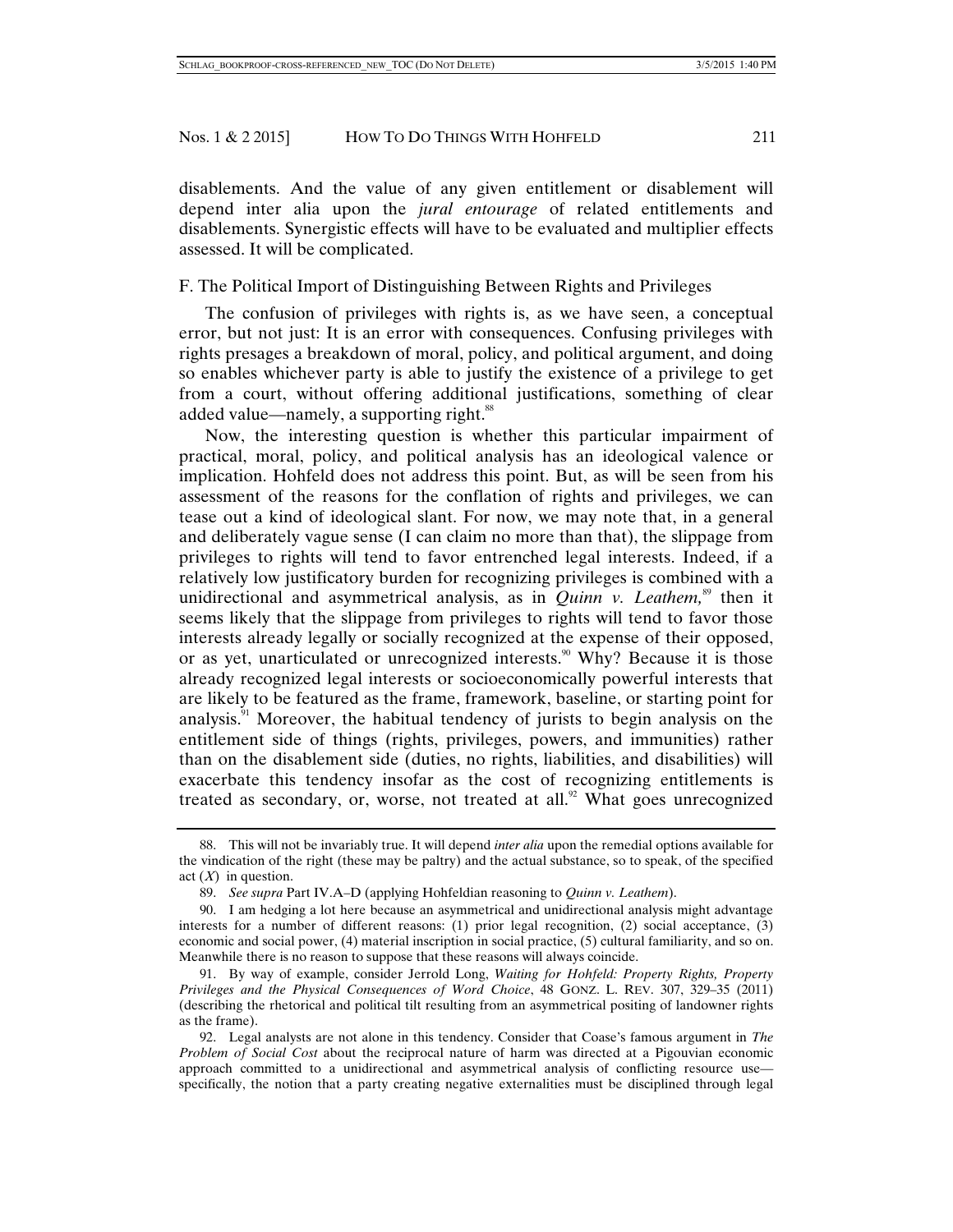disablements. And the value of any given entitlement or disablement will depend inter alia upon the *jural entourage* of related entitlements and disablements. Synergistic effects will have to be evaluated and multiplier effects assessed. It will be complicated.

### F. The Political Import of Distinguishing Between Rights and Privileges

The confusion of privileges with rights is, as we have seen, a conceptual error, but not just: It is an error with consequences. Confusing privileges with rights presages a breakdown of moral, policy, and political argument, and doing so enables whichever party is able to justify the existence of a privilege to get from a court, without offering additional justifications, something of clear added value—namely, a supporting right.[88]

Now, the interesting question is whether this particular impairment of practical, moral, policy, and political analysis has an ideological valence or implication. Hohfeld does not address this point. But, as will be seen from his assessment of the reasons for the conflation of rights and privileges, we can tease out a kind of ideological slant. For now, we may note that, in a general and deliberately vague sense (I can claim no more than that), the slippage from privileges to rights will tend to favor entrenched legal interests. Indeed, if a relatively low justificatory burden for recognizing privileges is combined with a unidirectional and asymmetrical analysis, as in *Quinn v. Leathem,*[89] then it seems likely that the slippage from privileges to rights will tend to favor those interests already legally or socially recognized at the expense of their opposed, or as yet, unarticulated or unrecognized interests.[90] Why? Because it is those already recognized legal interests or socioeconomically powerful interests that are likely to be featured as the frame, framework, baseline, or starting point for analysis.[91] Moreover, the habitual tendency of jurists to begin analysis on the entitlement side of things (rights, privileges, powers, and immunities) rather than on the disablement side (duties, no rights, liabilities, and disabilities) will exacerbate this tendency insofar as the cost of recognizing entitlements is treated as secondary, or, worse, not treated at all.[92] What goes unrecognized

---

88. This will not be invariably true. It will depend *inter alia* upon the remedial options available for the vindication of the right (these may be paltry) and the actual substance, so to speak, of the specified act (*X*) in question.

89. *See supra* Part IV.A–D (applying Hohfeldian reasoning to *Quinn v. Leathem*).

90. I am hedging a lot here because an asymmetrical and unidirectional analysis might advantage interests for a number of different reasons: (1) prior legal recognition, (2) social acceptance, (3) economic and social power, (4) material inscription in social practice, (5) cultural familiarity, and so on. Meanwhile there is no reason to suppose that these reasons will always coincide.

91. By way of example, consider Jerrold Long, *Waiting for Hohfeld: Property Rights, Property Privileges and the Physical Consequences of Word Choice*, 48 GONZ. L. REV. 307, 329–35 (2011) (describing the rhetorical and political tilt resulting from an asymmetrical positing of landowner rights as the frame).

92. Legal analysts are not alone in this tendency. Consider that Coase's famous argument in *The Problem of Social Cost* about the reciprocal nature of harm was directed at a Pigouvian economic approach committed to a unidirectional and asymmetrical analysis of conflicting resource use—specifically, the notion that a party creating negative externalities must be disciplined through legal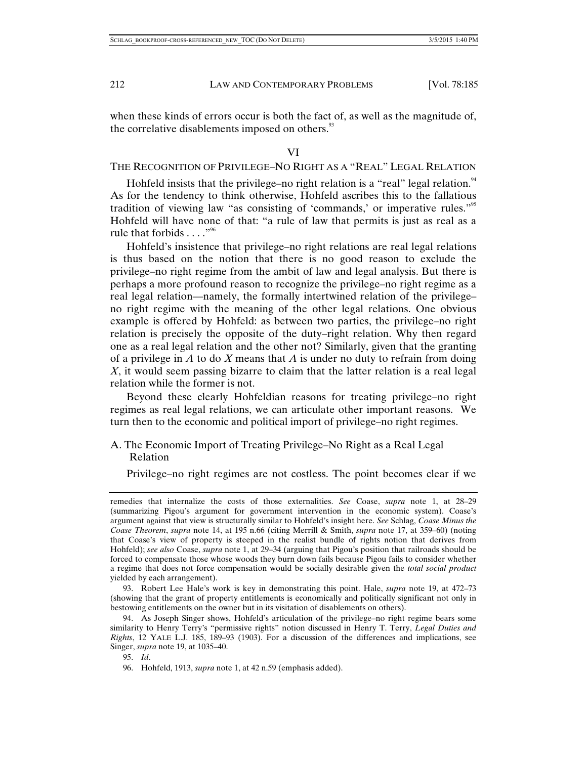when these kinds of errors occur is both the fact of, as well as the magnitude of, the correlative disablements imposed on others.[93]

## VI

## THE RECOGNITION OF PRIVILEGE–NO RIGHT AS A "REAL" LEGAL RELATION

Hohfeld insists that the privilege–no right relation is a "real" legal relation.[94] As for the tendency to think otherwise, Hohfeld ascribes this to the fallatious tradition of viewing law "as consisting of 'commands,' or imperative rules."[95] Hohfeld will have none of that: "a rule of law that permits is just as real as a rule that forbids . . . ."[96]

Hohfeld's insistence that privilege–no right relations are real legal relations is thus based on the notion that there is no good reason to exclude the privilege–no right regime from the ambit of law and legal analysis. But there is perhaps a more profound reason to recognize the privilege–no right regime as a real legal relation—namely, the formally intertwined relation of the privilege–no right regime with the meaning of the other legal relations. One obvious example is offered by Hohfeld: as between two parties, the privilege–no right relation is precisely the opposite of the duty–right relation. Why then regard one as a real legal relation and the other not? Similarly, given that the granting of a privilege in *A* to do *X* means that *A* is under no duty to refrain from doing *X*, it would seem passing bizarre to claim that the latter relation is a real legal relation while the former is not.

Beyond these clearly Hohfeldian reasons for treating privilege–no right regimes as real legal relations, we can articulate other important reasons. We turn then to the economic and political import of privilege–no right regimes.

### A. The Economic Import of Treating Privilege–No Right as a Real Legal Relation

Privilege–no right regimes are not costless. The point becomes clear if we

---

remedies that internalize the costs of those externalities. *See* Coase, *supra* note 1, at 28–29 (summarizing Pigou's argument for government intervention in the economic system). Coase's argument against that view is structurally similar to Hohfeld's insight here. *See* Schlag, *Coase Minus the Coase Theorem*, *supra* note 14, at 195 n.66 (citing Merrill & Smith, *supra* note 17, at 359–60) (noting that Coase's view of property is steeped in the realist bundle of rights notion that derives from Hohfeld); *see also* Coase, *supra* note 1, at 29–34 (arguing that Pigou's position that railroads should be forced to compensate those whose woods they burn down fails because Pigou fails to consider whether a regime that does not force compensation would be socially desirable given the *total social product* yielded by each arrangement).

93. Robert Lee Hale's work is key in demonstrating this point. Hale, *supra* note 19, at 472–73 (showing that the grant of property entitlements is economically and politically significant not only in bestowing entitlements on the owner but in its visitation of disablements on others).

94. As Joseph Singer shows, Hohfeld's articulation of the privilege–no right regime bears some similarity to Henry Terry's "permissive rights" notion discussed in Henry T. Terry, *Legal Duties and Rights*, 12 YALE L.J. 185, 189–93 (1903). For a discussion of the differences and implications, see Singer, *supra* note 19, at 1035–40.

95. *Id*.

96. Hohfeld, 1913, *supra* note 1, at 42 n.59 (emphasis added).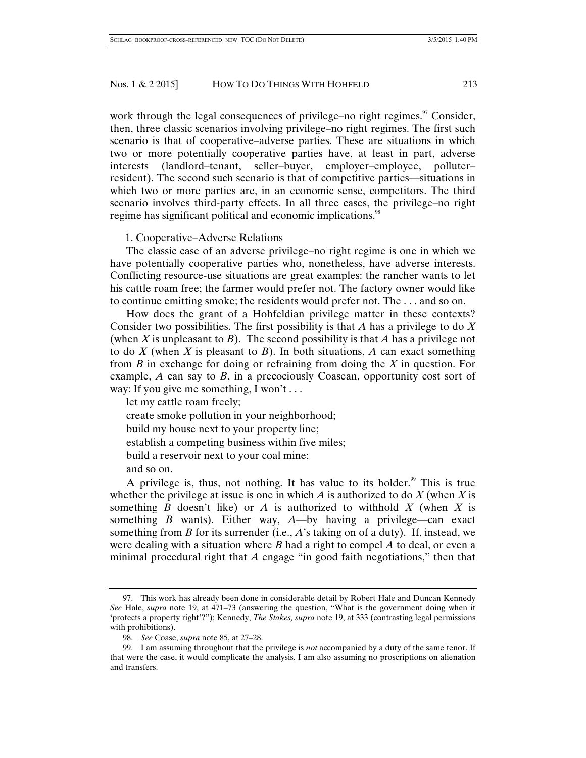work through the legal consequences of privilege–no right regimes.[97] Consider, then, three classic scenarios involving privilege–no right regimes. The first such scenario is that of cooperative–adverse parties. These are situations in which two or more potentially cooperative parties have, at least in part, adverse interests (landlord–tenant, seller–buyer, employer–employee, polluter–resident). The second such scenario is that of competitive parties—situations in which two or more parties are, in an economic sense, competitors. The third scenario involves third-party effects. In all three cases, the privilege–no right regime has significant political and economic implications.[98]

1. Cooperative–Adverse Relations

The classic case of an adverse privilege–no right regime is one in which we have potentially cooperative parties who, nonetheless, have adverse interests. Conflicting resource-use situations are great examples: the rancher wants to let his cattle roam free; the farmer would prefer not. The factory owner would like to continue emitting smoke; the residents would prefer not. The . . . and so on.

How does the grant of a Hohfeldian privilege matter in these contexts? Consider two possibilities. The first possibility is that *A* has a privilege to do *X* (when *X* is unpleasant to *B*). The second possibility is that *A* has a privilege not to do *X* (when *X* is pleasant to *B*). In both situations, *A* can exact something from *B* in exchange for doing or refraining from doing the *X* in question. For example, *A* can say to *B*, in a precociously Coasean, opportunity cost sort of way: If you give me something, I won't . . .

let my cattle roam freely;

create smoke pollution in your neighborhood;

build my house next to your property line;

establish a competing business within five miles;

build a reservoir next to your coal mine;

and so on.

A privilege is, thus, not nothing. It has value to its holder.[99] This is true whether the privilege at issue is one in which *A* is authorized to do *X* (when *X* is something *B* doesn't like) or *A* is authorized to withhold *X* (when *X* is something *B* wants). Either way, *A*—by having a privilege—can exact something from *B* for its surrender (i.e., *A*'s taking on of a duty). If, instead, we were dealing with a situation where *B* had a right to compel *A* to deal, or even a minimal procedural right that *A* engage "in good faith negotiations," then that

---

97. This work has already been done in considerable detail by Robert Hale and Duncan Kennedy *See* Hale, *supra* note 19, at 471–73 (answering the question, "What is the government doing when it 'protects a property right'?"); Kennedy, *The Stakes, supra* note 19, at 333 (contrasting legal permissions with prohibitions).

98. *See* Coase, *supra* note 85, at 27–28.

99. I am assuming throughout that the privilege is *not* accompanied by a duty of the same tenor. If that were the case, it would complicate the analysis. I am also assuming no proscriptions on alienation and transfers.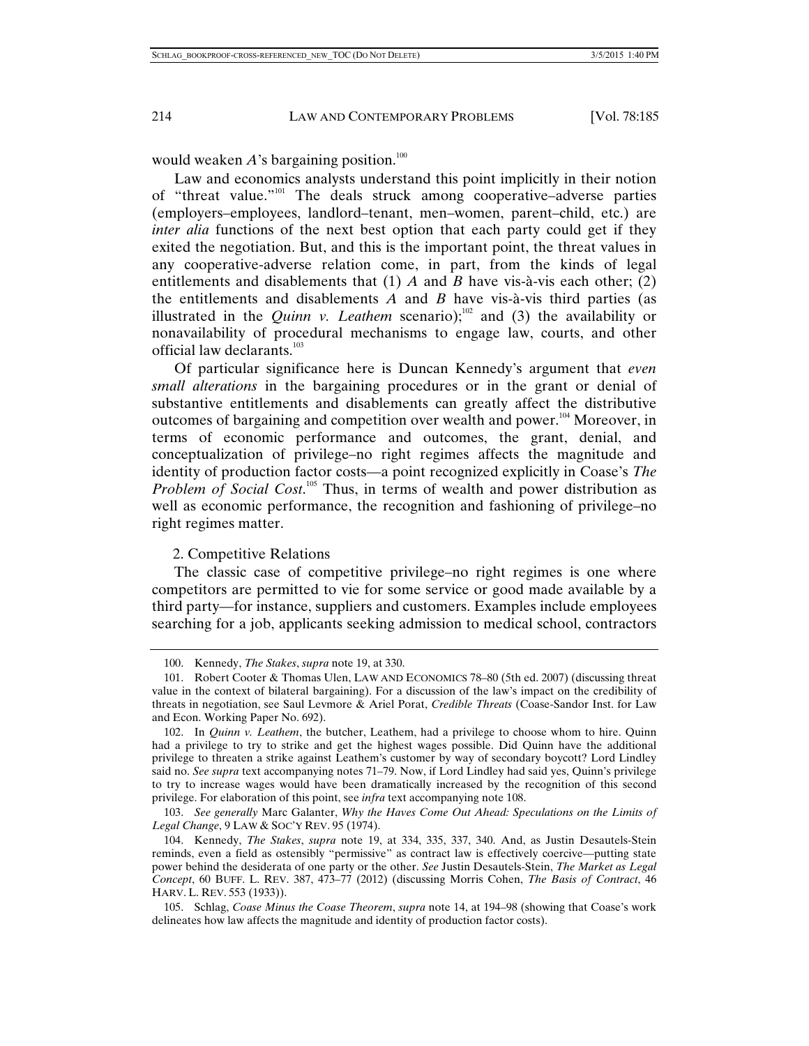would weaken *A*'s bargaining position.[100]

Law and economics analysts understand this point implicitly in their notion of "threat value."[101] The deals struck among cooperative–adverse parties (employers–employees, landlord–tenant, men–women, parent–child, etc.) are *inter alia* functions of the next best option that each party could get if they exited the negotiation. But, and this is the important point, the threat values in any cooperative-adverse relation come, in part, from the kinds of legal entitlements and disablements that (1) *A* and *B* have vis-à-vis each other; (2) the entitlements and disablements *A* and *B* have vis-à-vis third parties (as illustrated in the *Quinn v. Leathem* scenario);[102] and (3) the availability or nonavailability of procedural mechanisms to engage law, courts, and other official law declarants.[103]

Of particular significance here is Duncan Kennedy's argument that *even small alterations* in the bargaining procedures or in the grant or denial of substantive entitlements and disablements can greatly affect the distributive outcomes of bargaining and competition over wealth and power.[104] Moreover, in terms of economic performance and outcomes, the grant, denial, and conceptualization of privilege–no right regimes affects the magnitude and identity of production factor costs—a point recognized explicitly in Coase's *The Problem of Social Cost*.[105] Thus, in terms of wealth and power distribution as well as economic performance, the recognition and fashioning of privilege–no right regimes matter.

### 2. Competitive Relations

The classic case of competitive privilege–no right regimes is one where competitors are permitted to vie for some service or good made available by a third party—for instance, suppliers and customers. Examples include employees searching for a job, applicants seeking admission to medical school, contractors

---

100. Kennedy, *The Stakes*, *supra* note 19, at 330.

101. Robert Cooter & Thomas Ulen, LAW AND ECONOMICS 78–80 (5th ed. 2007) (discussing threat value in the context of bilateral bargaining). For a discussion of the law's impact on the credibility of threats in negotiation, see Saul Levmore & Ariel Porat, *Credible Threats* (Coase-Sandor Inst. for Law and Econ. Working Paper No. 692).

102. In *Quinn v. Leathem*, the butcher, Leathem, had a privilege to choose whom to hire. Quinn had a privilege to try to strike and get the highest wages possible. Did Quinn have the additional privilege to threaten a strike against Leathem's customer by way of secondary boycott? Lord Lindley said no. *See supra* text accompanying notes 71–79. Now, if Lord Lindley had said yes, Quinn's privilege to try to increase wages would have been dramatically increased by the recognition of this second privilege. For elaboration of this point, see *infra* text accompanying note 108.

103. *See generally* Marc Galanter, *Why the Haves Come Out Ahead: Speculations on the Limits of Legal Change*, 9 LAW & SOC'Y REV. 95 (1974).

104. Kennedy, *The Stakes*, *supra* note 19, at 334, 335, 337, 340. And, as Justin Desautels-Stein reminds, even a field as ostensibly "permissive" as contract law is effectively coercive—putting state power behind the desiderata of one party or the other. *See* Justin Desautels-Stein, *The Market as Legal Concept*, 60 BUFF. L. REV. 387, 473–77 (2012) (discussing Morris Cohen, *The Basis of Contract*, 46 HARV. L. REV. 553 (1933)).

105. Schlag, *Coase Minus the Coase Theorem*, *supra* note 14, at 194–98 (showing that Coase's work delineates how law affects the magnitude and identity of production factor costs).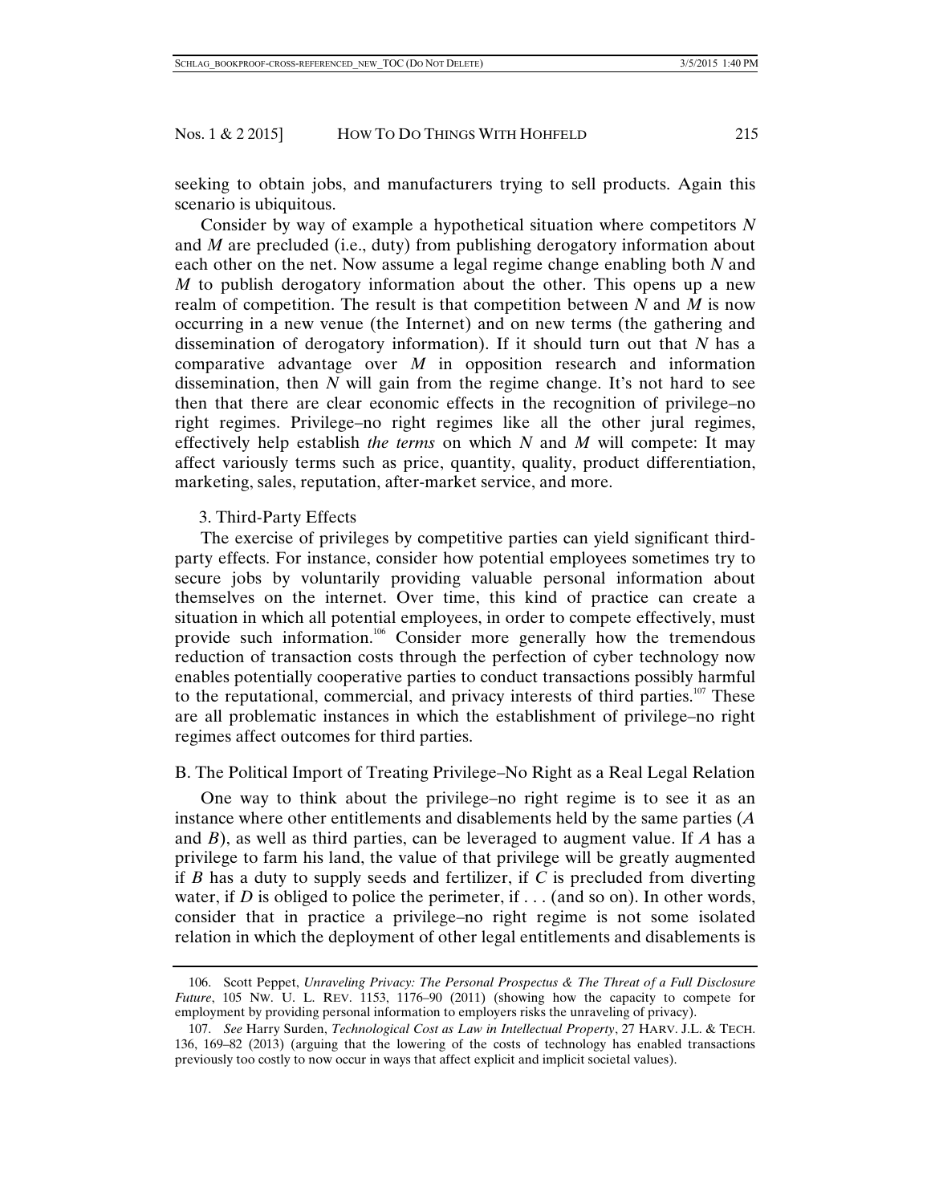seeking to obtain jobs, and manufacturers trying to sell products. Again this scenario is ubiquitous.

Consider by way of example a hypothetical situation where competitors *N* and *M* are precluded (i.e., duty) from publishing derogatory information about each other on the net. Now assume a legal regime change enabling both *N* and *M* to publish derogatory information about the other. This opens up a new realm of competition. The result is that competition between *N* and *M* is now occurring in a new venue (the Internet) and on new terms (the gathering and dissemination of derogatory information). If it should turn out that *N* has a comparative advantage over *M* in opposition research and information dissemination, then *N* will gain from the regime change. It's not hard to see then that there are clear economic effects in the recognition of privilege–no right regimes. Privilege–no right regimes like all the other jural regimes, effectively help establish *the terms* on which *N* and *M* will compete: It may affect variously terms such as price, quantity, quality, product differentiation, marketing, sales, reputation, after-market service, and more.

### 3. Third-Party Effects

The exercise of privileges by competitive parties can yield significant third-party effects. For instance, consider how potential employees sometimes try to secure jobs by voluntarily providing valuable personal information about themselves on the internet. Over time, this kind of practice can create a situation in which all potential employees, in order to compete effectively, must provide such information.[106] Consider more generally how the tremendous reduction of transaction costs through the perfection of cyber technology now enables potentially cooperative parties to conduct transactions possibly harmful to the reputational, commercial, and privacy interests of third parties.[107] These are all problematic instances in which the establishment of privilege–no right regimes affect outcomes for third parties.

## B. The Political Import of Treating Privilege–No Right as a Real Legal Relation

One way to think about the privilege–no right regime is to see it as an instance where other entitlements and disablements held by the same parties (*A* and *B*), as well as third parties, can be leveraged to augment value. If *A* has a privilege to farm his land, the value of that privilege will be greatly augmented if *B* has a duty to supply seeds and fertilizer, if *C* is precluded from diverting water, if *D* is obliged to police the perimeter, if . . . (and so on). In other words, consider that in practice a privilege–no right regime is not some isolated relation in which the deployment of other legal entitlements and disablements is

---

106. Scott Peppet, *Unraveling Privacy: The Personal Prospectus & The Threat of a Full Disclosure Future*, 105 NW. U. L. REV. 1153, 1176–90 (2011) (showing how the capacity to compete for employment by providing personal information to employers risks the unraveling of privacy).

107. *See* Harry Surden, *Technological Cost as Law in Intellectual Property*, 27 HARV. J.L. & TECH. 136, 169–82 (2013) (arguing that the lowering of the costs of technology has enabled transactions previously too costly to now occur in ways that affect explicit and implicit societal values).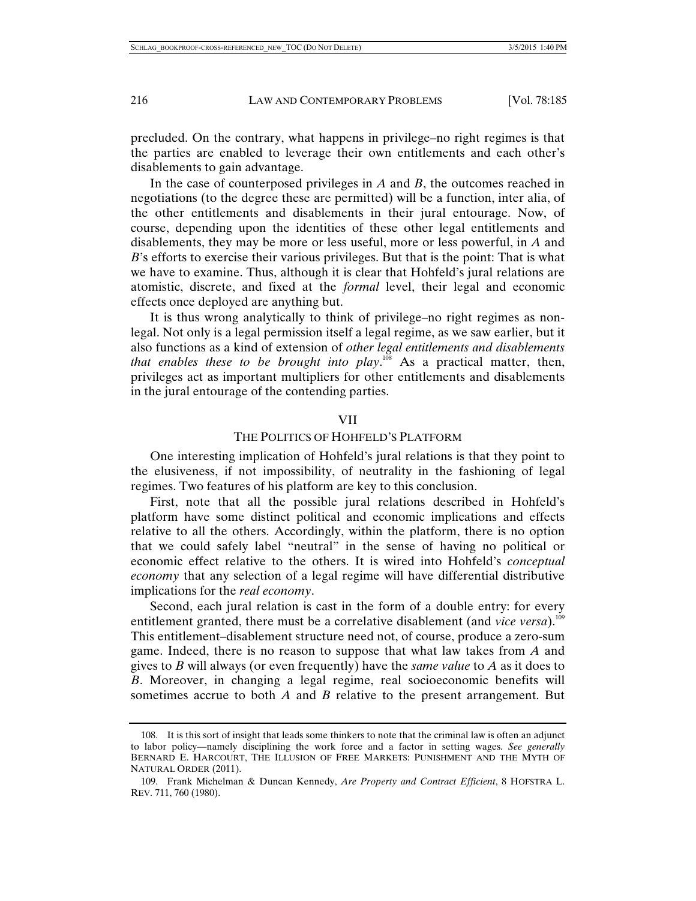precluded. On the contrary, what happens in privilege–no right regimes is that the parties are enabled to leverage their own entitlements and each other's disablements to gain advantage.

In the case of counterposed privileges in *A* and *B*, the outcomes reached in negotiations (to the degree these are permitted) will be a function, inter alia, of the other entitlements and disablements in their jural entourage. Now, of course, depending upon the identities of these other legal entitlements and disablements, they may be more or less useful, more or less powerful, in *A* and *B*'s efforts to exercise their various privileges. But that is the point: That is what we have to examine. Thus, although it is clear that Hohfeld's jural relations are atomistic, discrete, and fixed at the *formal* level, their legal and economic effects once deployed are anything but.

It is thus wrong analytically to think of privilege–no right regimes as non-legal. Not only is a legal permission itself a legal regime, as we saw earlier, but it also functions as a kind of extension of *other legal entitlements and disablements that enables these to be brought into play*.[108] As a practical matter, then, privileges act as important multipliers for other entitlements and disablements in the jural entourage of the contending parties.

## VII

## THE POLITICS OF HOHFELD'S PLATFORM

One interesting implication of Hohfeld's jural relations is that they point to the elusiveness, if not impossibility, of neutrality in the fashioning of legal regimes. Two features of his platform are key to this conclusion.

First, note that all the possible jural relations described in Hohfeld's platform have some distinct political and economic implications and effects relative to all the others. Accordingly, within the platform, there is no option that we could safely label "neutral" in the sense of having no political or economic effect relative to the others. It is wired into Hohfeld's *conceptual economy* that any selection of a legal regime will have differential distributive implications for the *real economy*.

Second, each jural relation is cast in the form of a double entry: for every entitlement granted, there must be a correlative disablement (and *vice versa*).[109] This entitlement–disablement structure need not, of course, produce a zero-sum game. Indeed, there is no reason to suppose that what law takes from *A* and gives to *B* will always (or even frequently) have the *same value* to *A* as it does to *B*. Moreover, in changing a legal regime, real socioeconomic benefits will sometimes accrue to both *A* and *B* relative to the present arrangement. But

---

108. It is this sort of insight that leads some thinkers to note that the criminal law is often an adjunct to labor policy—namely disciplining the work force and a factor in setting wages. *See generally* BERNARD E. HARCOURT, THE ILLUSION OF FREE MARKETS: PUNISHMENT AND THE MYTH OF NATURAL ORDER (2011).

109. Frank Michelman & Duncan Kennedy, *Are Property and Contract Efficient*, 8 HOFSTRA L. REV. 711, 760 (1980).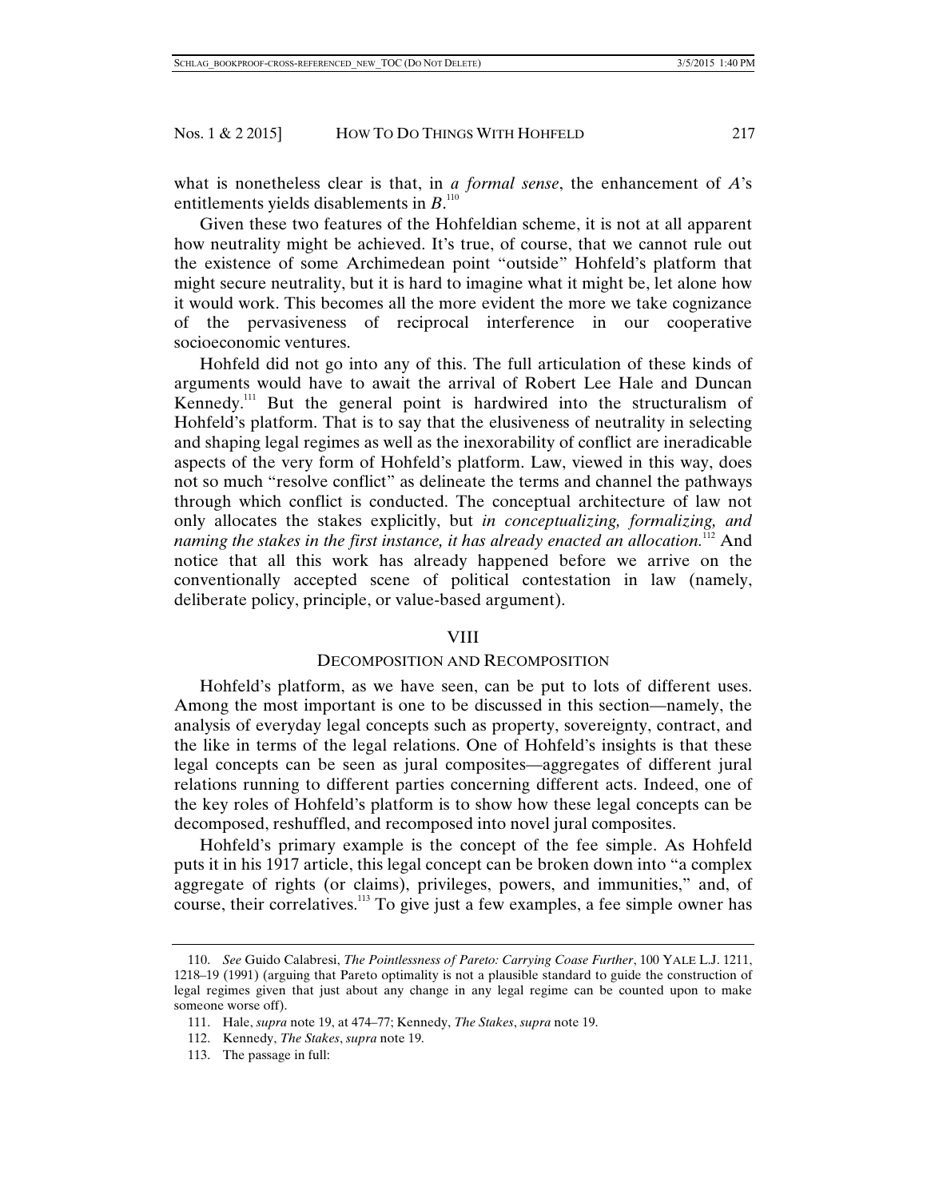what is nonetheless clear is that, in *a formal sense*, the enhancement of *A*'s entitlements yields disablements in *B*.[110]

Given these two features of the Hohfeldian scheme, it is not at all apparent how neutrality might be achieved. It's true, of course, that we cannot rule out the existence of some Archimedean point "outside" Hohfeld's platform that might secure neutrality, but it is hard to imagine what it might be, let alone how it would work. This becomes all the more evident the more we take cognizance of the pervasiveness of reciprocal interference in our cooperative socioeconomic ventures.

Hohfeld did not go into any of this. The full articulation of these kinds of arguments would have to await the arrival of Robert Lee Hale and Duncan Kennedy.[111] But the general point is hardwired into the structuralism of Hohfeld's platform. That is to say that the elusiveness of neutrality in selecting and shaping legal regimes as well as the inexorability of conflict are ineradicable aspects of the very form of Hohfeld's platform. Law, viewed in this way, does not so much "resolve conflict" as delineate the terms and channel the pathways through which conflict is conducted. The conceptual architecture of law not only allocates the stakes explicitly, but *in conceptualizing, formalizing, and naming the stakes in the first instance, it has already enacted an allocation.*[112] And notice that all this work has already happened before we arrive on the conventionally accepted scene of political contestation in law (namely, deliberate policy, principle, or value-based argument).

## VIII
## DECOMPOSITION AND RECOMPOSITION

Hohfeld's platform, as we have seen, can be put to lots of different uses. Among the most important is one to be discussed in this section—namely, the analysis of everyday legal concepts such as property, sovereignty, contract, and the like in terms of the legal relations. One of Hohfeld's insights is that these legal concepts can be seen as jural composites—aggregates of different jural relations running to different parties concerning different acts. Indeed, one of the key roles of Hohfeld's platform is to show how these legal concepts can be decomposed, reshuffled, and recomposed into novel jural composites.

Hohfeld's primary example is the concept of the fee simple. As Hohfeld puts it in his 1917 article, this legal concept can be broken down into "a complex aggregate of rights (or claims), privileges, powers, and immunities," and, of course, their correlatives.[113] To give just a few examples, a fee simple owner has

---

110. *See* Guido Calabresi, *The Pointlessness of Pareto: Carrying Coase Further*, 100 YALE L.J. 1211, 1218–19 (1991) (arguing that Pareto optimality is not a plausible standard to guide the construction of legal regimes given that just about any change in any legal regime can be counted upon to make someone worse off).

111. Hale, *supra* note 19, at 474–77; Kennedy, *The Stakes*, *supra* note 19.

112. Kennedy, *The Stakes*, *supra* note 19.

113. The passage in full: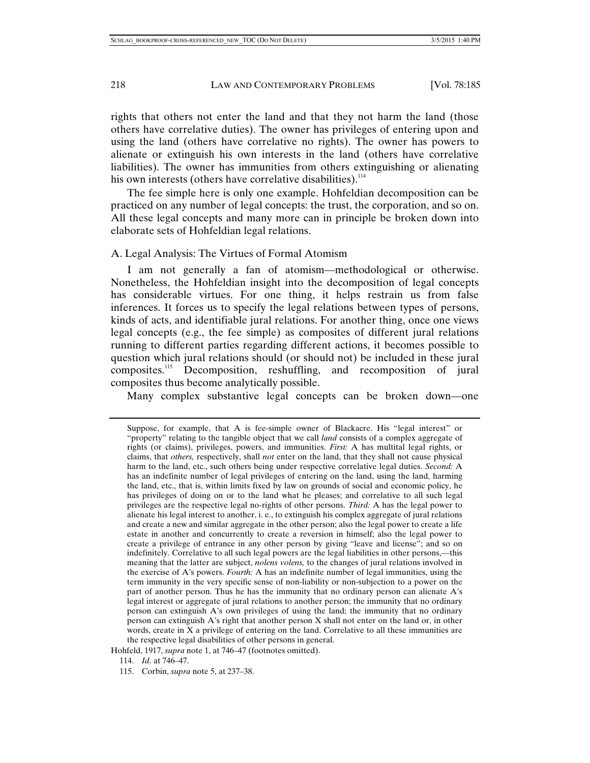rights that others not enter the land and that they not harm the land (those others have correlative duties). The owner has privileges of entering upon and using the land (others have correlative no rights). The owner has powers to alienate or extinguish his own interests in the land (others have correlative liabilities). The owner has immunities from others extinguishing or alienating his own interests (others have correlative disabilities).[114]

The fee simple here is only one example. Hohfeldian decomposition can be practiced on any number of legal concepts: the trust, the corporation, and so on. All these legal concepts and many more can in principle be broken down into elaborate sets of Hohfeldian legal relations.

### A. Legal Analysis: The Virtues of Formal Atomism

I am not generally a fan of atomism—methodological or otherwise. Nonetheless, the Hohfeldian insight into the decomposition of legal concepts has considerable virtues. For one thing, it helps restrain us from false inferences. It forces us to specify the legal relations between types of persons, kinds of acts, and identifiable jural relations. For another thing, once one views legal concepts (e.g., the fee simple) as composites of different jural relations running to different parties regarding different actions, it becomes possible to question which jural relations should (or should not) be included in these jural composites.[115] Decomposition, reshuffling, and recomposition of jural composites thus become analytically possible.

Many complex substantive legal concepts can be broken down—one

---

Suppose, for example, that A is fee-simple owner of Blackacre. His "legal interest" or "property" relating to the tangible object that we call *land* consists of a complex aggregate of rights (or claims), privileges, powers, and immunities. *First:* A has multital legal rights, or claims, that *others,* respectively, shall *not* enter on the land, that they shall not cause physical harm to the land, etc., such others being under respective correlative legal duties. *Second:* A has an indefinite number of legal privileges of entering on the land, using the land, harming the land, etc., that is, within limits fixed by law on grounds of social and economic policy, he has privileges of doing on or to the land what he pleases; and correlative to all such legal privileges are the respective legal no-rights of other persons. *Third:* A has the legal power to alienate his legal interest to another, i. e., to extinguish his complex aggregate of jural relations and create a new and similar aggregate in the other person; also the legal power to create a life estate in another and concurrently to create a reversion in himself; also the legal power to create a privilege of entrance in any other person by giving "leave and license"; and so on indefinitely. Correlative to all such legal powers are the legal liabilities in other persons,—this meaning that the latter are subject, *nolens volens,* to the changes of jural relations involved in the exercise of A's powers. *Fourth:* A has an indefinite number of legal immunities, using the term immunity in the very specific sense of non-liability or non-subjection to a power on the part of another person. Thus he has the immunity that no ordinary person can alienate A's legal interest or aggregate of jural relations to another person; the immunity that no ordinary person can extinguish A's own privileges of using the land; the immunity that no ordinary person can extinguish A's right that another person X shall not enter on the land or, in other words, create in X a privilege of entering on the land. Correlative to all these immunities are the respective legal disabilities of other persons in general.

Hohfeld, 1917, *supra* note 1, at 746–47 (footnotes omitted).

114. *Id*. at 746–47.

115. Corbin, *supra* note 5, at 237–38.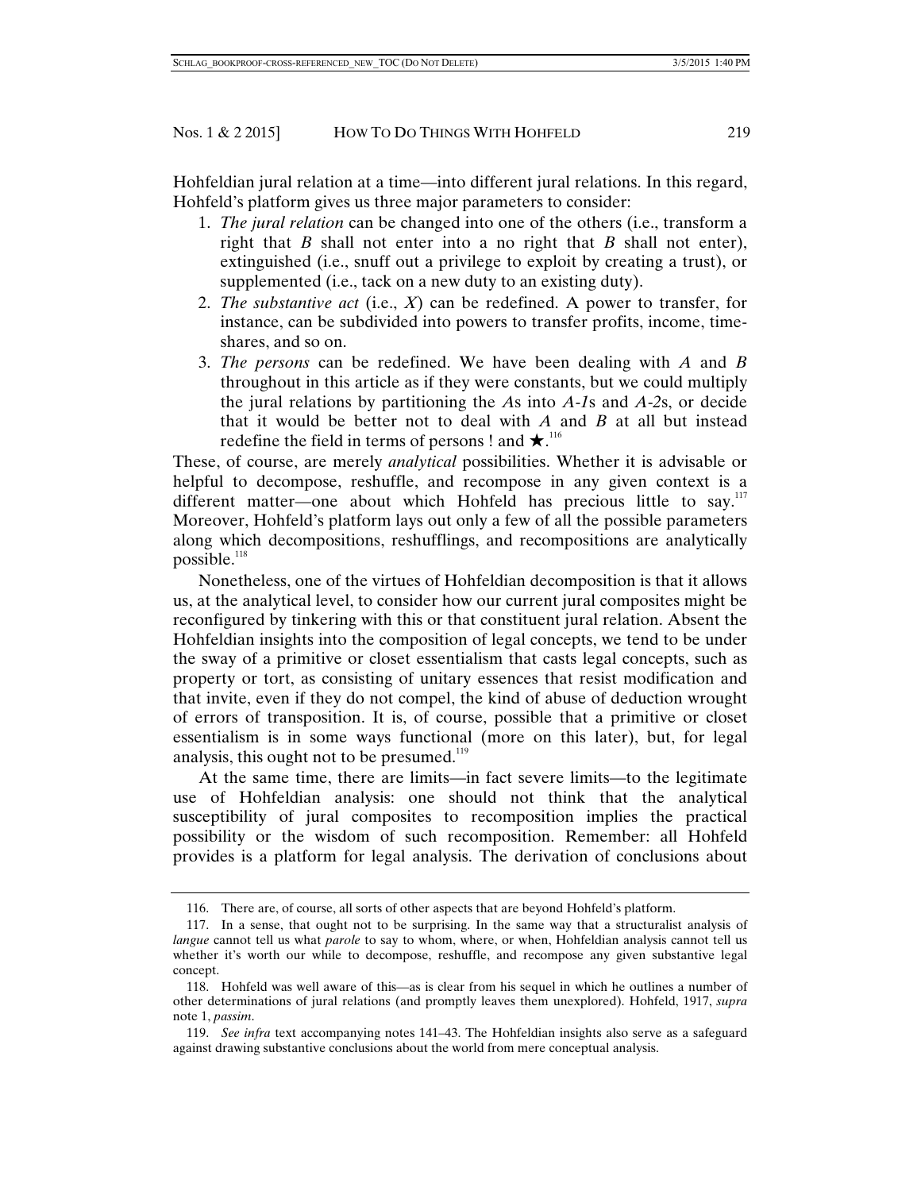Hohfeldian jural relation at a time—into different jural relations. In this regard, Hohfeld's platform gives us three major parameters to consider:

1. *The jural relation* can be changed into one of the others (i.e., transform a right that *B* shall not enter into a no right that *B* shall not enter), extinguished (i.e., snuff out a privilege to exploit by creating a trust), or supplemented (i.e., tack on a new duty to an existing duty).
2. *The substantive act* (i.e., *X*) can be redefined. A power to transfer, for instance, can be subdivided into powers to transfer profits, income, time-shares, and so on.
3. *The persons* can be redefined. We have been dealing with *A* and *B* throughout in this article as if they were constants, but we could multiply the jural relations by partitioning the *A*s into *A-1*s and *A-2*s, or decide that it would be better not to deal with *A* and *B* at all but instead redefine the field in terms of persons ! and ★.[116]

These, of course, are merely *analytical* possibilities. Whether it is advisable or helpful to decompose, reshuffle, and recompose in any given context is a different matter—one about which Hohfeld has precious little to say.[117] Moreover, Hohfeld's platform lays out only a few of all the possible parameters along which decompositions, reshufflings, and recompositions are analytically possible.[118]

Nonetheless, one of the virtues of Hohfeldian decomposition is that it allows us, at the analytical level, to consider how our current jural composites might be reconfigured by tinkering with this or that constituent jural relation. Absent the Hohfeldian insights into the composition of legal concepts, we tend to be under the sway of a primitive or closet essentialism that casts legal concepts, such as property or tort, as consisting of unitary essences that resist modification and that invite, even if they do not compel, the kind of abuse of deduction wrought of errors of transposition. It is, of course, possible that a primitive or closet essentialism is in some ways functional (more on this later), but, for legal analysis, this ought not to be presumed.[119]

At the same time, there are limits—in fact severe limits—to the legitimate use of Hohfeldian analysis: one should not think that the analytical susceptibility of jural composites to recomposition implies the practical possibility or the wisdom of such recomposition. Remember: all Hohfeld provides is a platform for legal analysis. The derivation of conclusions about

---

116. There are, of course, all sorts of other aspects that are beyond Hohfeld's platform.

117. In a sense, that ought not to be surprising. In the same way that a structuralist analysis of *langue* cannot tell us what *parole* to say to whom, where, or when, Hohfeldian analysis cannot tell us whether it's worth our while to decompose, reshuffle, and recompose any given substantive legal concept.

118. Hohfeld was well aware of this—as is clear from his sequel in which he outlines a number of other determinations of jural relations (and promptly leaves them unexplored). Hohfeld, 1917, *supra* note 1, *passim*.

119. *See infra* text accompanying notes 141–43. The Hohfeldian insights also serve as a safeguard against drawing substantive conclusions about the world from mere conceptual analysis.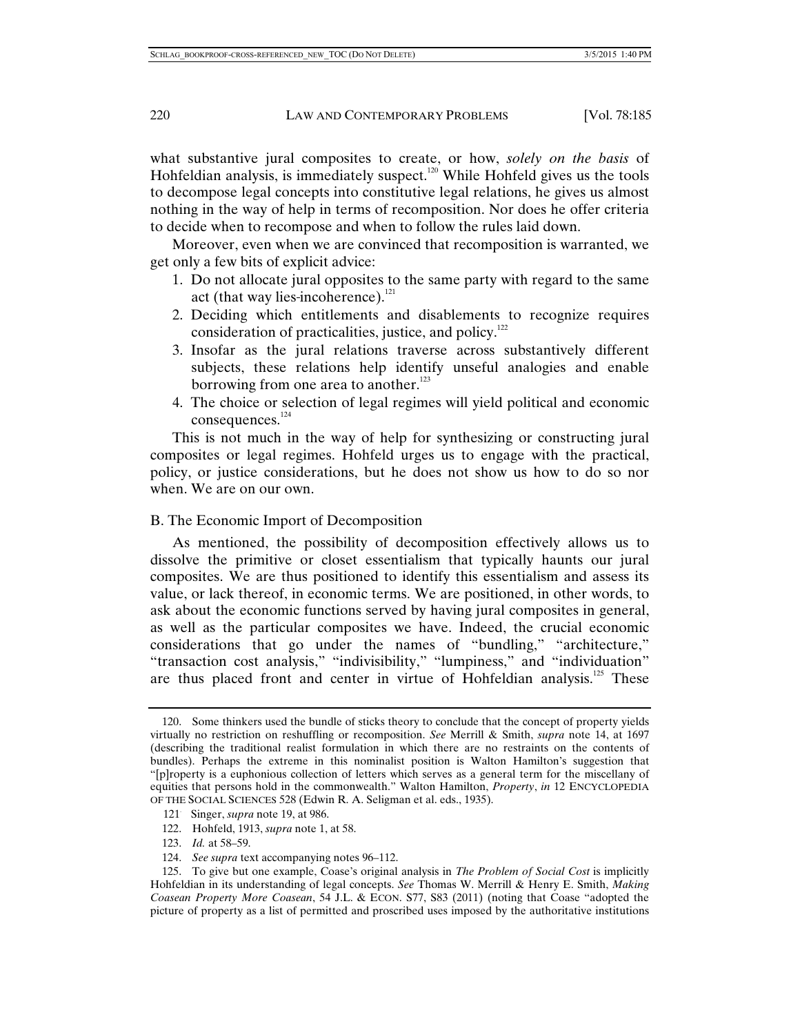what substantive jural composites to create, or how, *solely on the basis* of Hohfeldian analysis, is immediately suspect.[120] While Hohfeld gives us the tools to decompose legal concepts into constitutive legal relations, he gives us almost nothing in the way of help in terms of recomposition. Nor does he offer criteria to decide when to recompose and when to follow the rules laid down.

Moreover, even when we are convinced that recomposition is warranted, we get only a few bits of explicit advice:

1. Do not allocate jural opposites to the same party with regard to the same act (that way lies incoherence).[121]
2. Deciding which entitlements and disablements to recognize requires consideration of practicalities, justice, and policy.[122]
3. Insofar as the jural relations traverse across substantively different subjects, these relations help identify unseful analogies and enable borrowing from one area to another.[123]
4. The choice or selection of legal regimes will yield political and economic consequences.[124]

This is not much in the way of help for synthesizing or constructing jural composites or legal regimes. Hohfeld urges us to engage with the practical, policy, or justice considerations, but he does not show us how to do so nor when. We are on our own.

## B. The Economic Import of Decomposition

As mentioned, the possibility of decomposition effectively allows us to dissolve the primitive or closet essentialism that typically haunts our jural composites. We are thus positioned to identify this essentialism and assess its value, or lack thereof, in economic terms. We are positioned, in other words, to ask about the economic functions served by having jural composites in general, as well as the particular composites we have. Indeed, the crucial economic considerations that go under the names of "bundling," "architecture," "transaction cost analysis," "indivisibility," "lumpiness," and "individuation" are thus placed front and center in virtue of Hohfeldian analysis.[125] These

---

120. Some thinkers used the bundle of sticks theory to conclude that the concept of property yields virtually no restriction on reshuffling or recomposition. *See* Merrill & Smith, *supra* note 14, at 1697 (describing the traditional realist formulation in which there are no restraints on the contents of bundles). Perhaps the extreme in this nominalist position is Walton Hamilton's suggestion that "[p]roperty is a euphonious collection of letters which serves as a general term for the miscellany of equities that persons hold in the commonwealth." Walton Hamilton, *Property*, *in* 12 ENCYCLOPEDIA OF THE SOCIAL SCIENCES 528 (Edwin R. A. Seligman et al. eds., 1935).

121. Singer, *supra* note 19, at 986.

122. Hohfeld, 1913, *supra* note 1, at 58.

123. *Id.* at 58–59.

124. *See supra* text accompanying notes 96–112.

125. To give but one example, Coase's original analysis in *The Problem of Social Cost* is implicitly Hohfeldian in its understanding of legal concepts. *See* Thomas W. Merrill & Henry E. Smith, *Making Coasean Property More Coasean*, 54 J.L. & ECON. S77, S83 (2011) (noting that Coase "adopted the picture of property as a list of permitted and proscribed uses imposed by the authoritative institutions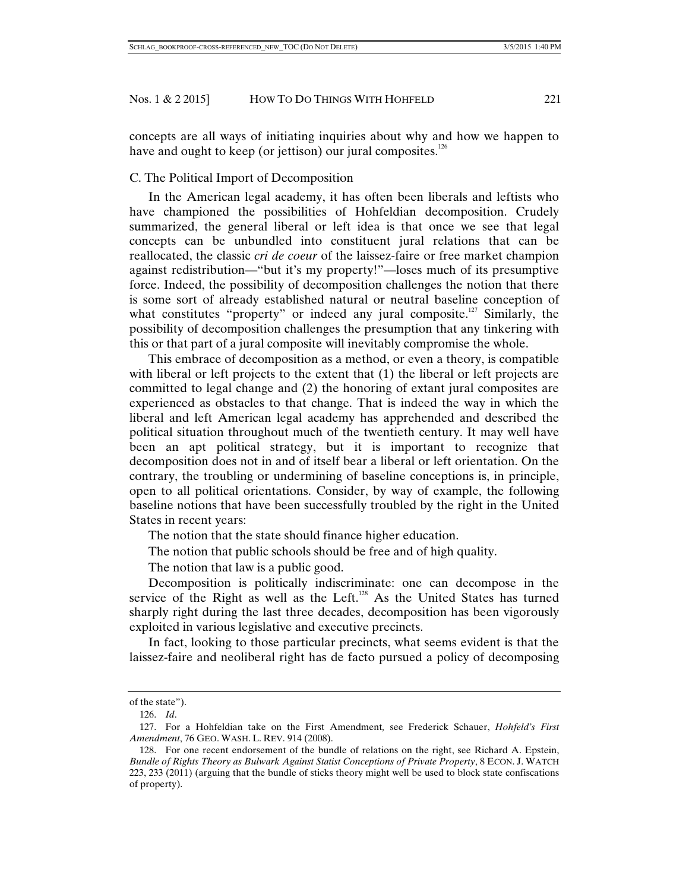concepts are all ways of initiating inquiries about why and how we happen to have and ought to keep (or jettison) our jural composites.[126]

### C. The Political Import of Decomposition

In the American legal academy, it has often been liberals and leftists who have championed the possibilities of Hohfeldian decomposition. Crudely summarized, the general liberal or left idea is that once we see that legal concepts can be unbundled into constituent jural relations that can be reallocated, the classic *cri de coeur* of the laissez-faire or free market champion against redistribution—"but it's my property!"—loses much of its presumptive force. Indeed, the possibility of decomposition challenges the notion that there is some sort of already established natural or neutral baseline conception of what constitutes "property" or indeed any jural composite.[127] Similarly, the possibility of decomposition challenges the presumption that any tinkering with this or that part of a jural composite will inevitably compromise the whole.

This embrace of decomposition as a method, or even a theory, is compatible with liberal or left projects to the extent that (1) the liberal or left projects are committed to legal change and (2) the honoring of extant jural composites are experienced as obstacles to that change. That is indeed the way in which the liberal and left American legal academy has apprehended and described the political situation throughout much of the twentieth century. It may well have been an apt political strategy, but it is important to recognize that decomposition does not in and of itself bear a liberal or left orientation. On the contrary, the troubling or undermining of baseline conceptions is, in principle, open to all political orientations. Consider, by way of example, the following baseline notions that have been successfully troubled by the right in the United States in recent years:

The notion that the state should finance higher education.

The notion that public schools should be free and of high quality.

The notion that law is a public good.

Decomposition is politically indiscriminate: one can decompose in the service of the Right as well as the Left.[128] As the United States has turned sharply right during the last three decades, decomposition has been vigorously exploited in various legislative and executive precincts.

In fact, looking to those particular precincts, what seems evident is that the laissez-faire and neoliberal right has de facto pursued a policy of decomposing

---

of the state").

126. *Id*.

127. For a Hohfeldian take on the First Amendment, see Frederick Schauer, *Hohfeld's First Amendment*, 76 GEO. WASH. L. REV. 914 (2008).

128. For one recent endorsement of the bundle of relations on the right, see Richard A. Epstein, *Bundle of Rights Theory as Bulwark Against Statist Conceptions of Private Property*, 8 ECON. J. WATCH 223, 233 (2011) (arguing that the bundle of sticks theory might well be used to block state confiscations of property).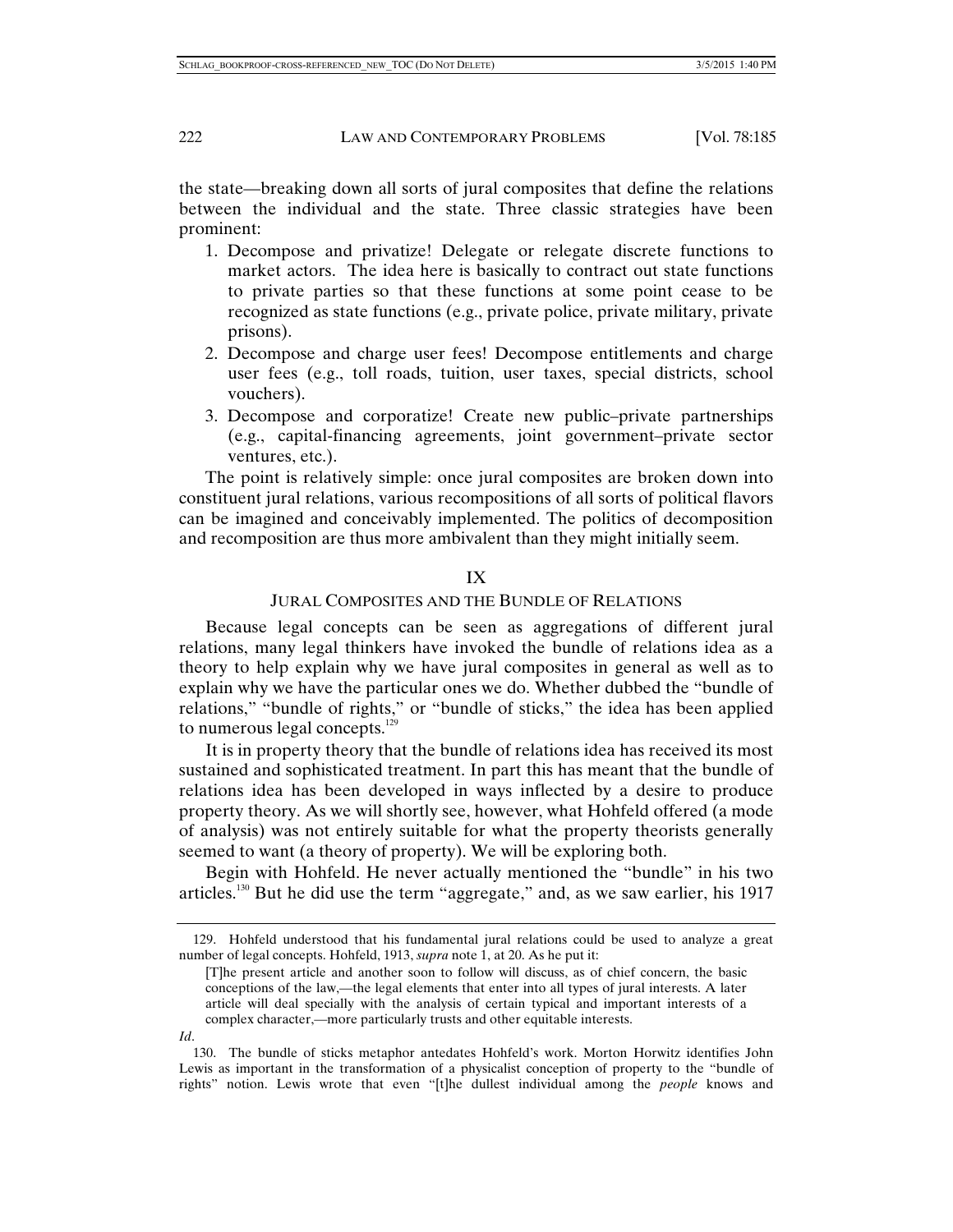the state—breaking down all sorts of jural composites that define the relations between the individual and the state. Three classic strategies have been prominent:

1. Decompose and privatize! Delegate or relegate discrete functions to market actors. The idea here is basically to contract out state functions to private parties so that these functions at some point cease to be recognized as state functions (e.g., private police, private military, private prisons).
2. Decompose and charge user fees! Decompose entitlements and charge user fees (e.g., toll roads, tuition, user taxes, special districts, school vouchers).
3. Decompose and corporatize! Create new public–private partnerships (e.g., capital-financing agreements, joint government–private sector ventures, etc.).

The point is relatively simple: once jural composites are broken down into constituent jural relations, various recompositions of all sorts of political flavors can be imagined and conceivably implemented. The politics of decomposition and recomposition are thus more ambivalent than they might initially seem.

## IX

## JURAL COMPOSITES AND THE BUNDLE OF RELATIONS

Because legal concepts can be seen as aggregations of different jural relations, many legal thinkers have invoked the bundle of relations idea as a theory to help explain why we have jural composites in general as well as to explain why we have the particular ones we do. Whether dubbed the "bundle of relations," "bundle of rights," or "bundle of sticks," the idea has been applied to numerous legal concepts.[129]

It is in property theory that the bundle of relations idea has received its most sustained and sophisticated treatment. In part this has meant that the bundle of relations idea has been developed in ways inflected by a desire to produce property theory. As we will shortly see, however, what Hohfeld offered (a mode of analysis) was not entirely suitable for what the property theorists generally seemed to want (a theory of property). We will be exploring both.

Begin with Hohfeld. He never actually mentioned the "bundle" in his two articles.[130] But he did use the term "aggregate," and, as we saw earlier, his 1917

---

129. Hohfeld understood that his fundamental jural relations could be used to analyze a great number of legal concepts. Hohfeld, 1913, *supra* note 1, at 20. As he put it:

> [T]he present article and another soon to follow will discuss, as of chief concern, the basic conceptions of the law,—the legal elements that enter into all types of jural interests. A later article will deal specially with the analysis of certain typical and important interests of a complex character,—more particularly trusts and other equitable interests.

*Id*.

130. The bundle of sticks metaphor antedates Hohfeld's work. Morton Horwitz identifies John Lewis as important in the transformation of a physicalist conception of property to the "bundle of rights" notion. Lewis wrote that even "[t]he dullest individual among the *people* knows and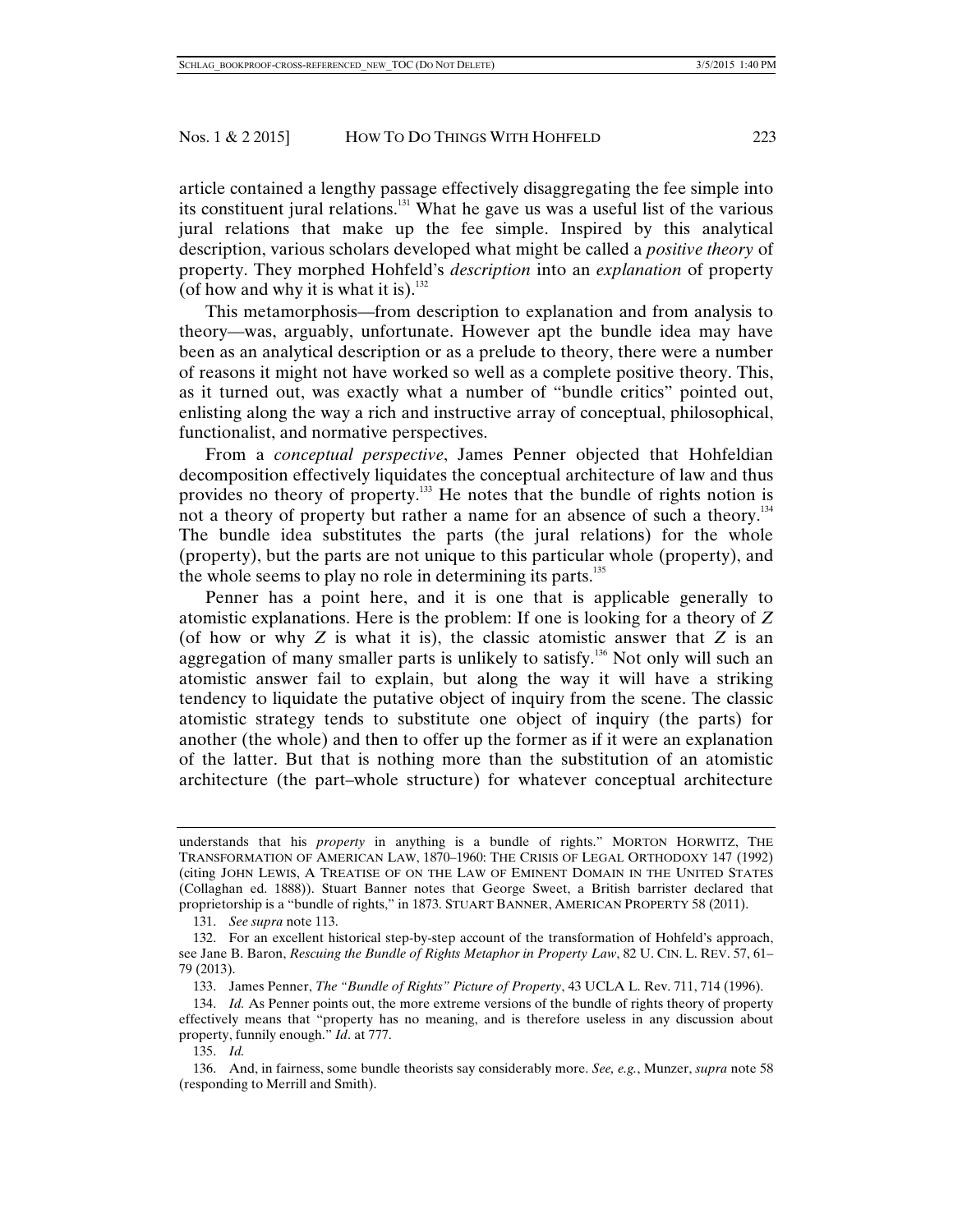article contained a lengthy passage effectively disaggregating the fee simple into its constituent jural relations.[131] What he gave us was a useful list of the various jural relations that make up the fee simple. Inspired by this analytical description, various scholars developed what might be called a *positive theory* of property. They morphed Hohfeld's *description* into an *explanation* of property (of how and why it is what it is).[132]

This metamorphosis—from description to explanation and from analysis to theory—was, arguably, unfortunate. However apt the bundle idea may have been as an analytical description or as a prelude to theory, there were a number of reasons it might not have worked so well as a complete positive theory. This, as it turned out, was exactly what a number of "bundle critics" pointed out, enlisting along the way a rich and instructive array of conceptual, philosophical, functionalist, and normative perspectives.

From a *conceptual perspective*, James Penner objected that Hohfeldian decomposition effectively liquidates the conceptual architecture of law and thus provides no theory of property.[133] He notes that the bundle of rights notion is not a theory of property but rather a name for an absence of such a theory.[134] The bundle idea substitutes the parts (the jural relations) for the whole (property), but the parts are not unique to this particular whole (property), and the whole seems to play no role in determining its parts.[135]

Penner has a point here, and it is one that is applicable generally to atomistic explanations. Here is the problem: If one is looking for a theory of *Z* (of how or why *Z* is what it is), the classic atomistic answer that *Z* is an aggregation of many smaller parts is unlikely to satisfy.[136] Not only will such an atomistic answer fail to explain, but along the way it will have a striking tendency to liquidate the putative object of inquiry from the scene. The classic atomistic strategy tends to substitute one object of inquiry (the parts) for another (the whole) and then to offer up the former as if it were an explanation of the latter. But that is nothing more than the substitution of an atomistic architecture (the part–whole structure) for whatever conceptual architecture

---

understands that his *property* in anything is a bundle of rights." MORTON HORWITZ, THE TRANSFORMATION OF AMERICAN LAW, 1870–1960: THE CRISIS OF LEGAL ORTHODOXY 147 (1992) (citing JOHN LEWIS, A TREATISE OF ON THE LAW OF EMINENT DOMAIN IN THE UNITED STATES (Collaghan ed. 1888)). Stuart Banner notes that George Sweet, a British barrister declared that proprietorship is a "bundle of rights," in 1873. STUART BANNER, AMERICAN PROPERTY 58 (2011).

131. *See supra* note 113.

132. For an excellent historical step-by-step account of the transformation of Hohfeld's approach, see Jane B. Baron, *Rescuing the Bundle of Rights Metaphor in Property Law*, 82 U. CIN. L. REV. 57, 61–79 (2013).

133. James Penner, *The "Bundle of Rights" Picture of Property*, 43 UCLA L. Rev. 711, 714 (1996).

134. *Id.* As Penner points out, the more extreme versions of the bundle of rights theory of property effectively means that "property has no meaning, and is therefore useless in any discussion about property, funnily enough." *Id*. at 777.

135. *Id.*

136. And, in fairness, some bundle theorists say considerably more. *See, e.g.*, Munzer, *supra* note 58 (responding to Merrill and Smith).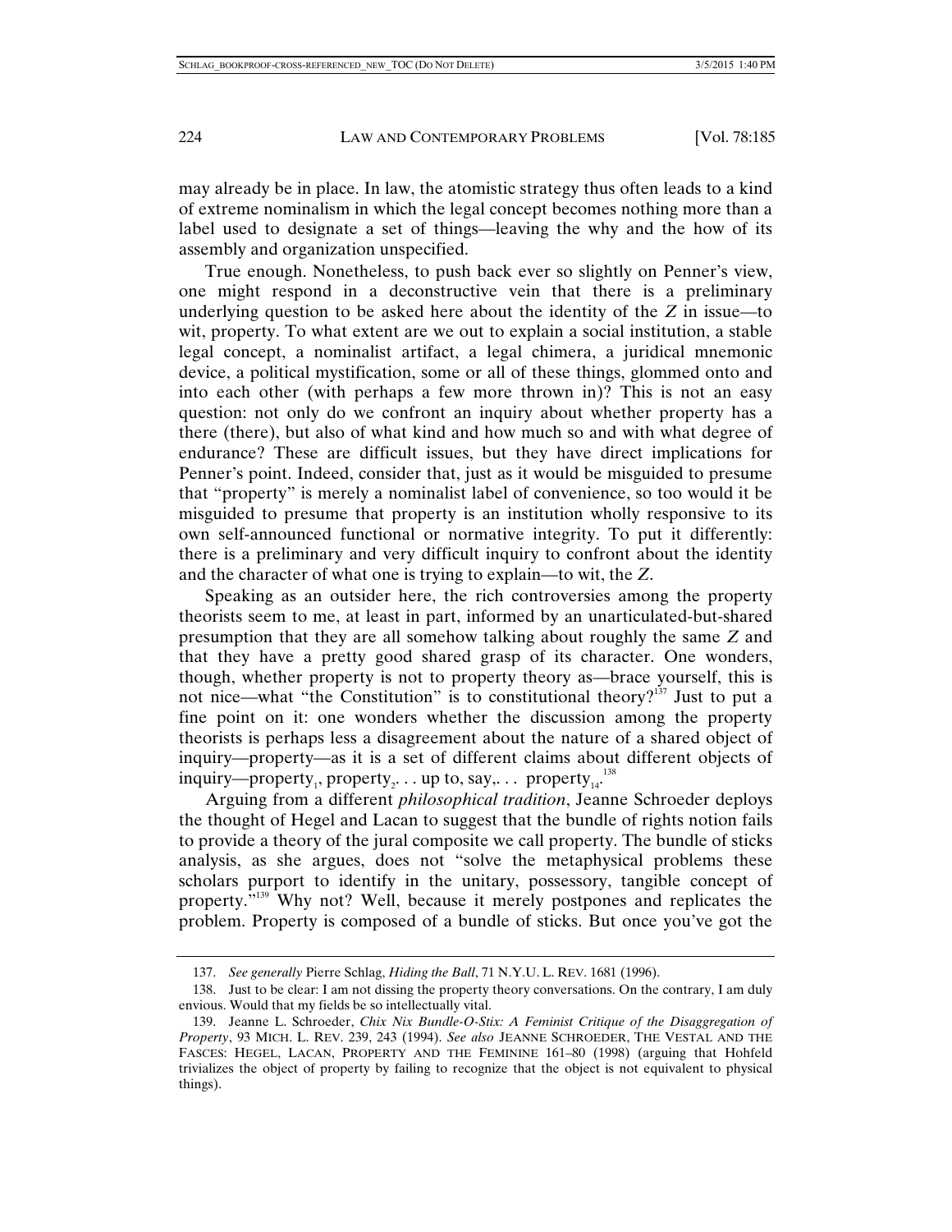may already be in place. In law, the atomistic strategy thus often leads to a kind of extreme nominalism in which the legal concept becomes nothing more than a label used to designate a set of things—leaving the why and the how of its assembly and organization unspecified.

True enough. Nonetheless, to push back ever so slightly on Penner's view, one might respond in a deconstructive vein that there is a preliminary underlying question to be asked here about the identity of the *Z* in issue—to wit, property. To what extent are we out to explain a social institution, a stable legal concept, a nominalist artifact, a legal chimera, a juridical mnemonic device, a political mystification, some or all of these things, glommed onto and into each other (with perhaps a few more thrown in)? This is not an easy question: not only do we confront an inquiry about whether property has a there (there), but also of what kind and how much so and with what degree of endurance? These are difficult issues, but they have direct implications for Penner's point. Indeed, consider that, just as it would be misguided to presume that "property" is merely a nominalist label of convenience, so too would it be misguided to presume that property is an institution wholly responsive to its own self-announced functional or normative integrity. To put it differently: there is a preliminary and very difficult inquiry to confront about the identity and the character of what one is trying to explain—to wit, the *Z*.

Speaking as an outsider here, the rich controversies among the property theorists seem to me, at least in part, informed by an unarticulated-but-shared presumption that they are all somehow talking about roughly the same *Z* and that they have a pretty good shared grasp of its character. One wonders, though, whether property is not to property theory as—brace yourself, this is not nice—what "the Constitution" is to constitutional theory?[137] Just to put a fine point on it: one wonders whether the discussion among the property theorists is perhaps less a disagreement about the nature of a shared object of inquiry—property—as it is a set of different claims about different objects of inquiry—$property_1$, $property_2$. . . up to, say,. . . $property_{14}$.[138]

Arguing from a different *philosophical tradition*, Jeanne Schroeder deploys the thought of Hegel and Lacan to suggest that the bundle of rights notion fails to provide a theory of the jural composite we call property. The bundle of sticks analysis, as she argues, does not "solve the metaphysical problems these scholars purport to identify in the unitary, possessory, tangible concept of property."[139] Why not? Well, because it merely postpones and replicates the problem. Property is composed of a bundle of sticks. But once you've got the

---

137. *See generally* Pierre Schlag, *Hiding the Ball*, 71 N.Y.U. L. REV. 1681 (1996).

138. Just to be clear: I am not dissing the property theory conversations. On the contrary, I am duly envious. Would that my fields be so intellectually vital.

139. Jeanne L. Schroeder, *Chix Nix Bundle-O-Stix: A Feminist Critique of the Disaggregation of Property*, 93 MICH. L. REV. 239, 243 (1994). *See also* JEANNE SCHROEDER, THE VESTAL AND THE FASCES: HEGEL, LACAN, PROPERTY AND THE FEMININE 161–80 (1998) (arguing that Hohfeld trivializes the object of property by failing to recognize that the object is not equivalent to physical things).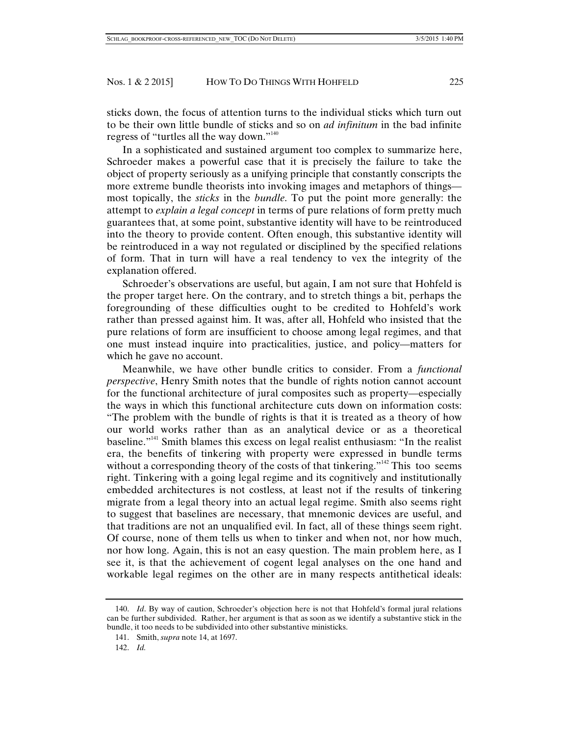sticks down, the focus of attention turns to the individual sticks which turn out to be their own little bundle of sticks and so on *ad infinitum* in the bad infinite regress of "turtles all the way down."[140]

In a sophisticated and sustained argument too complex to summarize here, Schroeder makes a powerful case that it is precisely the failure to take the object of property seriously as a unifying principle that constantly conscripts the more extreme bundle theorists into invoking images and metaphors of things—most topically, the *sticks* in the *bundle*. To put the point more generally: the attempt to *explain a legal concept* in terms of pure relations of form pretty much guarantees that, at some point, substantive identity will have to be reintroduced into the theory to provide content. Often enough, this substantive identity will be reintroduced in a way not regulated or disciplined by the specified relations of form. That in turn will have a real tendency to vex the integrity of the explanation offered.

Schroeder's observations are useful, but again, I am not sure that Hohfeld is the proper target here. On the contrary, and to stretch things a bit, perhaps the foregrounding of these difficulties ought to be credited to Hohfeld's work rather than pressed against him. It was, after all, Hohfeld who insisted that the pure relations of form are insufficient to choose among legal regimes, and that one must instead inquire into practicalities, justice, and policy—matters for which he gave no account.

Meanwhile, we have other bundle critics to consider. From a *functional perspective*, Henry Smith notes that the bundle of rights notion cannot account for the functional architecture of jural composites such as property—especially the ways in which this functional architecture cuts down on information costs: "The problem with the bundle of rights is that it is treated as a theory of how our world works rather than as an analytical device or as a theoretical baseline."[141] Smith blames this excess on legal realist enthusiasm: "In the realist era, the benefits of tinkering with property were expressed in bundle terms without a corresponding theory of the costs of that tinkering."[142] This too seems right. Tinkering with a going legal regime and its cognitively and institutionally embedded architectures is not costless, at least not if the results of tinkering migrate from a legal theory into an actual legal regime. Smith also seems right to suggest that baselines are necessary, that mnemonic devices are useful, and that traditions are not an unqualified evil. In fact, all of these things seem right. Of course, none of them tells us when to tinker and when not, nor how much, nor how long. Again, this is not an easy question. The main problem here, as I see it, is that the achievement of cogent legal analyses on the one hand and workable legal regimes on the other are in many respects antithetical ideals:

---

140. *Id*. By way of caution, Schroeder's objection here is not that Hohfeld's formal jural relations can be further subdivided. Rather, her argument is that as soon as we identify a substantive stick in the bundle, it too needs to be subdivided into other substantive ministicks.

141. Smith, *supra* note 14, at 1697.

142. *Id.*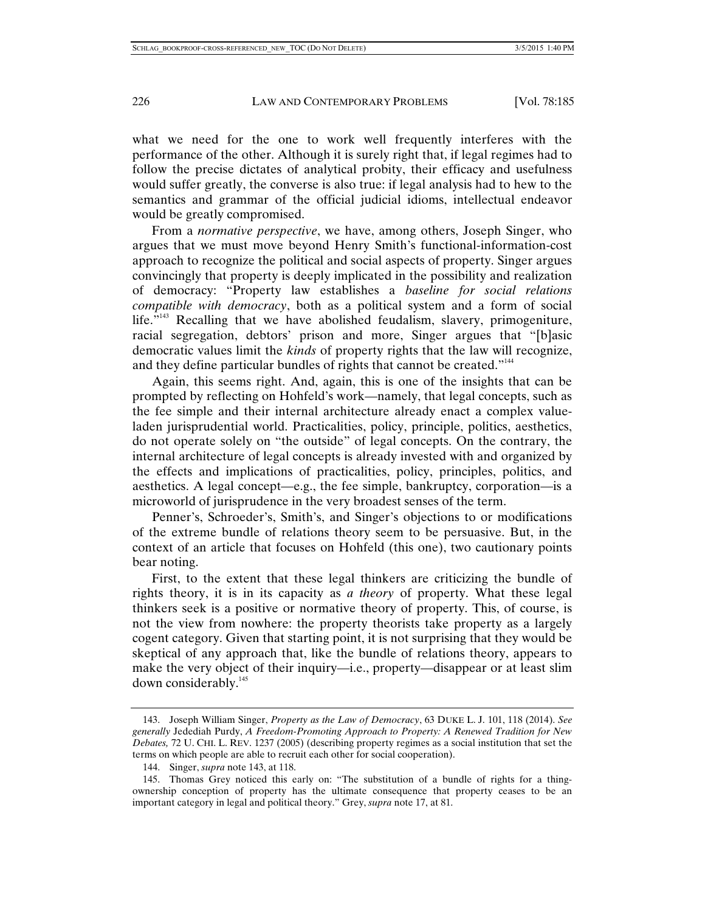what we need for the one to work well frequently interferes with the performance of the other. Although it is surely right that, if legal regimes had to follow the precise dictates of analytical probity, their efficacy and usefulness would suffer greatly, the converse is also true: if legal analysis had to hew to the semantics and grammar of the official judicial idioms, intellectual endeavor would be greatly compromised.

From a *normative perspective*, we have, among others, Joseph Singer, who argues that we must move beyond Henry Smith's functional-information-cost approach to recognize the political and social aspects of property. Singer argues convincingly that property is deeply implicated in the possibility and realization of democracy: "Property law establishes a *baseline for social relations compatible with democracy*, both as a political system and a form of social life."[143] Recalling that we have abolished feudalism, slavery, primogeniture, racial segregation, debtors' prison and more, Singer argues that "[b]asic democratic values limit the *kinds* of property rights that the law will recognize, and they define particular bundles of rights that cannot be created."[144]

Again, this seems right. And, again, this is one of the insights that can be prompted by reflecting on Hohfeld's work—namely, that legal concepts, such as the fee simple and their internal architecture already enact a complex value-laden jurisprudential world. Practicalities, policy, principle, politics, aesthetics, do not operate solely on "the outside" of legal concepts. On the contrary, the internal architecture of legal concepts is already invested with and organized by the effects and implications of practicalities, policy, principles, politics, and aesthetics. A legal concept—e.g., the fee simple, bankruptcy, corporation—is a microworld of jurisprudence in the very broadest senses of the term.

Penner's, Schroeder's, Smith's, and Singer's objections to or modifications of the extreme bundle of relations theory seem to be persuasive. But, in the context of an article that focuses on Hohfeld (this one), two cautionary points bear noting.

First, to the extent that these legal thinkers are criticizing the bundle of rights theory, it is in its capacity as *a theory* of property. What these legal thinkers seek is a positive or normative theory of property. This, of course, is not the view from nowhere: the property theorists take property as a largely cogent category. Given that starting point, it is not surprising that they would be skeptical of any approach that, like the bundle of relations theory, appears to make the very object of their inquiry—i.e., property—disappear or at least slim down considerably.[145]

---

143. Joseph William Singer, *Property as the Law of Democracy*, 63 DUKE L. J. 101, 118 (2014). *See generally* Jedediah Purdy, *A Freedom-Promoting Approach to Property: A Renewed Tradition for New Debates,* 72 U. CHI. L. REV. 1237 (2005) (describing property regimes as a social institution that set the terms on which people are able to recruit each other for social cooperation).

144. Singer, *supra* note 143, at 118.

145. Thomas Grey noticed this early on: "The substitution of a bundle of rights for a thing-ownership conception of property has the ultimate consequence that property ceases to be an important category in legal and political theory." Grey, *supra* note 17, at 81.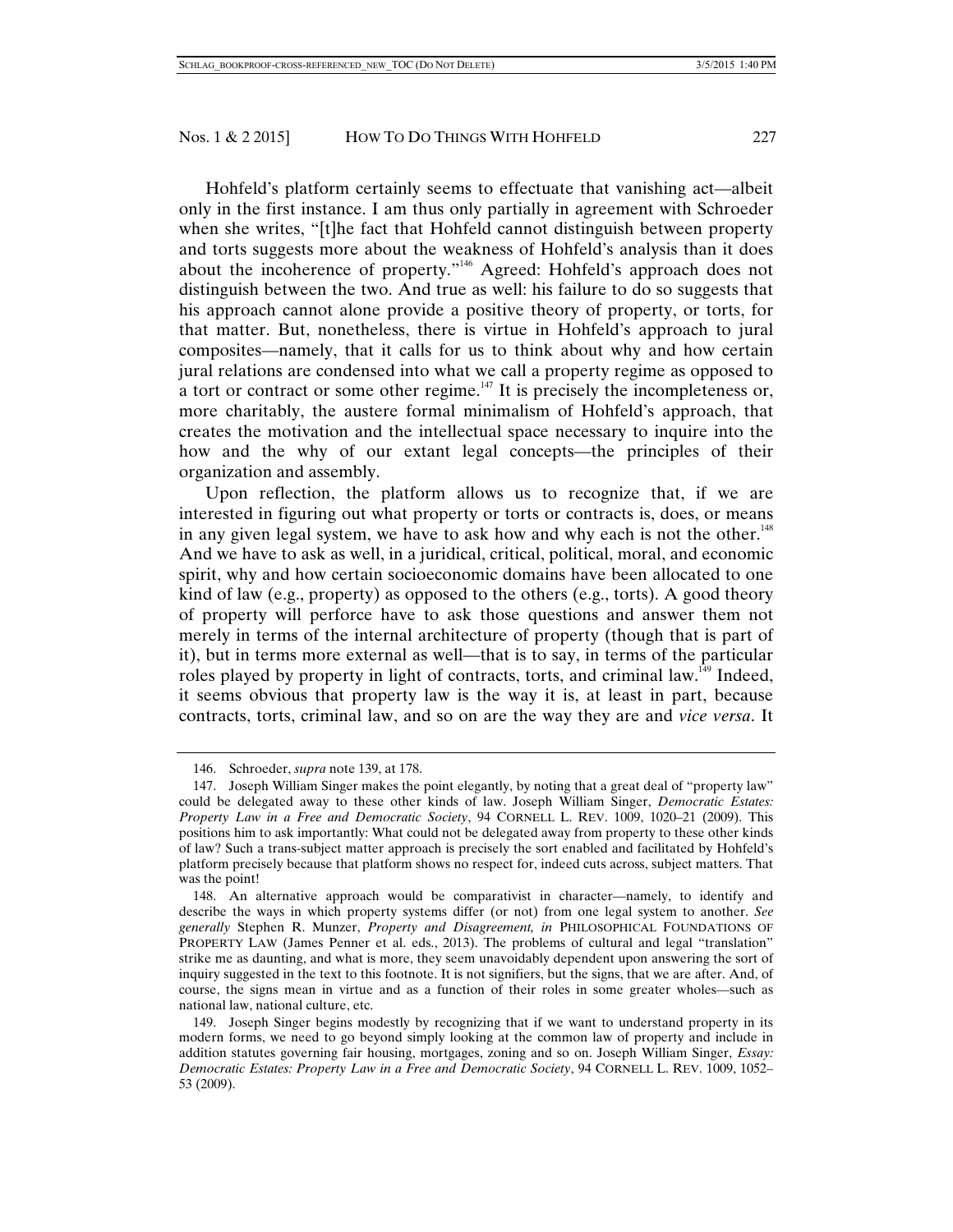Hohfeld's platform certainly seems to effectuate that vanishing act—albeit only in the first instance. I am thus only partially in agreement with Schroeder when she writes, "[t]he fact that Hohfeld cannot distinguish between property and torts suggests more about the weakness of Hohfeld's analysis than it does about the incoherence of property."[146] Agreed: Hohfeld's approach does not distinguish between the two. And true as well: his failure to do so suggests that his approach cannot alone provide a positive theory of property, or torts, for that matter. But, nonetheless, there is virtue in Hohfeld's approach to jural composites—namely, that it calls for us to think about why and how certain jural relations are condensed into what we call a property regime as opposed to a tort or contract or some other regime.[147] It is precisely the incompleteness or, more charitably, the austere formal minimalism of Hohfeld's approach, that creates the motivation and the intellectual space necessary to inquire into the how and the why of our extant legal concepts—the principles of their organization and assembly.

Upon reflection, the platform allows us to recognize that, if we are interested in figuring out what property or torts or contracts is, does, or means in any given legal system, we have to ask how and why each is not the other.[148] And we have to ask as well, in a juridical, critical, political, moral, and economic spirit, why and how certain socioeconomic domains have been allocated to one kind of law (e.g., property) as opposed to the others (e.g., torts). A good theory of property will perforce have to ask those questions and answer them not merely in terms of the internal architecture of property (though that is part of it), but in terms more external as well—that is to say, in terms of the particular roles played by property in light of contracts, torts, and criminal law.[149] Indeed, it seems obvious that property law is the way it is, at least in part, because contracts, torts, criminal law, and so on are the way they are and *vice versa*. It

146. Schroeder, *supra* note 139, at 178.

147. Joseph William Singer makes the point elegantly, by noting that a great deal of "property law" could be delegated away to these other kinds of law. Joseph William Singer, *Democratic Estates: Property Law in a Free and Democratic Society*, 94 CORNELL L. REV. 1009, 1020–21 (2009). This positions him to ask importantly: What could not be delegated away from property to these other kinds of law? Such a trans-subject matter approach is precisely the sort enabled and facilitated by Hohfeld's platform precisely because that platform shows no respect for, indeed cuts across, subject matters. That was the point!

148. An alternative approach would be comparativist in character—namely, to identify and describe the ways in which property systems differ (or not) from one legal system to another. *See generally* Stephen R. Munzer, *Property and Disagreement, in* PHILOSOPHICAL FOUNDATIONS OF PROPERTY LAW (James Penner et al. eds., 2013). The problems of cultural and legal "translation" strike me as daunting, and what is more, they seem unavoidably dependent upon answering the sort of inquiry suggested in the text to this footnote. It is not signifiers, but the signs, that we are after. And, of course, the signs mean in virtue and as a function of their roles in some greater wholes—such as national law, national culture, etc.

149. Joseph Singer begins modestly by recognizing that if we want to understand property in its modern forms, we need to go beyond simply looking at the common law of property and include in addition statutes governing fair housing, mortgages, zoning and so on. Joseph William Singer, *Essay: Democratic Estates: Property Law in a Free and Democratic Society*, 94 CORNELL L. REV. 1009, 1052–53 (2009).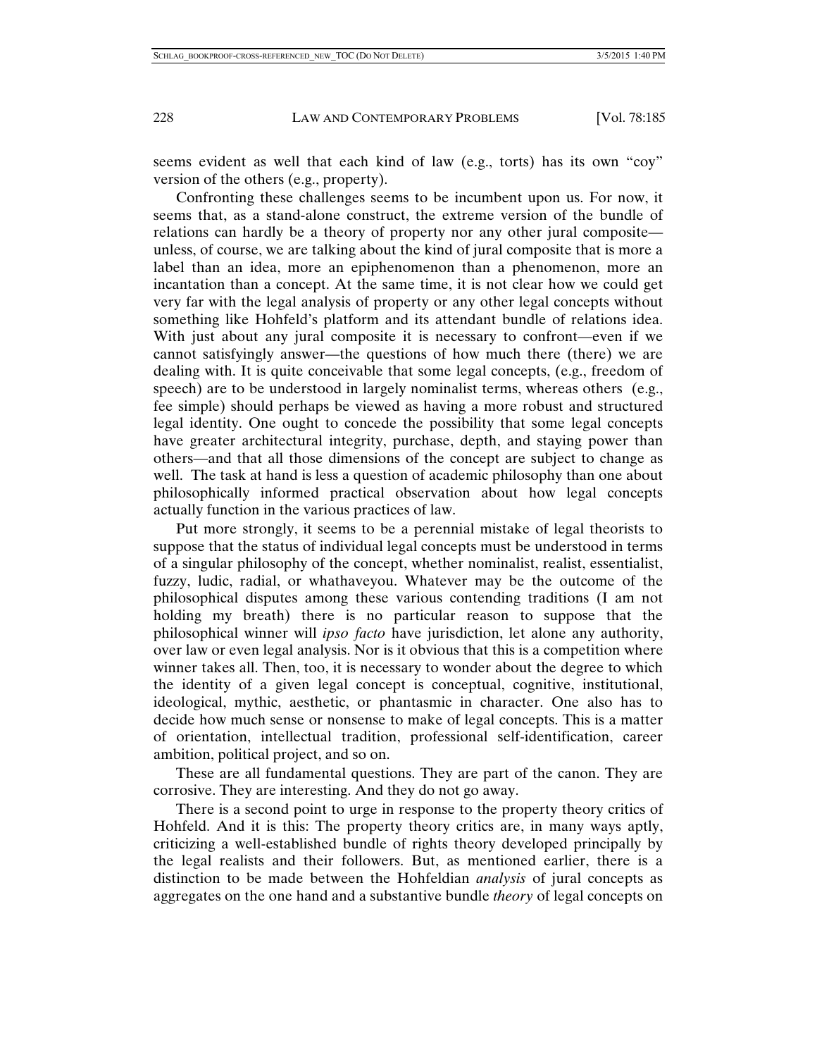seems evident as well that each kind of law (e.g., torts) has its own "coy" version of the others (e.g., property).

Confronting these challenges seems to be incumbent upon us. For now, it seems that, as a stand-alone construct, the extreme version of the bundle of relations can hardly be a theory of property nor any other jural composite—unless, of course, we are talking about the kind of jural composite that is more a label than an idea, more an epiphenomenon than a phenomenon, more an incantation than a concept. At the same time, it is not clear how we could get very far with the legal analysis of property or any other legal concepts without something like Hohfeld's platform and its attendant bundle of relations idea. With just about any jural composite it is necessary to confront—even if we cannot satisfyingly answer—the questions of how much there (there) we are dealing with. It is quite conceivable that some legal concepts, (e.g., freedom of speech) are to be understood in largely nominalist terms, whereas others (e.g., fee simple) should perhaps be viewed as having a more robust and structured legal identity. One ought to concede the possibility that some legal concepts have greater architectural integrity, purchase, depth, and staying power than others—and that all those dimensions of the concept are subject to change as well. The task at hand is less a question of academic philosophy than one about philosophically informed practical observation about how legal concepts actually function in the various practices of law.

Put more strongly, it seems to be a perennial mistake of legal theorists to suppose that the status of individual legal concepts must be understood in terms of a singular philosophy of the concept, whether nominalist, realist, essentialist, fuzzy, ludic, radial, or whathaveyou. Whatever may be the outcome of the philosophical disputes among these various contending traditions (I am not holding my breath) there is no particular reason to suppose that the philosophical winner will *ipso facto* have jurisdiction, let alone any authority, over law or even legal analysis. Nor is it obvious that this is a competition where winner takes all. Then, too, it is necessary to wonder about the degree to which the identity of a given legal concept is conceptual, cognitive, institutional, ideological, mythic, aesthetic, or phantasmic in character. One also has to decide how much sense or nonsense to make of legal concepts. This is a matter of orientation, intellectual tradition, professional self-identification, career ambition, political project, and so on.

These are all fundamental questions. They are part of the canon. They are corrosive. They are interesting. And they do not go away.

There is a second point to urge in response to the property theory critics of Hohfeld. And it is this: The property theory critics are, in many ways aptly, criticizing a well-established bundle of rights theory developed principally by the legal realists and their followers. But, as mentioned earlier, there is a distinction to be made between the Hohfeldian *analysis* of jural concepts as aggregates on the one hand and a substantive bundle *theory* of legal concepts on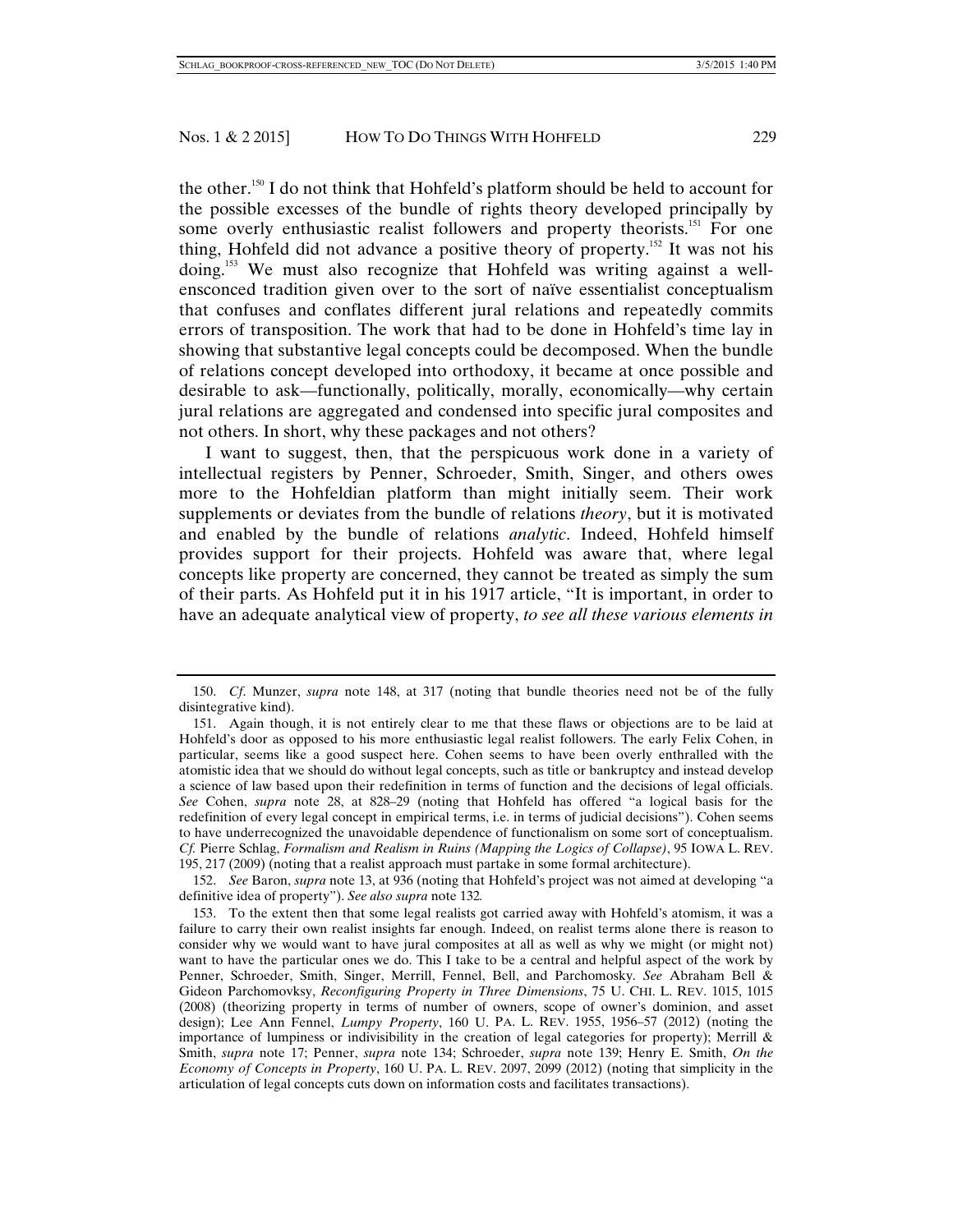the other.[150] I do not think that Hohfeld's platform should be held to account for the possible excesses of the bundle of rights theory developed principally by some overly enthusiastic realist followers and property theorists.[151] For one thing, Hohfeld did not advance a positive theory of property.[152] It was not his doing.[153] We must also recognize that Hohfeld was writing against a well-ensconced tradition given over to the sort of naïve essentialist conceptualism that confuses and conflates different jural relations and repeatedly commits errors of transposition. The work that had to be done in Hohfeld's time lay in showing that substantive legal concepts could be decomposed. When the bundle of relations concept developed into orthodoxy, it became at once possible and desirable to ask—functionally, politically, morally, economically—why certain jural relations are aggregated and condensed into specific jural composites and not others. In short, why these packages and not others?

I want to suggest, then, that the perspicuous work done in a variety of intellectual registers by Penner, Schroeder, Smith, Singer, and others owes more to the Hohfeldian platform than might initially seem. Their work supplements or deviates from the bundle of relations *theory*, but it is motivated and enabled by the bundle of relations *analytic*. Indeed, Hohfeld himself provides support for their projects. Hohfeld was aware that, where legal concepts like property are concerned, they cannot be treated as simply the sum of their parts. As Hohfeld put it in his 1917 article, "It is important, in order to have an adequate analytical view of property, *to see all these various elements in*

---

150. *Cf.* Munzer, *supra* note 148, at 317 (noting that bundle theories need not be of the fully disintegrative kind).

151. Again though, it is not entirely clear to me that these flaws or objections are to be laid at Hohfeld's door as opposed to his more enthusiastic legal realist followers. The early Felix Cohen, in particular, seems like a good suspect here. Cohen seems to have been overly enthralled with the atomistic idea that we should do without legal concepts, such as title or bankruptcy and instead develop a science of law based upon their redefinition in terms of function and the decisions of legal officials. *See* Cohen, *supra* note 28, at 828–29 (noting that Hohfeld has offered "a logical basis for the redefinition of every legal concept in empirical terms, i.e. in terms of judicial decisions"). Cohen seems to have underrecognized the unavoidable dependence of functionalism on some sort of conceptualism. *Cf.* Pierre Schlag, *Formalism and Realism in Ruins (Mapping the Logics of Collapse)*, 95 IOWA L. REV. 195, 217 (2009) (noting that a realist approach must partake in some formal architecture).

152. *See* Baron, *supra* note 13, at 936 (noting that Hohfeld's project was not aimed at developing "a definitive idea of property"). *See also supra* note 132.

153. To the extent then that some legal realists got carried away with Hohfeld's atomism, it was a failure to carry their own realist insights far enough. Indeed, on realist terms alone there is reason to consider why we would want to have jural composites at all as well as why we might (or might not) want to have the particular ones we do. This I take to be a central and helpful aspect of the work by Penner, Schroeder, Smith, Singer, Merrill, Fennel, Bell, and Parchomosky. *See* Abraham Bell & Gideon Parchomovksy, *Reconfiguring Property in Three Dimensions*, 75 U. CHI. L. REV. 1015, 1015 (2008) (theorizing property in terms of number of owners, scope of owner's dominion, and asset design); Lee Ann Fennel, *Lumpy Property*, 160 U. PA. L. REV. 1955, 1956–57 (2012) (noting the importance of lumpiness or indivisibility in the creation of legal categories for property); Merrill & Smith, *supra* note 17; Penner, *supra* note 134; Schroeder, *supra* note 139; Henry E. Smith, *On the Economy of Concepts in Property*, 160 U. PA. L. REV. 2097, 2099 (2012) (noting that simplicity in the articulation of legal concepts cuts down on information costs and facilitates transactions).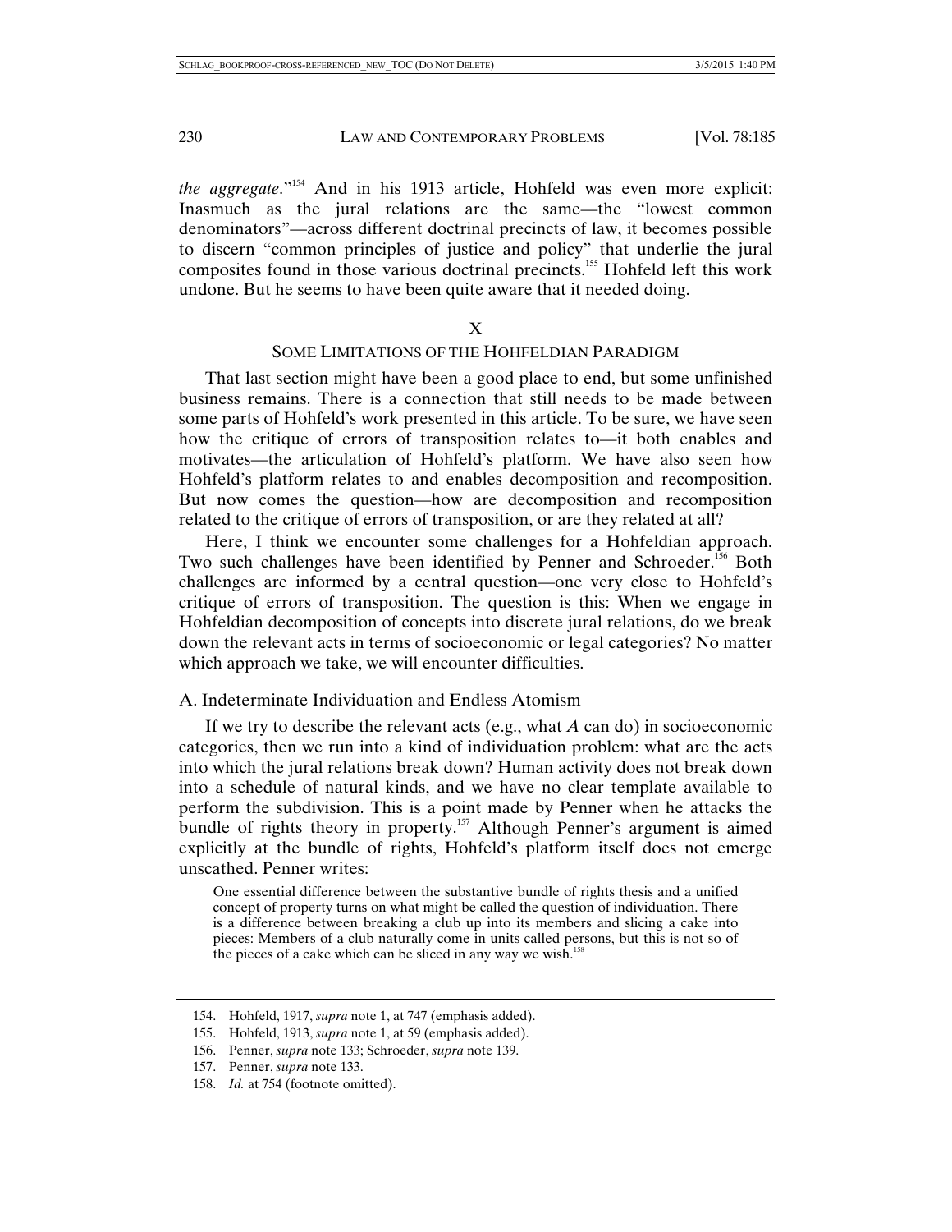*the aggregate*."[154] And in his 1913 article, Hohfeld was even more explicit: Inasmuch as the jural relations are the same—the "lowest common denominators"—across different doctrinal precincts of law, it becomes possible to discern "common principles of justice and policy" that underlie the jural composites found in those various doctrinal precincts.[155] Hohfeld left this work undone. But he seems to have been quite aware that it needed doing.

## X

## SOME LIMITATIONS OF THE HOHFELDIAN PARADIGM

That last section might have been a good place to end, but some unfinished business remains. There is a connection that still needs to be made between some parts of Hohfeld's work presented in this article. To be sure, we have seen how the critique of errors of transposition relates to—it both enables and motivates—the articulation of Hohfeld's platform. We have also seen how Hohfeld's platform relates to and enables decomposition and recomposition. But now comes the question—how are decomposition and recomposition related to the critique of errors of transposition, or are they related at all?

Here, I think we encounter some challenges for a Hohfeldian approach. Two such challenges have been identified by Penner and Schroeder.[156] Both challenges are informed by a central question—one very close to Hohfeld's critique of errors of transposition. The question is this: When we engage in Hohfeldian decomposition of concepts into discrete jural relations, do we break down the relevant acts in terms of socioeconomic or legal categories? No matter which approach we take, we will encounter difficulties.

### A. Indeterminate Individuation and Endless Atomism

If we try to describe the relevant acts (e.g., what *A* can do) in socioeconomic categories, then we run into a kind of individuation problem: what are the acts into which the jural relations break down? Human activity does not break down into a schedule of natural kinds, and we have no clear template available to perform the subdivision. This is a point made by Penner when he attacks the bundle of rights theory in property.[157] Although Penner's argument is aimed explicitly at the bundle of rights, Hohfeld's platform itself does not emerge unscathed. Penner writes:

> One essential difference between the substantive bundle of rights thesis and a unified concept of property turns on what might be called the question of individuation. There is a difference between breaking a club up into its members and slicing a cake into pieces: Members of a club naturally come in units called persons, but this is not so of the pieces of a cake which can be sliced in any way we wish.[158]

---

154. Hohfeld, 1917, *supra* note 1, at 747 (emphasis added).

155. Hohfeld, 1913, *supra* note 1, at 59 (emphasis added).

156. Penner, *supra* note 133; Schroeder, *supra* note 139.

157. Penner, *supra* note 133.

158. *Id.* at 754 (footnote omitted).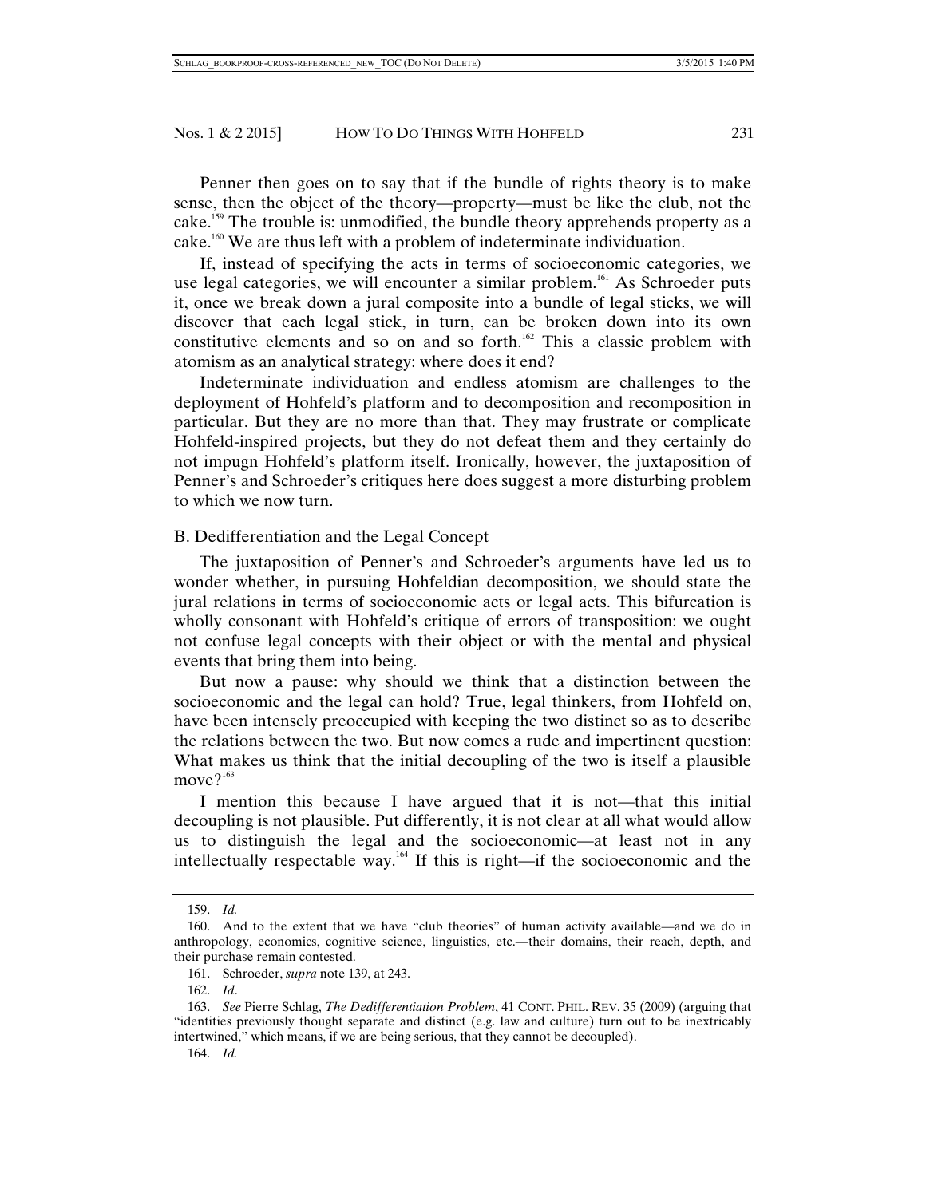Penner then goes on to say that if the bundle of rights theory is to make sense, then the object of the theory—property—must be like the club, not the cake.[159] The trouble is: unmodified, the bundle theory apprehends property as a cake.[160] We are thus left with a problem of indeterminate individuation.

If, instead of specifying the acts in terms of socioeconomic categories, we use legal categories, we will encounter a similar problem.[161] As Schroeder puts it, once we break down a jural composite into a bundle of legal sticks, we will discover that each legal stick, in turn, can be broken down into its own constitutive elements and so on and so forth.[162] This a classic problem with atomism as an analytical strategy: where does it end?

Indeterminate individuation and endless atomism are challenges to the deployment of Hohfeld's platform and to decomposition and recomposition in particular. But they are no more than that. They may frustrate or complicate Hohfeld-inspired projects, but they do not defeat them and they certainly do not impugn Hohfeld's platform itself. Ironically, however, the juxtaposition of Penner's and Schroeder's critiques here does suggest a more disturbing problem to which we now turn.

### B. Dedifferentiation and the Legal Concept

The juxtaposition of Penner's and Schroeder's arguments have led us to wonder whether, in pursuing Hohfeldian decomposition, we should state the jural relations in terms of socioeconomic acts or legal acts. This bifurcation is wholly consonant with Hohfeld's critique of errors of transposition: we ought not confuse legal concepts with their object or with the mental and physical events that bring them into being.

But now a pause: why should we think that a distinction between the socioeconomic and the legal can hold? True, legal thinkers, from Hohfeld on, have been intensely preoccupied with keeping the two distinct so as to describe the relations between the two. But now comes a rude and impertinent question: What makes us think that the initial decoupling of the two is itself a plausible move?[163]

I mention this because I have argued that it is not—that this initial decoupling is not plausible. Put differently, it is not clear at all what would allow us to distinguish the legal and the socioeconomic—at least not in any intellectually respectable way.[164] If this is right—if the socioeconomic and the

---

159. *Id.*

160. And to the extent that we have "club theories" of human activity available—and we do in anthropology, economics, cognitive science, linguistics, etc.—their domains, their reach, depth, and their purchase remain contested.

161. Schroeder, *supra* note 139, at 243.

162. *Id*.

163. *See* Pierre Schlag, *The Dedifferentiation Problem*, 41 CONT. PHIL. REV. 35 (2009) (arguing that "identities previously thought separate and distinct (e.g. law and culture) turn out to be inextricably intertwined," which means, if we are being serious, that they cannot be decoupled).

164. *Id.*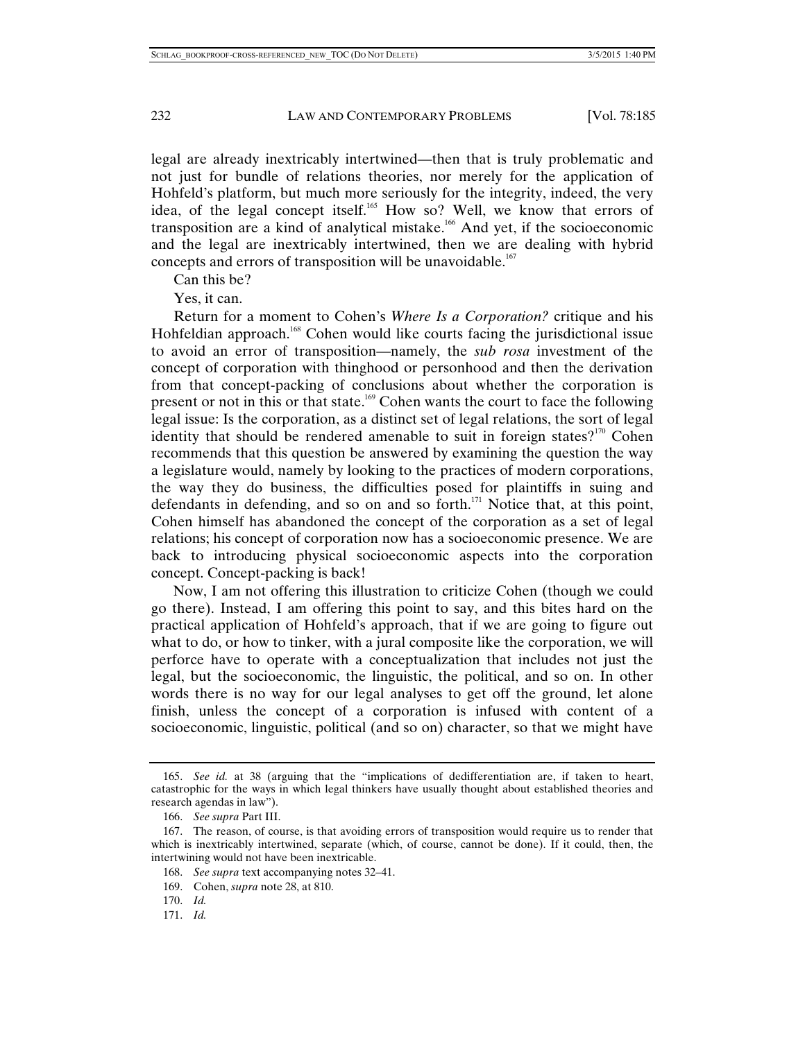legal are already inextricably intertwined—then that is truly problematic and not just for bundle of relations theories, nor merely for the application of Hohfeld's platform, but much more seriously for the integrity, indeed, the very idea, of the legal concept itself.[165] How so? Well, we know that errors of transposition are a kind of analytical mistake.[166] And yet, if the socioeconomic and the legal are inextricably intertwined, then we are dealing with hybrid concepts and errors of transposition will be unavoidable.[167]

Can this be?

Yes, it can.

Return for a moment to Cohen's *Where Is a Corporation?* critique and his Hohfeldian approach.[168] Cohen would like courts facing the jurisdictional issue to avoid an error of transposition—namely, the *sub rosa* investment of the concept of corporation with thinghood or personhood and then the derivation from that concept-packing of conclusions about whether the corporation is present or not in this or that state.[169] Cohen wants the court to face the following legal issue: Is the corporation, as a distinct set of legal relations, the sort of legal identity that should be rendered amenable to suit in foreign states?[170] Cohen recommends that this question be answered by examining the question the way a legislature would, namely by looking to the practices of modern corporations, the way they do business, the difficulties posed for plaintiffs in suing and defendants in defending, and so on and so forth.[171] Notice that, at this point, Cohen himself has abandoned the concept of the corporation as a set of legal relations; his concept of corporation now has a socioeconomic presence. We are back to introducing physical socioeconomic aspects into the corporation concept. Concept-packing is back!

Now, I am not offering this illustration to criticize Cohen (though we could go there). Instead, I am offering this point to say, and this bites hard on the practical application of Hohfeld's approach, that if we are going to figure out what to do, or how to tinker, with a jural composite like the corporation, we will perforce have to operate with a conceptualization that includes not just the legal, but the socioeconomic, the linguistic, the political, and so on. In other words there is no way for our legal analyses to get off the ground, let alone finish, unless the concept of a corporation is infused with content of a socioeconomic, linguistic, political (and so on) character, so that we might have

---

165. *See id.* at 38 (arguing that the "implications of dedifferentiation are, if taken to heart, catastrophic for the ways in which legal thinkers have usually thought about established theories and research agendas in law").

166. *See supra* Part III.

167. The reason, of course, is that avoiding errors of transposition would require us to render that which is inextricably intertwined, separate (which, of course, cannot be done). If it could, then, the intertwining would not have been inextricable.

168. *See supra* text accompanying notes 32–41.

169. Cohen, *supra* note 28, at 810.

170. *Id.*

171. *Id.*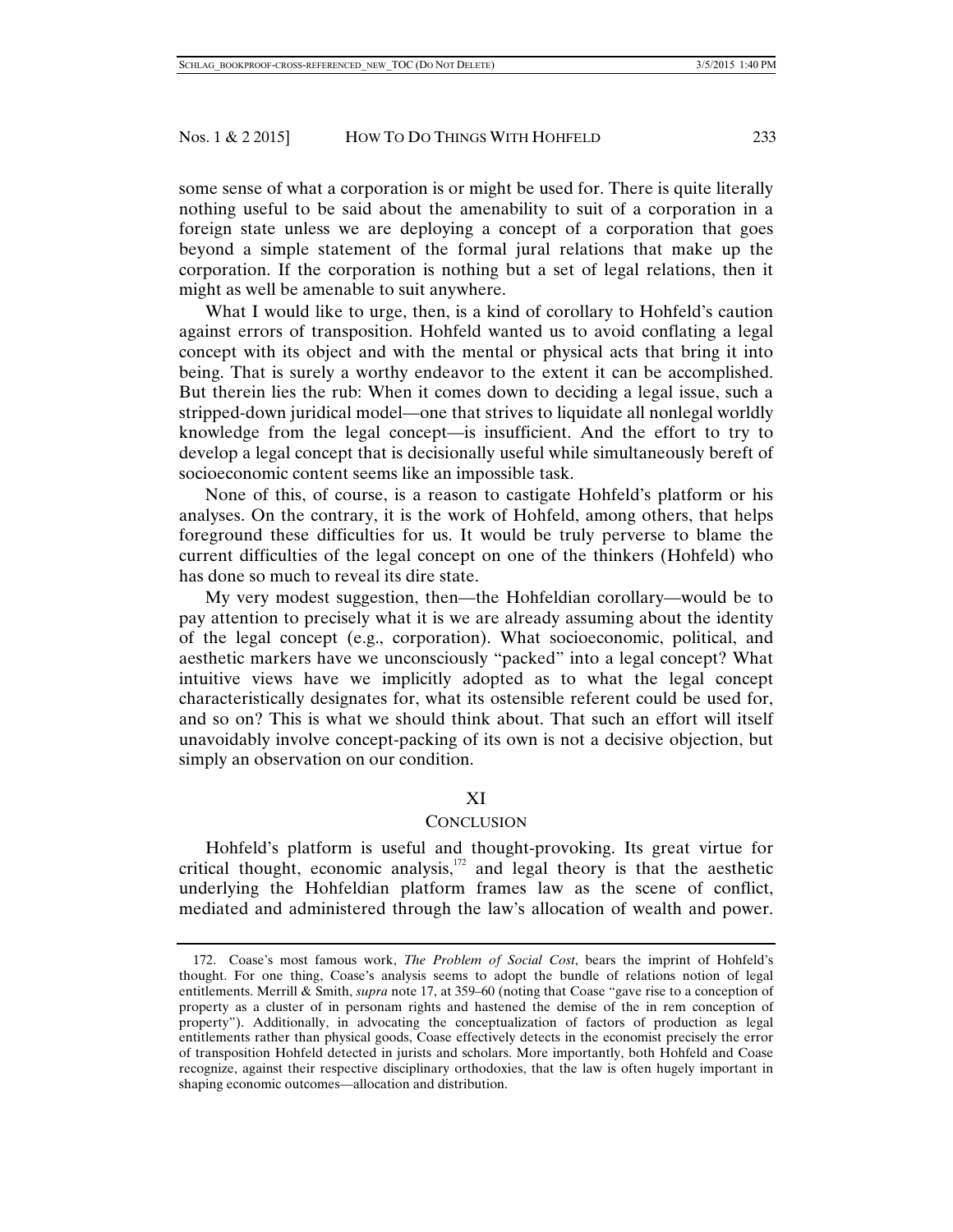some sense of what a corporation is or might be used for. There is quite literally nothing useful to be said about the amenability to suit of a corporation in a foreign state unless we are deploying a concept of a corporation that goes beyond a simple statement of the formal jural relations that make up the corporation. If the corporation is nothing but a set of legal relations, then it might as well be amenable to suit anywhere.

What I would like to urge, then, is a kind of corollary to Hohfeld's caution against errors of transposition. Hohfeld wanted us to avoid conflating a legal concept with its object and with the mental or physical acts that bring it into being. That is surely a worthy endeavor to the extent it can be accomplished. But therein lies the rub: When it comes down to deciding a legal issue, such a stripped-down juridical model—one that strives to liquidate all nonlegal worldly knowledge from the legal concept—is insufficient. And the effort to try to develop a legal concept that is decisionally useful while simultaneously bereft of socioeconomic content seems like an impossible task.

None of this, of course, is a reason to castigate Hohfeld's platform or his analyses. On the contrary, it is the work of Hohfeld, among others, that helps foreground these difficulties for us. It would be truly perverse to blame the current difficulties of the legal concept on one of the thinkers (Hohfeld) who has done so much to reveal its dire state.

My very modest suggestion, then—the Hohfeldian corollary—would be to pay attention to precisely what it is we are already assuming about the identity of the legal concept (e.g., corporation). What socioeconomic, political, and aesthetic markers have we unconsciously "packed" into a legal concept? What intuitive views have we implicitly adopted as to what the legal concept characteristically designates for, what its ostensible referent could be used for, and so on? This is what we should think about. That such an effort will itself unavoidably involve concept-packing of its own is not a decisive objection, but simply an observation on our condition.

## XI

## CONCLUSION

Hohfeld's platform is useful and thought-provoking. Its great virtue for critical thought, economic analysis,[172] and legal theory is that the aesthetic underlying the Hohfeldian platform frames law as the scene of conflict, mediated and administered through the law's allocation of wealth and power.

---

172. Coase's most famous work, *The Problem of Social Cost*, bears the imprint of Hohfeld's thought. For one thing, Coase's analysis seems to adopt the bundle of relations notion of legal entitlements. Merrill & Smith, *supra* note 17, at 359–60 (noting that Coase "gave rise to a conception of property as a cluster of in personam rights and hastened the demise of the in rem conception of property"). Additionally, in advocating the conceptualization of factors of production as legal entitlements rather than physical goods, Coase effectively detects in the economist precisely the error of transposition Hohfeld detected in jurists and scholars. More importantly, both Hohfeld and Coase recognize, against their respective disciplinary orthodoxies, that the law is often hugely important in shaping economic outcomes—allocation and distribution.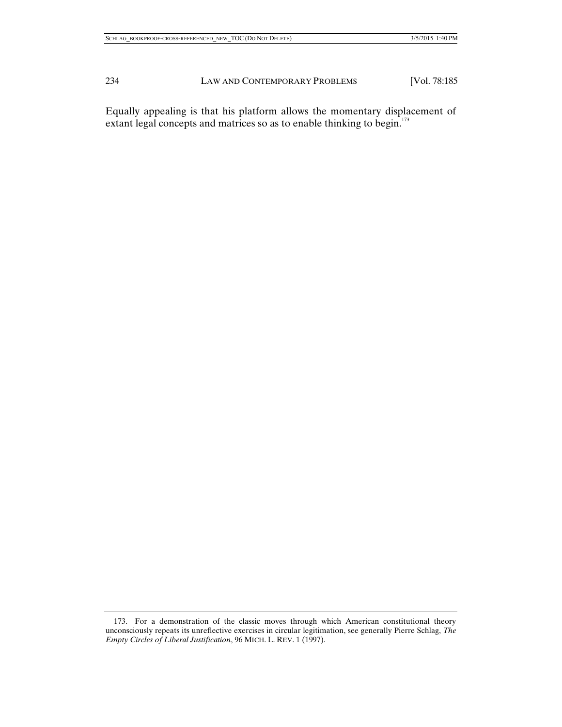Equally appealing is that his platform allows the momentary displacement of extant legal concepts and matrices so as to enable thinking to begin.[173]

173. For a demonstration of the classic moves through which American constitutional theory unconsciously repeats its unreflective exercises in circular legitimation, see generally Pierre Schlag, *The Empty Circles of Liberal Justification*, 96 MICH. L. REV. 1 (1997).